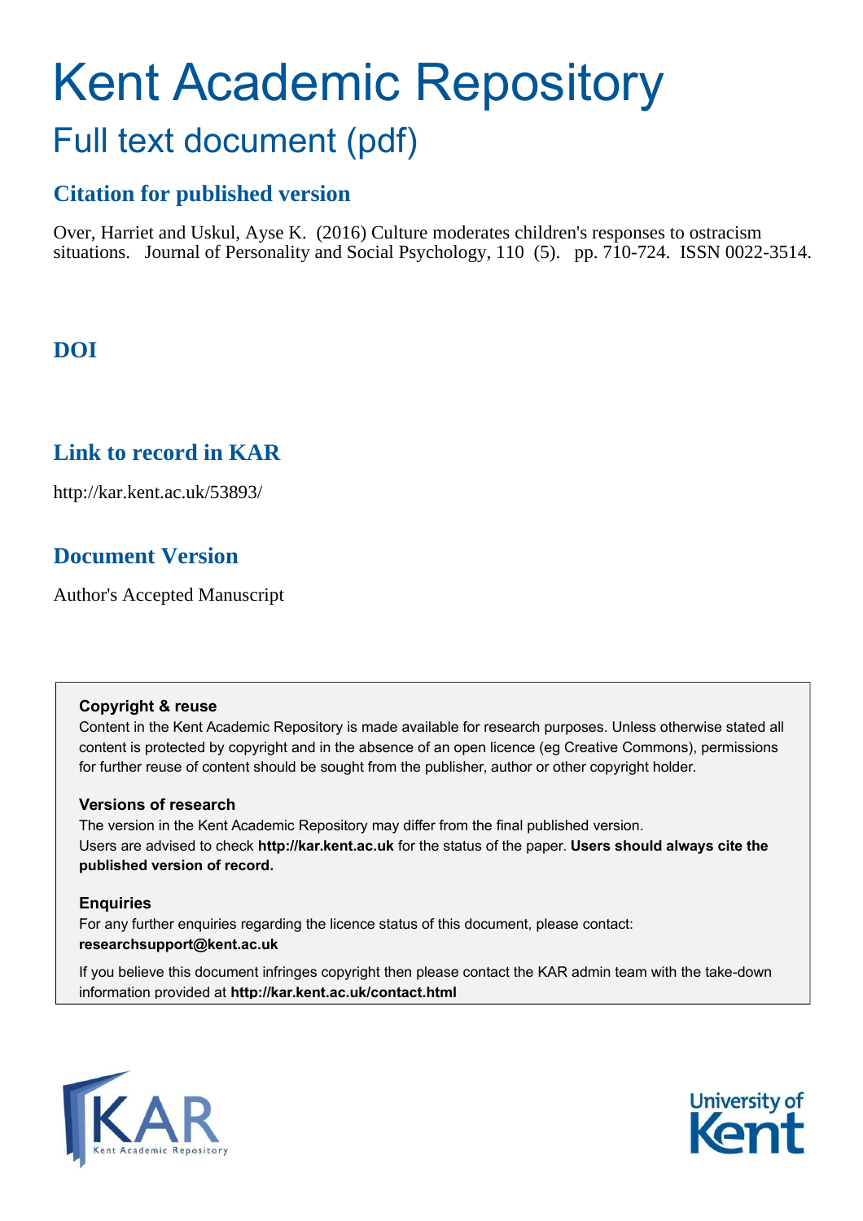# Kent Academic Repository

## Full text document (pdf)

## Citation for published version

Over, Harriet and Uskul, Ayse K. (2016) Culture moderates children's responses to ostracism situations. Journal of Personality and Social Psychology, 110 (5). pp. 710-724. ISSN 0022-3514.

## DOI

## Link to record in KAR

http://kar.kent.ac.uk/53893/

## Document Version

Author's Accepted Manuscript

**Copyright & reuse**

Content in the Kent Academic Repository is made available for research purposes. Unless otherwise stated all content is protected by copyright and in the absence of an open licence (eg Creative Commons), permissions for further reuse of content should be sought from the publisher, author or other copyright holder.

**Versions of research**

The version in the Kent Academic Repository may differ from the final published version. Users are advised to check **http://kar.kent.ac.uk** for the status of the paper. **Users should always cite the published version of record.**

**Enquiries**

For any further enquiries regarding the licence status of this document, please contact: **researchsupport@kent.ac.uk**

If you believe this document infringes copyright then please contact the KAR admin team with the take-down information provided at **http://kar.kent.ac.uk/contact.html**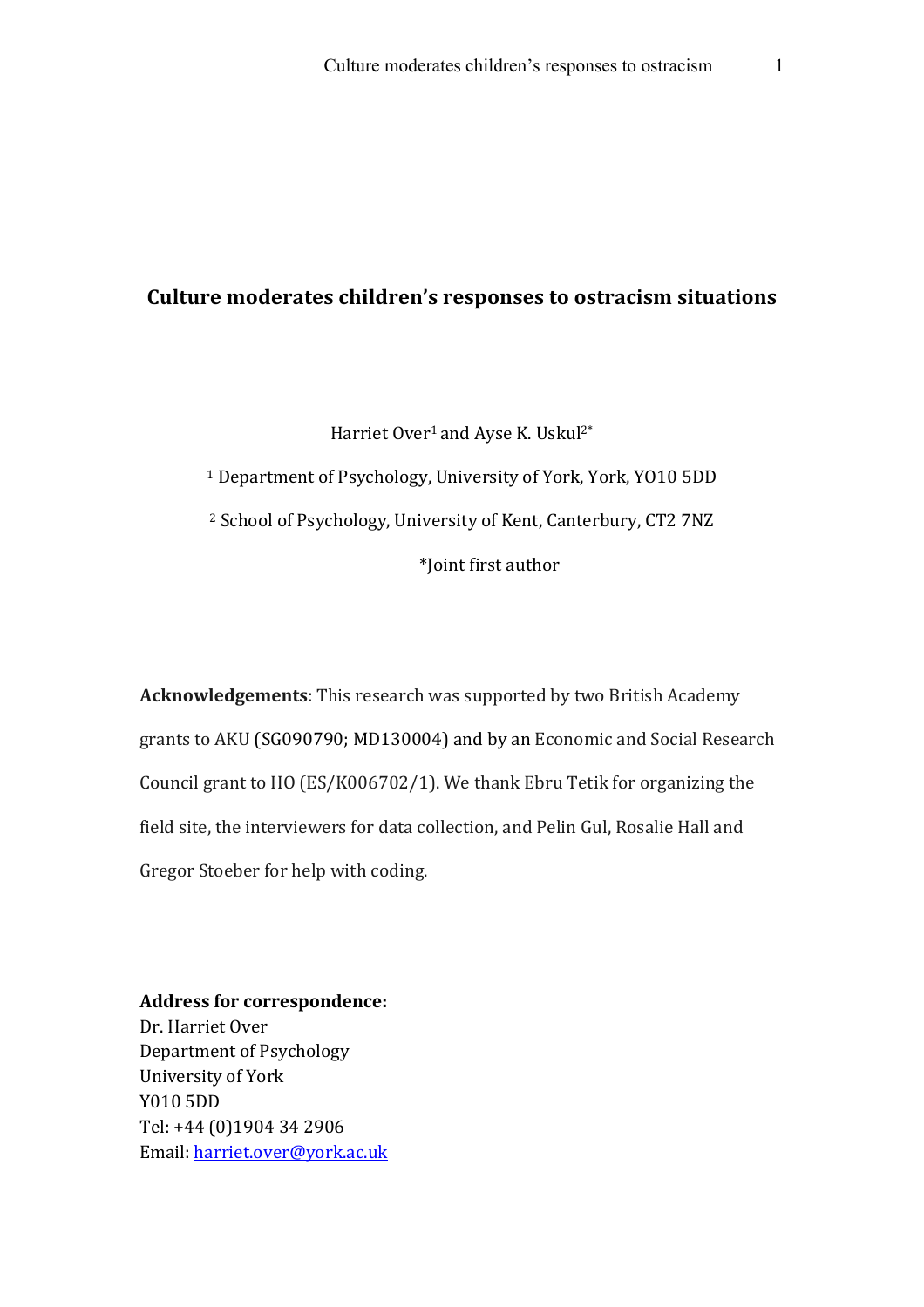# Culture moderates children's responses to ostracism situations

Harriet Over[1] and Ayse K. Uskul[2*]

[1] Department of Psychology, University of York, York, YO10 5DD

[2] School of Psychology, University of Kent, Canterbury, CT2 7NZ

*Joint first author

**Acknowledgements**: This research was supported by two British Academy grants to AKU (SG090790; MD130004) and by an Economic and Social Research Council grant to HO (ES/K006702/1). We thank Ebru Tetik for organizing the field site, the interviewers for data collection, and Pelin Gul, Rosalie Hall and Gregor Stoeber for help with coding.

**Address for correspondence:**
Dr. Harriet Over
Department of Psychology
University of York
Y010 5DD
Tel: +44 (0)1904 34 2906
Email: harriet.over@york.ac.uk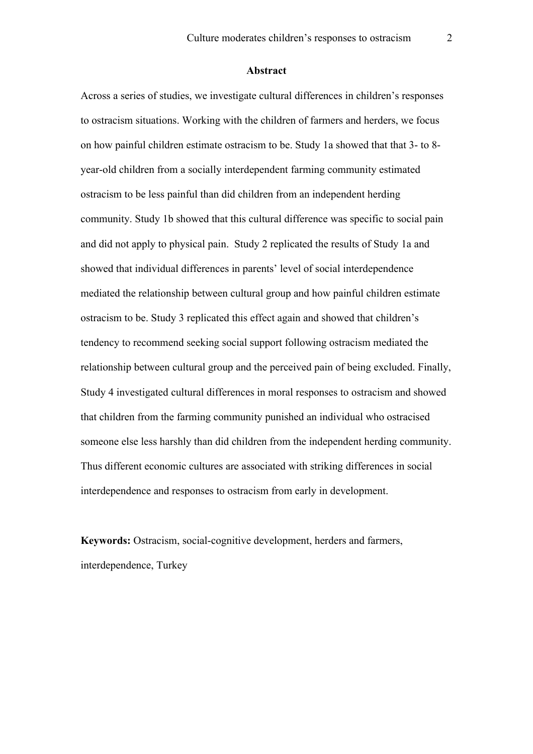## Abstract

Across a series of studies, we investigate cultural differences in children's responses to ostracism situations. Working with the children of farmers and herders, we focus on how painful children estimate ostracism to be. Study 1a showed that that 3- to 8-year-old children from a socially interdependent farming community estimated ostracism to be less painful than did children from an independent herding community. Study 1b showed that this cultural difference was specific to social pain and did not apply to physical pain. Study 2 replicated the results of Study 1a and showed that individual differences in parents' level of social interdependence mediated the relationship between cultural group and how painful children estimate ostracism to be. Study 3 replicated this effect again and showed that children's tendency to recommend seeking social support following ostracism mediated the relationship between cultural group and the perceived pain of being excluded. Finally, Study 4 investigated cultural differences in moral responses to ostracism and showed that children from the farming community punished an individual who ostracised someone else less harshly than did children from the independent herding community. Thus different economic cultures are associated with striking differences in social interdependence and responses to ostracism from early in development.

**Keywords:** Ostracism, social-cognitive development, herders and farmers, interdependence, Turkey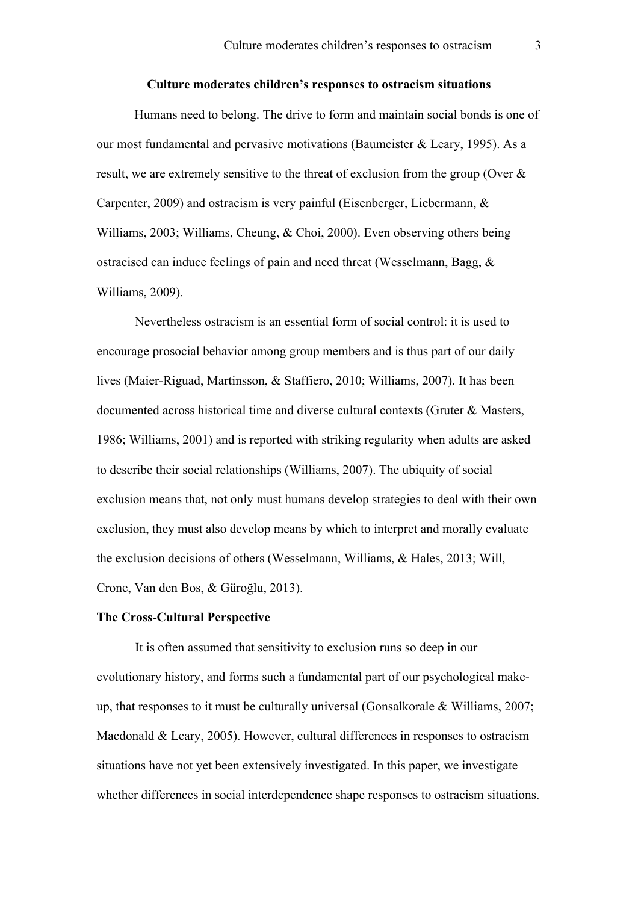## Culture moderates children's responses to ostracism situations

Humans need to belong. The drive to form and maintain social bonds is one of our most fundamental and pervasive motivations (Baumeister & Leary, 1995). As a result, we are extremely sensitive to the threat of exclusion from the group (Over & Carpenter, 2009) and ostracism is very painful (Eisenberger, Liebermann, & Williams, 2003; Williams, Cheung, & Choi, 2000). Even observing others being ostracised can induce feelings of pain and need threat (Wesselmann, Bagg, & Williams, 2009).

Nevertheless ostracism is an essential form of social control: it is used to encourage prosocial behavior among group members and is thus part of our daily lives (Maier-Riguad, Martinsson, & Staffiero, 2010; Williams, 2007). It has been documented across historical time and diverse cultural contexts (Gruter & Masters, 1986; Williams, 2001) and is reported with striking regularity when adults are asked to describe their social relationships (Williams, 2007). The ubiquity of social exclusion means that, not only must humans develop strategies to deal with their own exclusion, they must also develop means by which to interpret and morally evaluate the exclusion decisions of others (Wesselmann, Williams, & Hales, 2013; Will, Crone, Van den Bos, & Güroğlu, 2013).

### The Cross-Cultural Perspective

It is often assumed that sensitivity to exclusion runs so deep in our evolutionary history, and forms such a fundamental part of our psychological make-up, that responses to it must be culturally universal (Gonsalkorale & Williams, 2007; Macdonald & Leary, 2005). However, cultural differences in responses to ostracism situations have not yet been extensively investigated. In this paper, we investigate whether differences in social interdependence shape responses to ostracism situations.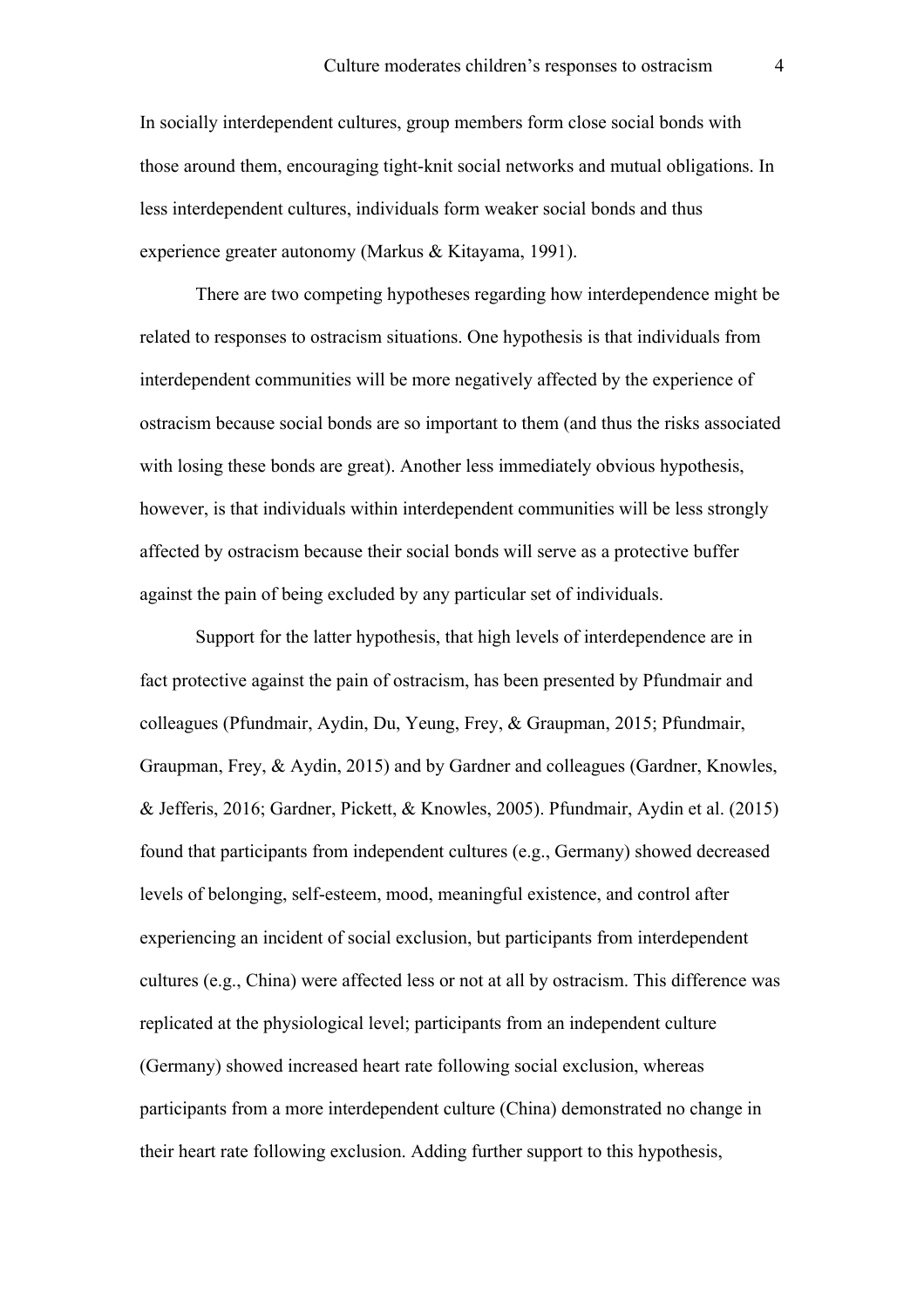In socially interdependent cultures, group members form close social bonds with those around them, encouraging tight-knit social networks and mutual obligations. In less interdependent cultures, individuals form weaker social bonds and thus experience greater autonomy (Markus & Kitayama, 1991).

There are two competing hypotheses regarding how interdependence might be related to responses to ostracism situations. One hypothesis is that individuals from interdependent communities will be more negatively affected by the experience of ostracism because social bonds are so important to them (and thus the risks associated with losing these bonds are great). Another less immediately obvious hypothesis, however, is that individuals within interdependent communities will be less strongly affected by ostracism because their social bonds will serve as a protective buffer against the pain of being excluded by any particular set of individuals.

Support for the latter hypothesis, that high levels of interdependence are in fact protective against the pain of ostracism, has been presented by Pfundmair and colleagues (Pfundmair, Aydin, Du, Yeung, Frey, & Graupman, 2015; Pfundmair, Graupman, Frey, & Aydin, 2015) and by Gardner and colleagues (Gardner, Knowles, & Jefferis, 2016; Gardner, Pickett, & Knowles, 2005). Pfundmair, Aydin et al. (2015) found that participants from independent cultures (e.g., Germany) showed decreased levels of belonging, self-esteem, mood, meaningful existence, and control after experiencing an incident of social exclusion, but participants from interdependent cultures (e.g., China) were affected less or not at all by ostracism. This difference was replicated at the physiological level; participants from an independent culture (Germany) showed increased heart rate following social exclusion, whereas participants from a more interdependent culture (China) demonstrated no change in their heart rate following exclusion. Adding further support to this hypothesis,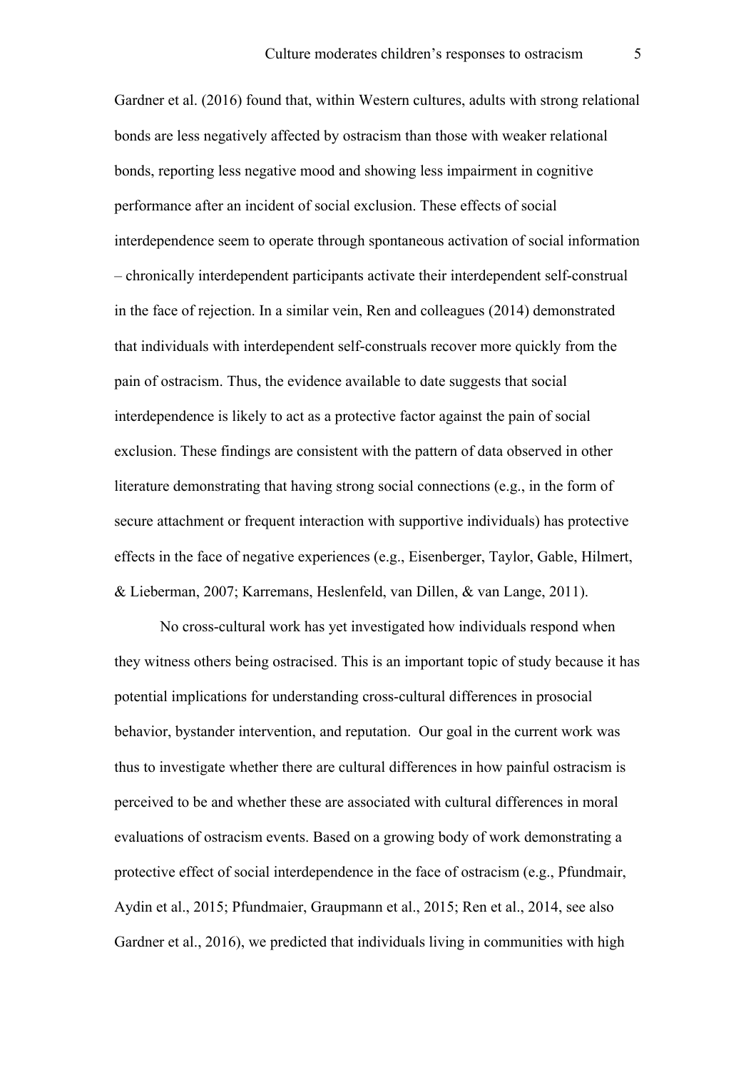Gardner et al. (2016) found that, within Western cultures, adults with strong relational bonds are less negatively affected by ostracism than those with weaker relational bonds, reporting less negative mood and showing less impairment in cognitive performance after an incident of social exclusion. These effects of social interdependence seem to operate through spontaneous activation of social information – chronically interdependent participants activate their interdependent self-construal in the face of rejection. In a similar vein, Ren and colleagues (2014) demonstrated that individuals with interdependent self-construals recover more quickly from the pain of ostracism. Thus, the evidence available to date suggests that social interdependence is likely to act as a protective factor against the pain of social exclusion. These findings are consistent with the pattern of data observed in other literature demonstrating that having strong social connections (e.g., in the form of secure attachment or frequent interaction with supportive individuals) has protective effects in the face of negative experiences (e.g., Eisenberger, Taylor, Gable, Hilmert, & Lieberman, 2007; Karremans, Heslenfeld, van Dillen, & van Lange, 2011).

No cross-cultural work has yet investigated how individuals respond when they witness others being ostracised. This is an important topic of study because it has potential implications for understanding cross-cultural differences in prosocial behavior, bystander intervention, and reputation. Our goal in the current work was thus to investigate whether there are cultural differences in how painful ostracism is perceived to be and whether these are associated with cultural differences in moral evaluations of ostracism events. Based on a growing body of work demonstrating a protective effect of social interdependence in the face of ostracism (e.g., Pfundmair, Aydin et al., 2015; Pfundmaier, Graupmann et al., 2015; Ren et al., 2014, see also Gardner et al., 2016), we predicted that individuals living in communities with high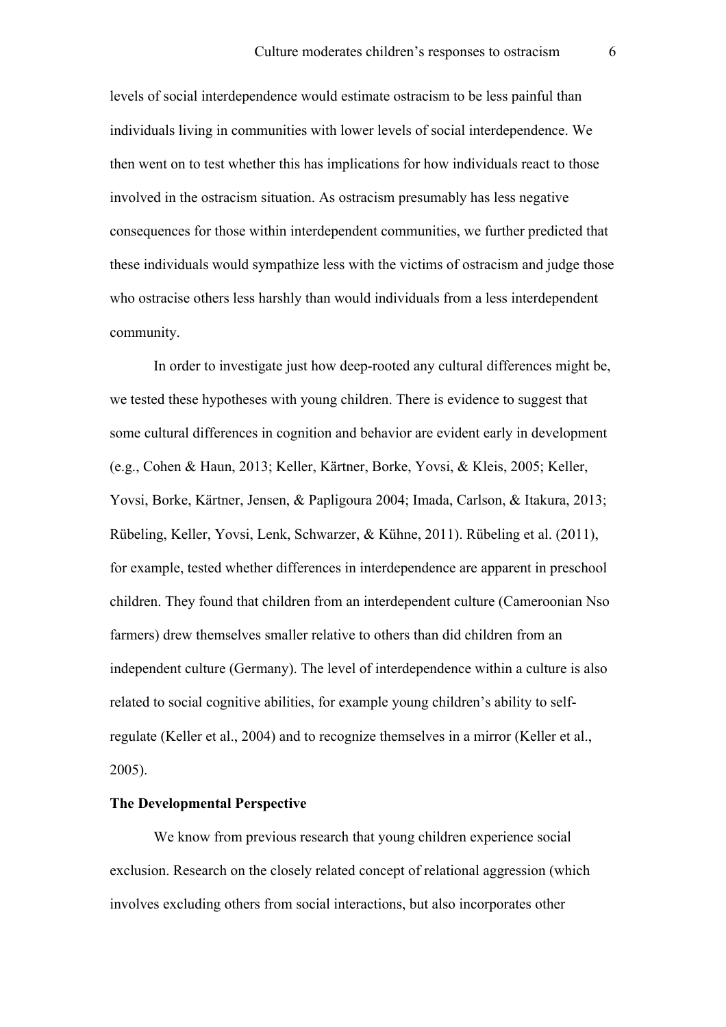levels of social interdependence would estimate ostracism to be less painful than individuals living in communities with lower levels of social interdependence. We then went on to test whether this has implications for how individuals react to those involved in the ostracism situation. As ostracism presumably has less negative consequences for those within interdependent communities, we further predicted that these individuals would sympathize less with the victims of ostracism and judge those who ostracise others less harshly than would individuals from a less interdependent community.

In order to investigate just how deep-rooted any cultural differences might be, we tested these hypotheses with young children. There is evidence to suggest that some cultural differences in cognition and behavior are evident early in development (e.g., Cohen & Haun, 2013; Keller, Kärtner, Borke, Yovsi, & Kleis, 2005; Keller, Yovsi, Borke, Kärtner, Jensen, & Papligoura 2004; Imada, Carlson, & Itakura, 2013; Rübeling, Keller, Yovsi, Lenk, Schwarzer, & Kühne, 2011). Rübeling et al. (2011), for example, tested whether differences in interdependence are apparent in preschool children. They found that children from an interdependent culture (Cameroonian Nso farmers) drew themselves smaller relative to others than did children from an independent culture (Germany). The level of interdependence within a culture is also related to social cognitive abilities, for example young children's ability to self-regulate (Keller et al., 2004) and to recognize themselves in a mirror (Keller et al., 2005).

**The Developmental Perspective**

We know from previous research that young children experience social exclusion. Research on the closely related concept of relational aggression (which involves excluding others from social interactions, but also incorporates other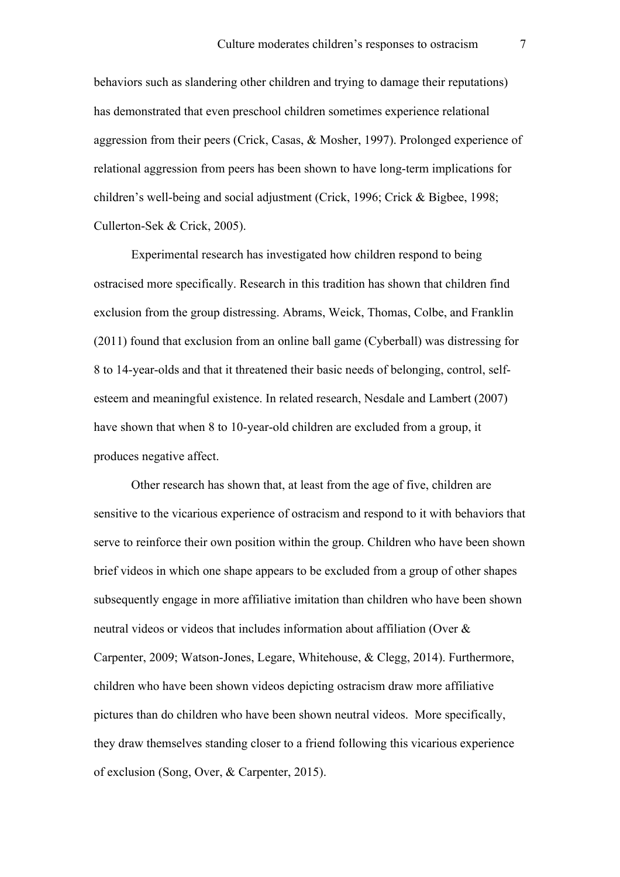behaviors such as slandering other children and trying to damage their reputations) has demonstrated that even preschool children sometimes experience relational aggression from their peers (Crick, Casas, & Mosher, 1997). Prolonged experience of relational aggression from peers has been shown to have long-term implications for children's well-being and social adjustment (Crick, 1996; Crick & Bigbee, 1998; Cullerton-Sek & Crick, 2005).

Experimental research has investigated how children respond to being ostracised more specifically. Research in this tradition has shown that children find exclusion from the group distressing. Abrams, Weick, Thomas, Colbe, and Franklin (2011) found that exclusion from an online ball game (Cyberball) was distressing for 8 to 14-year-olds and that it threatened their basic needs of belonging, control, self-esteem and meaningful existence. In related research, Nesdale and Lambert (2007) have shown that when 8 to 10-year-old children are excluded from a group, it produces negative affect.

Other research has shown that, at least from the age of five, children are sensitive to the vicarious experience of ostracism and respond to it with behaviors that serve to reinforce their own position within the group. Children who have been shown brief videos in which one shape appears to be excluded from a group of other shapes subsequently engage in more affiliative imitation than children who have been shown neutral videos or videos that includes information about affiliation (Over & Carpenter, 2009; Watson-Jones, Legare, Whitehouse, & Clegg, 2014). Furthermore, children who have been shown videos depicting ostracism draw more affiliative pictures than do children who have been shown neutral videos. More specifically, they draw themselves standing closer to a friend following this vicarious experience of exclusion (Song, Over, & Carpenter, 2015).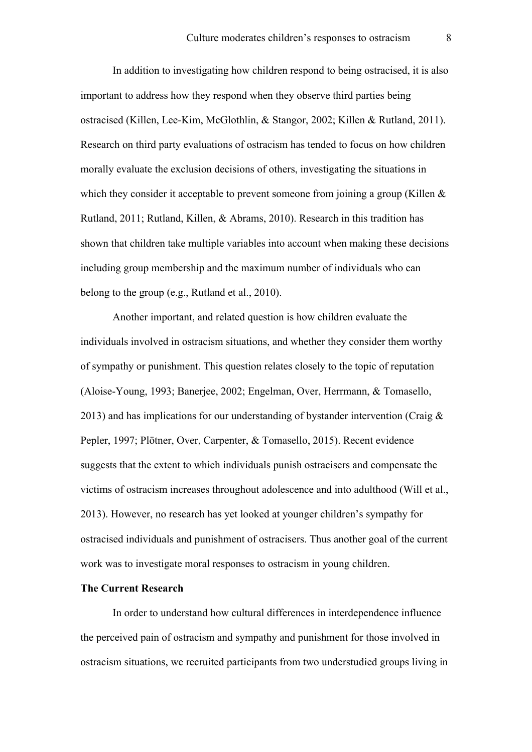In addition to investigating how children respond to being ostracised, it is also important to address how they respond when they observe third parties being ostracised (Killen, Lee-Kim, McGlothlin, & Stangor, 2002; Killen & Rutland, 2011). Research on third party evaluations of ostracism has tended to focus on how children morally evaluate the exclusion decisions of others, investigating the situations in which they consider it acceptable to prevent someone from joining a group (Killen & Rutland, 2011; Rutland, Killen, & Abrams, 2010). Research in this tradition has shown that children take multiple variables into account when making these decisions including group membership and the maximum number of individuals who can belong to the group (e.g., Rutland et al., 2010).

Another important, and related question is how children evaluate the individuals involved in ostracism situations, and whether they consider them worthy of sympathy or punishment. This question relates closely to the topic of reputation (Aloise-Young, 1993; Banerjee, 2002; Engelman, Over, Herrmann, & Tomasello, 2013) and has implications for our understanding of bystander intervention (Craig & Pepler, 1997; Plötner, Over, Carpenter, & Tomasello, 2015). Recent evidence suggests that the extent to which individuals punish ostracisers and compensate the victims of ostracism increases throughout adolescence and into adulthood (Will et al., 2013). However, no research has yet looked at younger children's sympathy for ostracised individuals and punishment of ostracisers. Thus another goal of the current work was to investigate moral responses to ostracism in young children.

**The Current Research**

In order to understand how cultural differences in interdependence influence the perceived pain of ostracism and sympathy and punishment for those involved in ostracism situations, we recruited participants from two understudied groups living in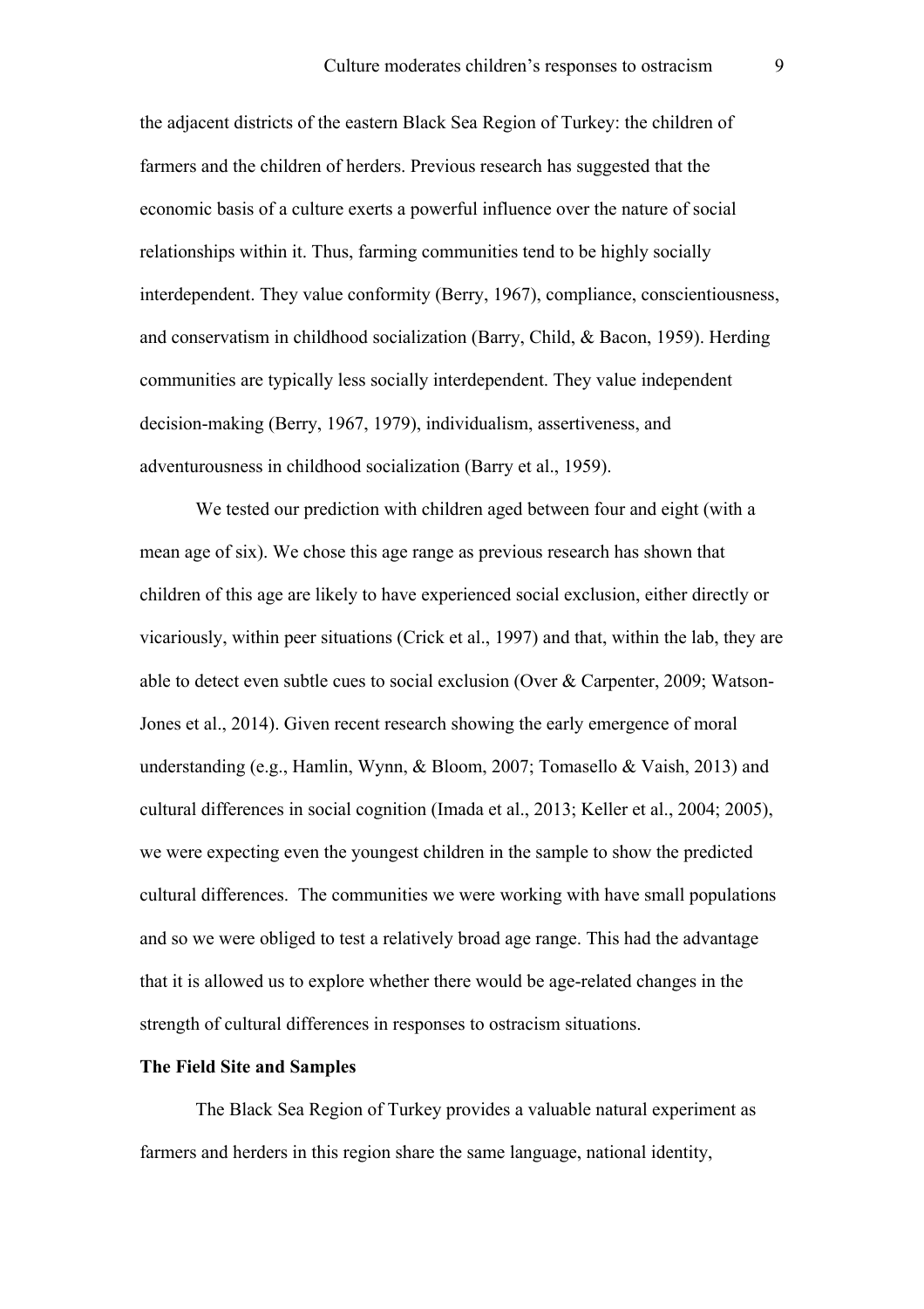the adjacent districts of the eastern Black Sea Region of Turkey: the children of farmers and the children of herders. Previous research has suggested that the economic basis of a culture exerts a powerful influence over the nature of social relationships within it. Thus, farming communities tend to be highly socially interdependent. They value conformity (Berry, 1967), compliance, conscientiousness, and conservatism in childhood socialization (Barry, Child, & Bacon, 1959). Herding communities are typically less socially interdependent. They value independent decision-making (Berry, 1967, 1979), individualism, assertiveness, and adventurousness in childhood socialization (Barry et al., 1959).

We tested our prediction with children aged between four and eight (with a mean age of six). We chose this age range as previous research has shown that children of this age are likely to have experienced social exclusion, either directly or vicariously, within peer situations (Crick et al., 1997) and that, within the lab, they are able to detect even subtle cues to social exclusion (Over & Carpenter, 2009; Watson-Jones et al., 2014). Given recent research showing the early emergence of moral understanding (e.g., Hamlin, Wynn, & Bloom, 2007; Tomasello & Vaish, 2013) and cultural differences in social cognition (Imada et al., 2013; Keller et al., 2004; 2005), we were expecting even the youngest children in the sample to show the predicted cultural differences. The communities we were working with have small populations and so we were obliged to test a relatively broad age range. This had the advantage that it is allowed us to explore whether there would be age-related changes in the strength of cultural differences in responses to ostracism situations.

**The Field Site and Samples**

The Black Sea Region of Turkey provides a valuable natural experiment as farmers and herders in this region share the same language, national identity,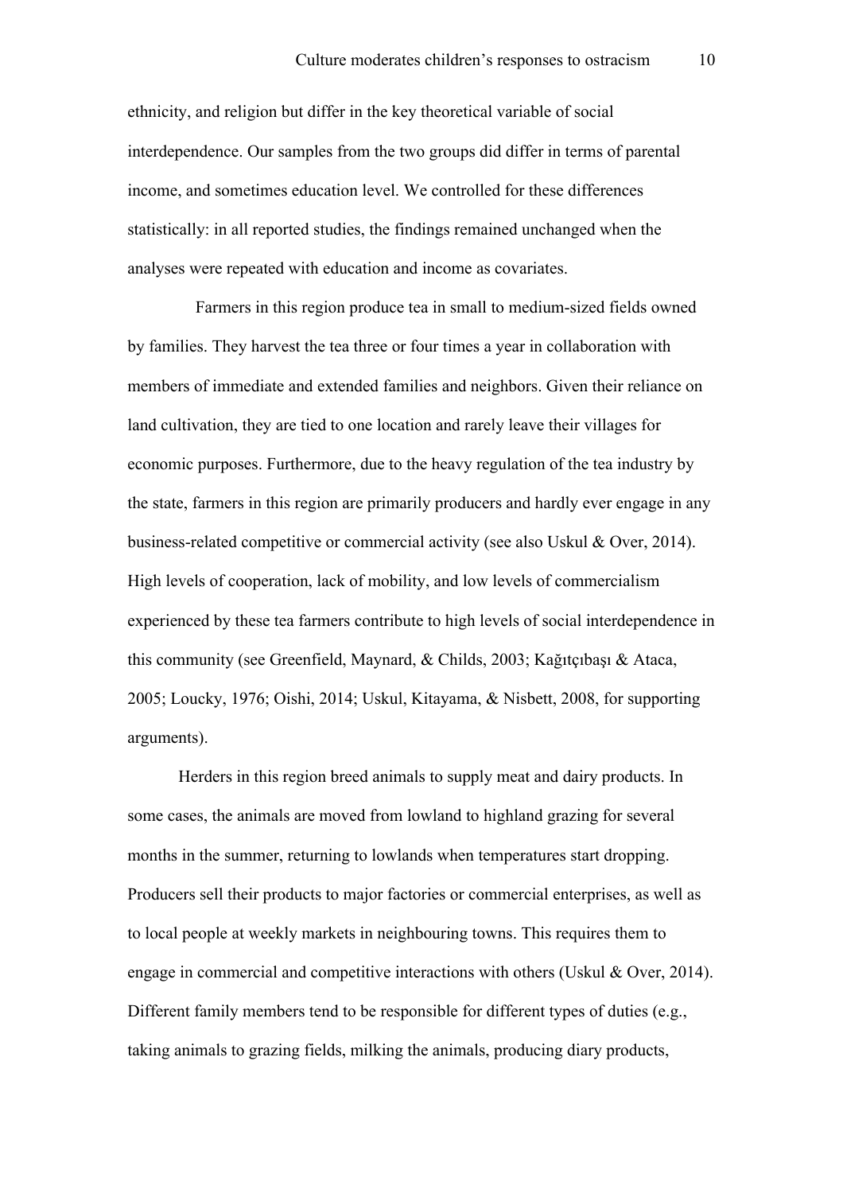ethnicity, and religion but differ in the key theoretical variable of social interdependence. Our samples from the two groups did differ in terms of parental income, and sometimes education level. We controlled for these differences statistically: in all reported studies, the findings remained unchanged when the analyses were repeated with education and income as covariates.

Farmers in this region produce tea in small to medium-sized fields owned by families. They harvest the tea three or four times a year in collaboration with members of immediate and extended families and neighbors. Given their reliance on land cultivation, they are tied to one location and rarely leave their villages for economic purposes. Furthermore, due to the heavy regulation of the tea industry by the state, farmers in this region are primarily producers and hardly ever engage in any business-related competitive or commercial activity (see also Uskul & Over, 2014). High levels of cooperation, lack of mobility, and low levels of commercialism experienced by these tea farmers contribute to high levels of social interdependence in this community (see Greenfield, Maynard, & Childs, 2003; Kağıtçıbaşı & Ataca, 2005; Loucky, 1976; Oishi, 2014; Uskul, Kitayama, & Nisbett, 2008, for supporting arguments).

Herders in this region breed animals to supply meat and dairy products. In some cases, the animals are moved from lowland to highland grazing for several months in the summer, returning to lowlands when temperatures start dropping. Producers sell their products to major factories or commercial enterprises, as well as to local people at weekly markets in neighbouring towns. This requires them to engage in commercial and competitive interactions with others (Uskul & Over, 2014). Different family members tend to be responsible for different types of duties (e.g., taking animals to grazing fields, milking the animals, producing diary products,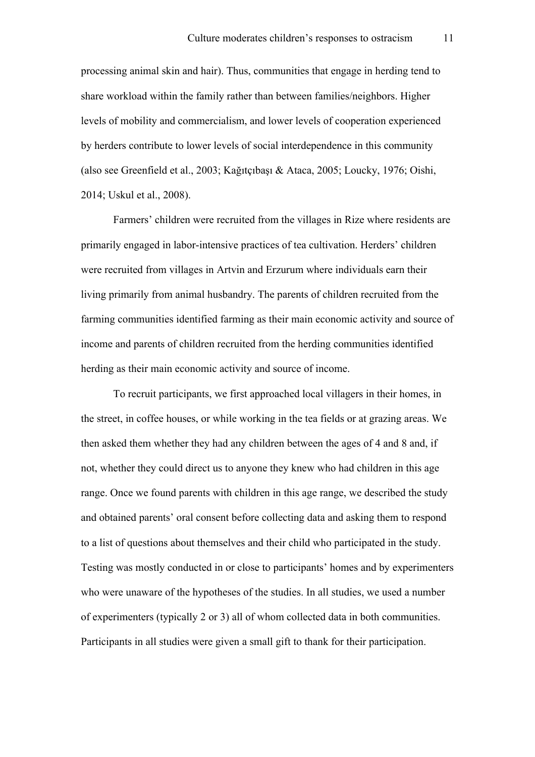processing animal skin and hair). Thus, communities that engage in herding tend to share workload within the family rather than between families/neighbors. Higher levels of mobility and commercialism, and lower levels of cooperation experienced by herders contribute to lower levels of social interdependence in this community (also see Greenfield et al., 2003; Kağıtçıbaşı & Ataca, 2005; Loucky, 1976; Oishi, 2014; Uskul et al., 2008).

Farmers' children were recruited from the villages in Rize where residents are primarily engaged in labor-intensive practices of tea cultivation. Herders' children were recruited from villages in Artvin and Erzurum where individuals earn their living primarily from animal husbandry. The parents of children recruited from the farming communities identified farming as their main economic activity and source of income and parents of children recruited from the herding communities identified herding as their main economic activity and source of income.

To recruit participants, we first approached local villagers in their homes, in the street, in coffee houses, or while working in the tea fields or at grazing areas. We then asked them whether they had any children between the ages of 4 and 8 and, if not, whether they could direct us to anyone they knew who had children in this age range. Once we found parents with children in this age range, we described the study and obtained parents' oral consent before collecting data and asking them to respond to a list of questions about themselves and their child who participated in the study. Testing was mostly conducted in or close to participants' homes and by experimenters who were unaware of the hypotheses of the studies. In all studies, we used a number of experimenters (typically 2 or 3) all of whom collected data in both communities. Participants in all studies were given a small gift to thank for their participation.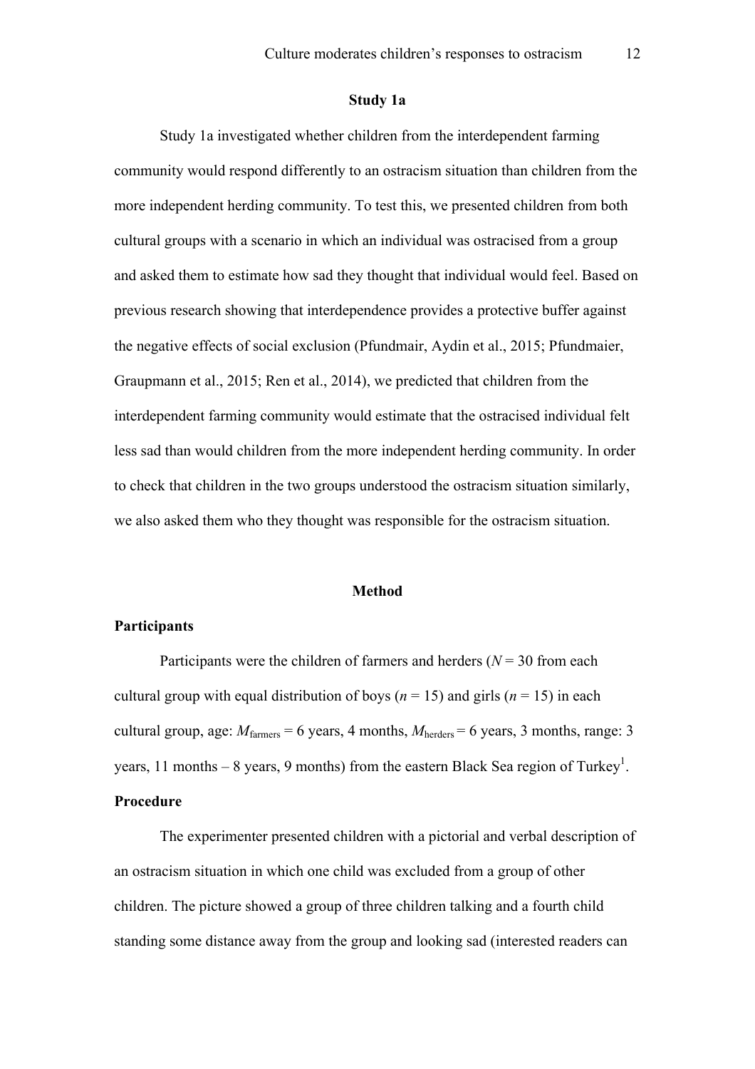## Study 1a

Study 1a investigated whether children from the interdependent farming community would respond differently to an ostracism situation than children from the more independent herding community. To test this, we presented children from both cultural groups with a scenario in which an individual was ostracised from a group and asked them to estimate how sad they thought that individual would feel. Based on previous research showing that interdependence provides a protective buffer against the negative effects of social exclusion (Pfundmair, Aydin et al., 2015; Pfundmaier, Graupmann et al., 2015; Ren et al., 2014), we predicted that children from the interdependent farming community would estimate that the ostracised individual felt less sad than would children from the more independent herding community. In order to check that children in the two groups understood the ostracism situation similarly, we also asked them who they thought was responsible for the ostracism situation.

### Method

**Participants**

Participants were the children of farmers and herders (*N* = 30 from each cultural group with equal distribution of boys (*n* = 15) and girls (*n* = 15) in each cultural group, age: $M_{\text{farmers}}$ = 6 years, 4 months, $M_{\text{herders}}$ = 6 years, 3 months, range: 3 years, 11 months – 8 years, 9 months) from the eastern Black Sea region of Turkey[1].

**Procedure**

The experimenter presented children with a pictorial and verbal description of an ostracism situation in which one child was excluded from a group of other children. The picture showed a group of three children talking and a fourth child standing some distance away from the group and looking sad (interested readers can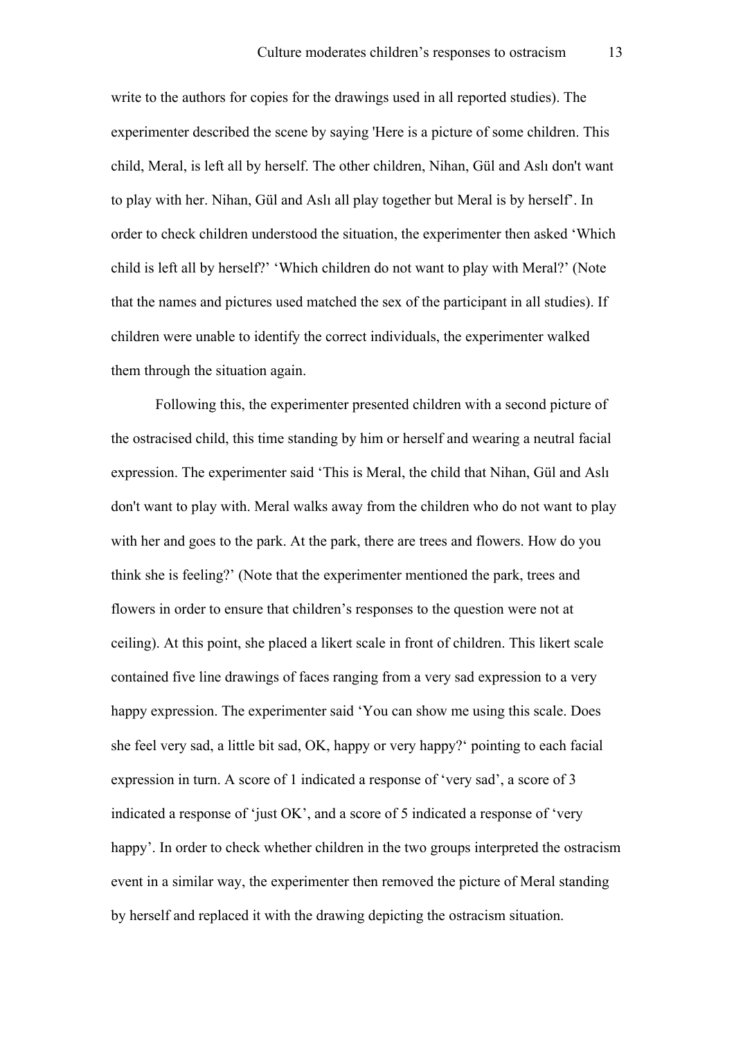write to the authors for copies for the drawings used in all reported studies). The experimenter described the scene by saying 'Here is a picture of some children. This child, Meral, is left all by herself. The other children, Nihan, Gül and Aslı don't want to play with her. Nihan, Gül and Aslı all play together but Meral is by herself'. In order to check children understood the situation, the experimenter then asked 'Which child is left all by herself?' 'Which children do not want to play with Meral?' (Note that the names and pictures used matched the sex of the participant in all studies). If children were unable to identify the correct individuals, the experimenter walked them through the situation again.

Following this, the experimenter presented children with a second picture of the ostracised child, this time standing by him or herself and wearing a neutral facial expression. The experimenter said 'This is Meral, the child that Nihan, Gül and Aslı don't want to play with. Meral walks away from the children who do not want to play with her and goes to the park. At the park, there are trees and flowers. How do you think she is feeling?' (Note that the experimenter mentioned the park, trees and flowers in order to ensure that children's responses to the question were not at ceiling). At this point, she placed a likert scale in front of children. This likert scale contained five line drawings of faces ranging from a very sad expression to a very happy expression. The experimenter said 'You can show me using this scale. Does she feel very sad, a little bit sad, OK, happy or very happy?' pointing to each facial expression in turn. A score of 1 indicated a response of 'very sad', a score of 3 indicated a response of 'just OK', and a score of 5 indicated a response of 'very happy'. In order to check whether children in the two groups interpreted the ostracism event in a similar way, the experimenter then removed the picture of Meral standing by herself and replaced it with the drawing depicting the ostracism situation.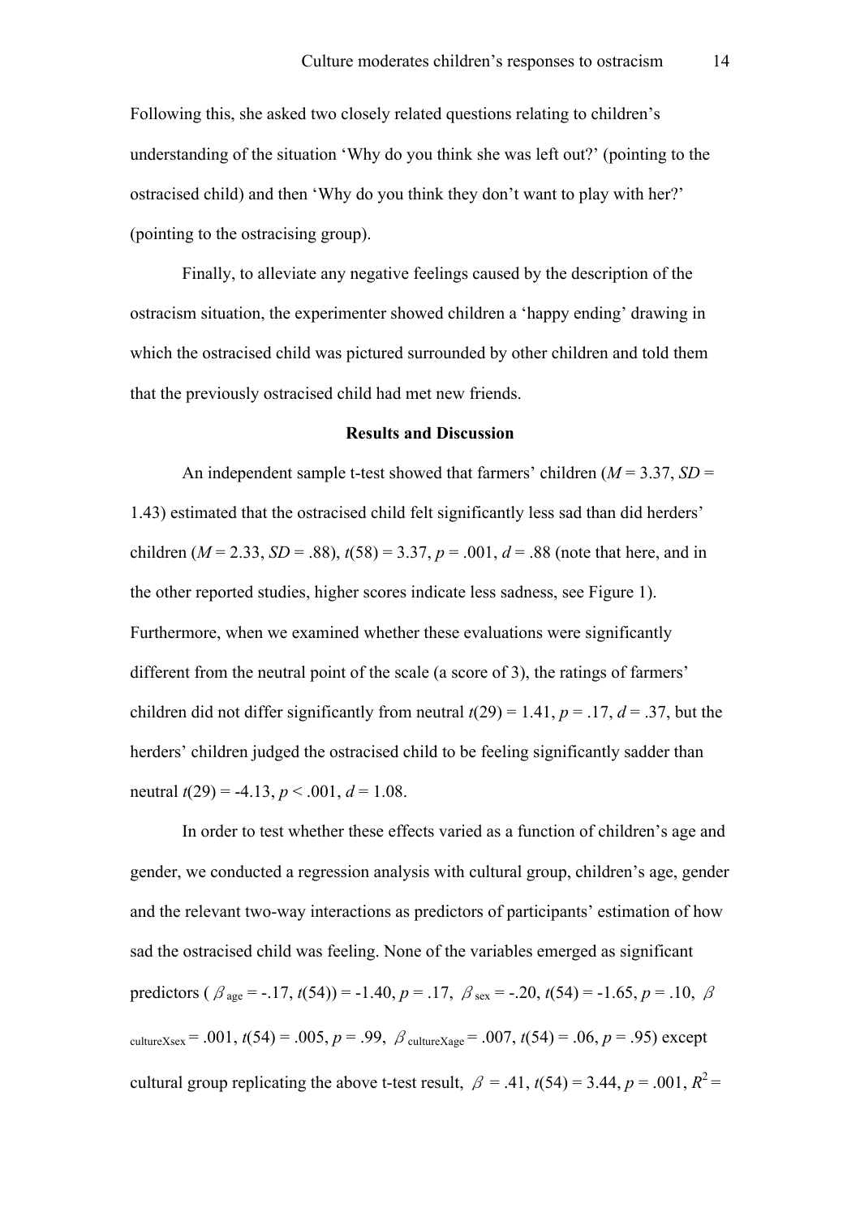Following this, she asked two closely related questions relating to children's understanding of the situation 'Why do you think she was left out?' (pointing to the ostracised child) and then 'Why do you think they don't want to play with her?' (pointing to the ostracising group).

Finally, to alleviate any negative feelings caused by the description of the ostracism situation, the experimenter showed children a 'happy ending' drawing in which the ostracised child was pictured surrounded by other children and told them that the previously ostracised child had met new friends.

## Results and Discussion

An independent sample t-test showed that farmers' children ($M$ = 3.37, $SD$ = 1.43) estimated that the ostracised child felt significantly less sad than did herders' children ($M$ = 2.33, $SD$ = .88), $t(58)$ = 3.37, $p$ = .001, $d$ = .88 (note that here, and in the other reported studies, higher scores indicate less sadness, see Figure 1). Furthermore, when we examined whether these evaluations were significantly different from the neutral point of the scale (a score of 3), the ratings of farmers' children did not differ significantly from neutral $t(29)$ = 1.41, $p$ = .17, $d$ = .37, but the herders' children judged the ostracised child to be feeling significantly sadder than neutral $t(29)$ = -4.13, $p$ < .001, $d$ = 1.08.

In order to test whether these effects varied as a function of children's age and gender, we conducted a regression analysis with cultural group, children's age, gender and the relevant two-way interactions as predictors of participants' estimation of how sad the ostracised child was feeling. None of the variables emerged as significant predictors ( $\beta_{age}$ = -.17, $t(54)$) = -1.40, $p$ = .17, $\beta_{sex}$ = -.20, $t(54)$ = -1.65, $p$ = .10, $\beta_{cultureXsex}$ = .001, $t(54)$ = .005, $p$ = .99, $\beta_{cultureXage}$ = .007, $t(54)$ = .06, $p$ = .95) except cultural group replicating the above t-test result, $\beta$ = .41, $t(54)$ = 3.44, $p$ = .001, $R^2$ =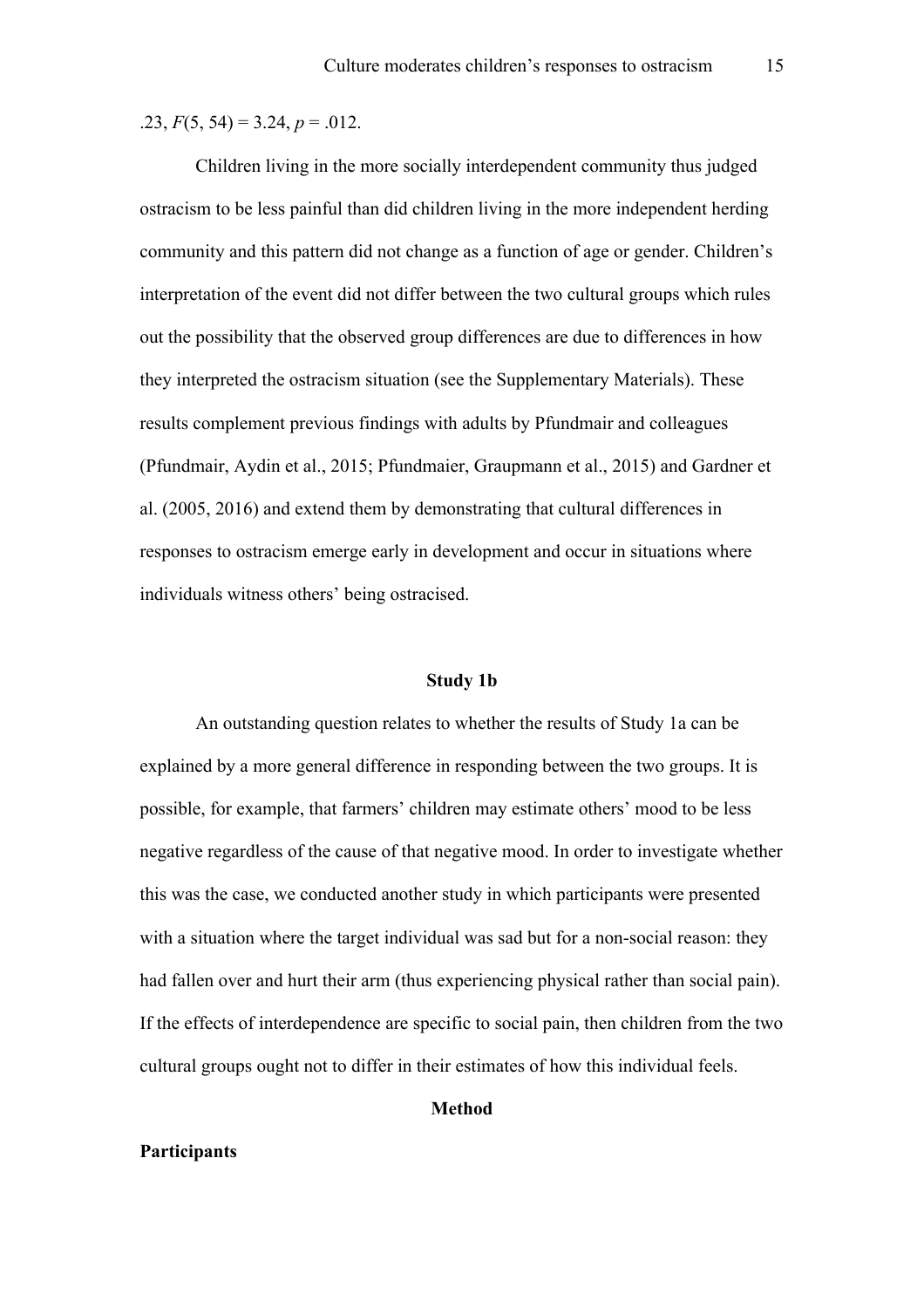.23, $F(5, 54) = 3.24$, $p = .012$.

Children living in the more socially interdependent community thus judged ostracism to be less painful than did children living in the more independent herding community and this pattern did not change as a function of age or gender. Children's interpretation of the event did not differ between the two cultural groups which rules out the possibility that the observed group differences are due to differences in how they interpreted the ostracism situation (see the Supplementary Materials). These results complement previous findings with adults by Pfundmair and colleagues (Pfundmair, Aydin et al., 2015; Pfundmaier, Graupmann et al., 2015) and Gardner et al. (2005, 2016) and extend them by demonstrating that cultural differences in responses to ostracism emerge early in development and occur in situations where individuals witness others' being ostracised.

## Study 1b

An outstanding question relates to whether the results of Study 1a can be explained by a more general difference in responding between the two groups. It is possible, for example, that farmers' children may estimate others' mood to be less negative regardless of the cause of that negative mood. In order to investigate whether this was the case, we conducted another study in which participants were presented with a situation where the target individual was sad but for a non-social reason: they had fallen over and hurt their arm (thus experiencing physical rather than social pain). If the effects of interdependence are specific to social pain, then children from the two cultural groups ought not to differ in their estimates of how this individual feels.

### Method

#### Participants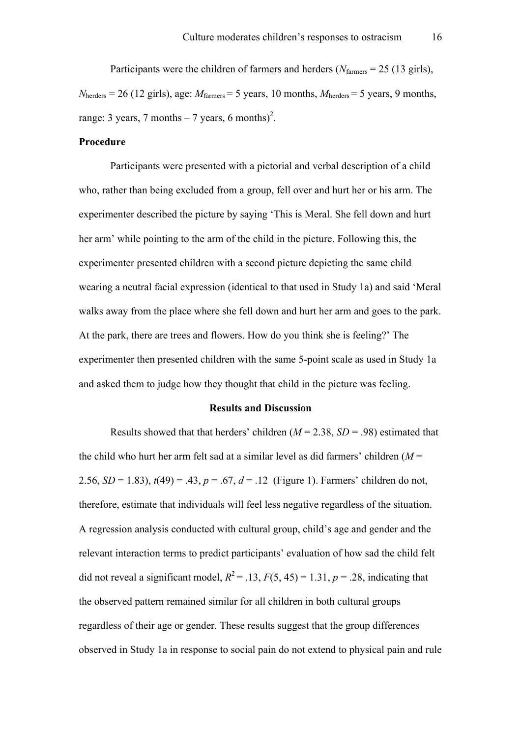Participants were the children of farmers and herders ($N_{farmers}$ = 25 (13 girls), $N_{herders}$ = 26 (12 girls), age: $M_{farmers}$ = 5 years, 10 months, $M_{herders}$ = 5 years, 9 months, range: 3 years, 7 months – 7 years, 6 months)[2].

**Procedure**

Participants were presented with a pictorial and verbal description of a child who, rather than being excluded from a group, fell over and hurt her or his arm. The experimenter described the picture by saying 'This is Meral. She fell down and hurt her arm' while pointing to the arm of the child in the picture. Following this, the experimenter presented children with a second picture depicting the same child wearing a neutral facial expression (identical to that used in Study 1a) and said 'Meral walks away from the place where she fell down and hurt her arm and goes to the park. At the park, there are trees and flowers. How do you think she is feeling?' The experimenter then presented children with the same 5-point scale as used in Study 1a and asked them to judge how they thought that child in the picture was feeling.

**Results and Discussion**

Results showed that that herders' children ($M$ = 2.38, $SD$ = .98) estimated that the child who hurt her arm felt sad at a similar level as did farmers' children ($M$ = 2.56, $SD$ = 1.83), $t(49)$ = .43, $p$ = .67, $d$ = .12 (Figure 1). Farmers' children do not, therefore, estimate that individuals will feel less negative regardless of the situation. A regression analysis conducted with cultural group, child's age and gender and the relevant interaction terms to predict participants' evaluation of how sad the child felt did not reveal a significant model, $R^2$ = .13, $F(5, 45)$ = 1.31, $p$ = .28, indicating that the observed pattern remained similar for all children in both cultural groups regardless of their age or gender. These results suggest that the group differences observed in Study 1a in response to social pain do not extend to physical pain and rule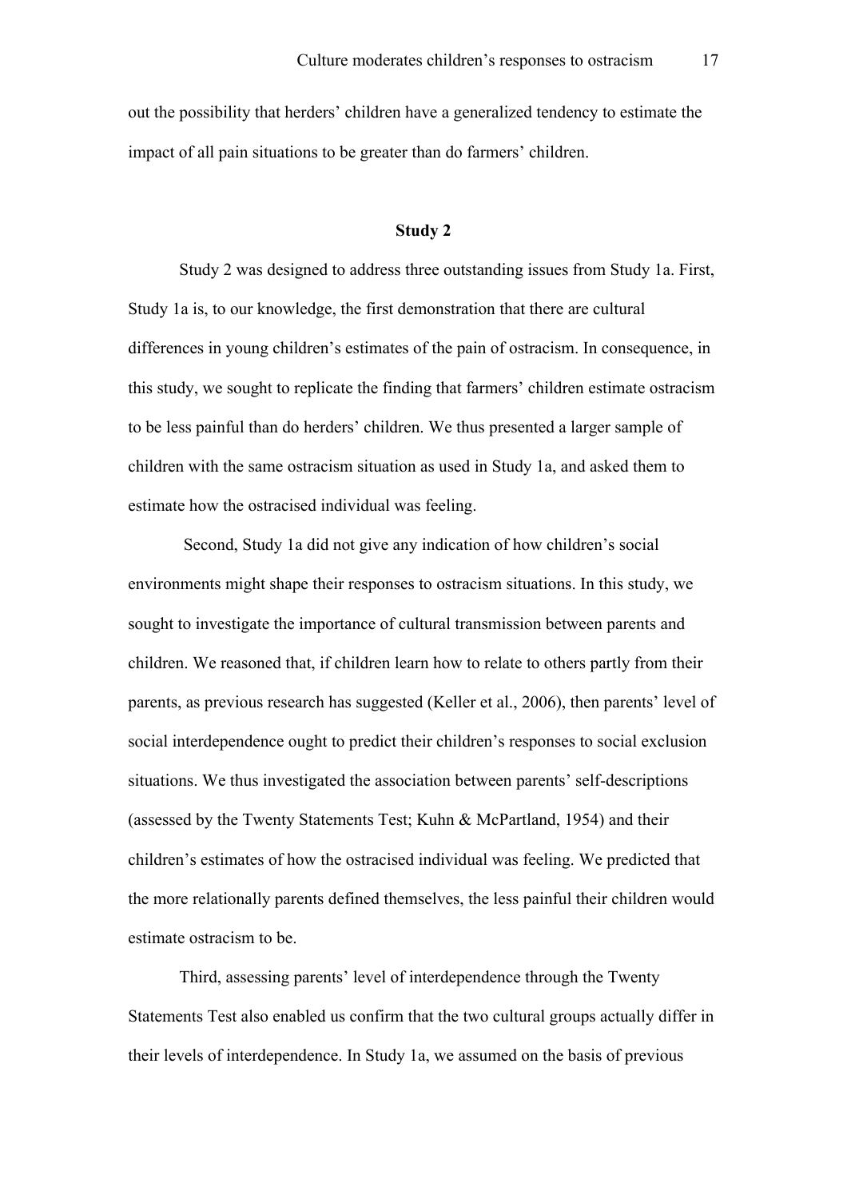out the possibility that herders' children have a generalized tendency to estimate the impact of all pain situations to be greater than do farmers' children.

## Study 2

Study 2 was designed to address three outstanding issues from Study 1a. First, Study 1a is, to our knowledge, the first demonstration that there are cultural differences in young children's estimates of the pain of ostracism. In consequence, in this study, we sought to replicate the finding that farmers' children estimate ostracism to be less painful than do herders' children. We thus presented a larger sample of children with the same ostracism situation as used in Study 1a, and asked them to estimate how the ostracised individual was feeling.

Second, Study 1a did not give any indication of how children's social environments might shape their responses to ostracism situations. In this study, we sought to investigate the importance of cultural transmission between parents and children. We reasoned that, if children learn how to relate to others partly from their parents, as previous research has suggested (Keller et al., 2006), then parents' level of social interdependence ought to predict their children's responses to social exclusion situations. We thus investigated the association between parents' self-descriptions (assessed by the Twenty Statements Test; Kuhn & McPartland, 1954) and their children's estimates of how the ostracised individual was feeling. We predicted that the more relationally parents defined themselves, the less painful their children would estimate ostracism to be.

Third, assessing parents' level of interdependence through the Twenty Statements Test also enabled us confirm that the two cultural groups actually differ in their levels of interdependence. In Study 1a, we assumed on the basis of previous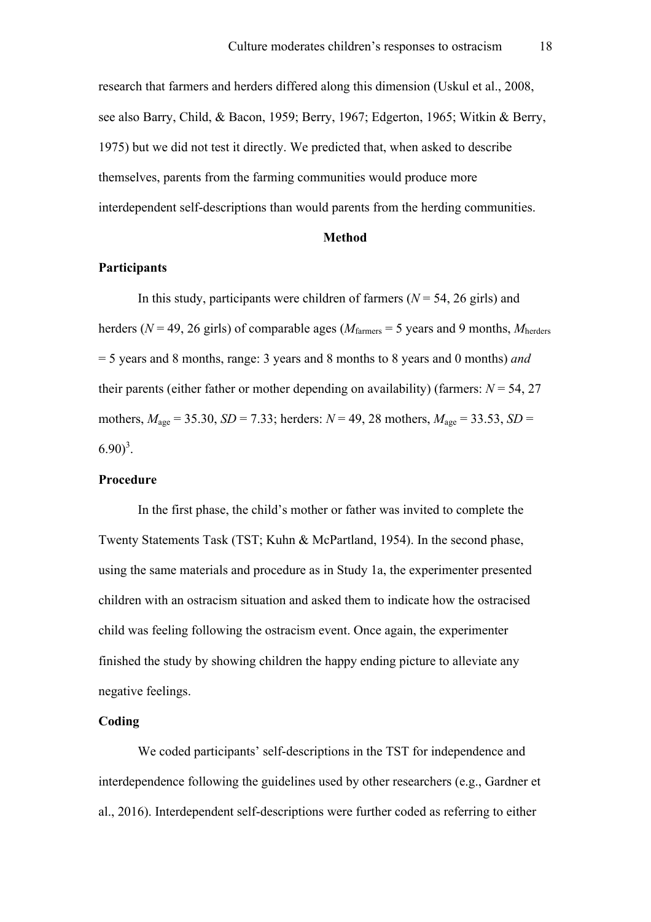research that farmers and herders differed along this dimension (Uskul et al., 2008, see also Barry, Child, & Bacon, 1959; Berry, 1967; Edgerton, 1965; Witkin & Berry, 1975) but we did not test it directly. We predicted that, when asked to describe themselves, parents from the farming communities would produce more interdependent self-descriptions than would parents from the herding communities.

## Method

### Participants

In this study, participants were children of farmers ($N$ = 54, 26 girls) and herders ($N$ = 49, 26 girls) of comparable ages ($M_{\text{farmers}}$ = 5 years and 9 months, $M_{\text{herders}}$ = 5 years and 8 months, range: 3 years and 8 months to 8 years and 0 months) *and* their parents (either father or mother depending on availability) (farmers: $N$ = 54, 27 mothers, $M_{\text{age}}$ = 35.30, $SD$ = 7.33; herders: $N$ = 49, 28 mothers, $M_{\text{age}}$ = 33.53, $SD$ = 6.90)[3].

### Procedure

In the first phase, the child's mother or father was invited to complete the Twenty Statements Task (TST; Kuhn & McPartland, 1954). In the second phase, using the same materials and procedure as in Study 1a, the experimenter presented children with an ostracism situation and asked them to indicate how the ostracised child was feeling following the ostracism event. Once again, the experimenter finished the study by showing children the happy ending picture to alleviate any negative feelings.

### Coding

We coded participants' self-descriptions in the TST for independence and interdependence following the guidelines used by other researchers (e.g., Gardner et al., 2016). Interdependent self-descriptions were further coded as referring to either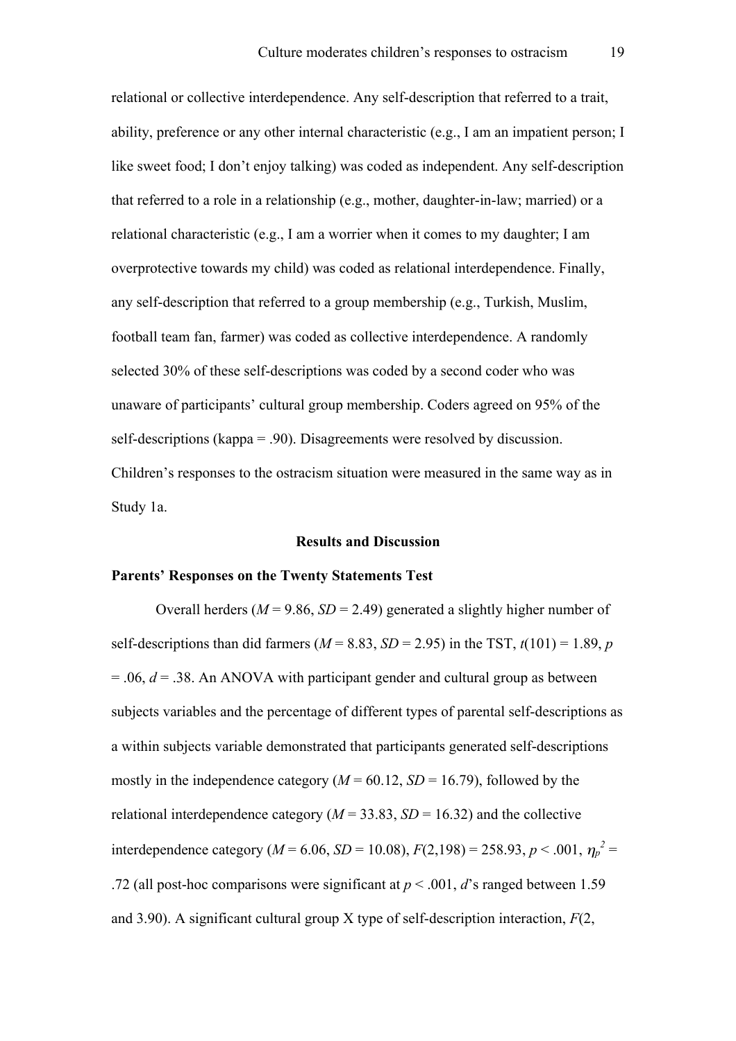relational or collective interdependence. Any self-description that referred to a trait, ability, preference or any other internal characteristic (e.g., I am an impatient person; I like sweet food; I don't enjoy talking) was coded as independent. Any self-description that referred to a role in a relationship (e.g., mother, daughter-in-law; married) or a relational characteristic (e.g., I am a worrier when it comes to my daughter; I am overprotective towards my child) was coded as relational interdependence. Finally, any self-description that referred to a group membership (e.g., Turkish, Muslim, football team fan, farmer) was coded as collective interdependence. A randomly selected 30% of these self-descriptions was coded by a second coder who was unaware of participants' cultural group membership. Coders agreed on 95% of the self-descriptions (kappa = .90). Disagreements were resolved by discussion. Children's responses to the ostracism situation were measured in the same way as in Study 1a.

## Results and Discussion

### Parents' Responses on the Twenty Statements Test

Overall herders ($M$ = 9.86, $SD$ = 2.49) generated a slightly higher number of self-descriptions than did farmers ($M$ = 8.83, $SD$ = 2.95) in the TST, $t(101) = 1.89$, $p = .06$, $d = .38$. An ANOVA with participant gender and cultural group as between subjects variables and the percentage of different types of parental self-descriptions as a within subjects variable demonstrated that participants generated self-descriptions mostly in the independence category ($M$ = 60.12, $SD$ = 16.79), followed by the relational interdependence category ($M$ = 33.83, $SD$ = 16.32) and the collective interdependence category ($M$ = 6.06, $SD$ = 10.08), $F(2,198) = 258.93$, $p < .001$, $\eta_p^2$ = .72 (all post-hoc comparisons were significant at $p < .001$, $d$'s ranged between 1.59 and 3.90). A significant cultural group X type of self-description interaction, $F$(2,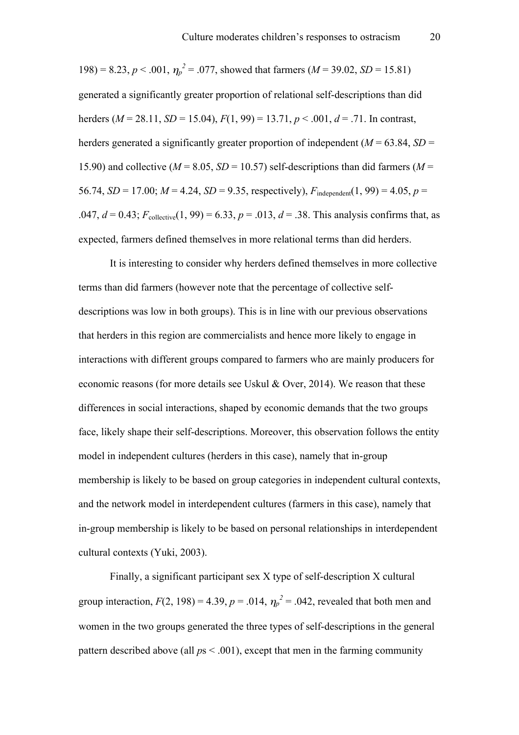198) = 8.23, $p < .001$, $\eta_p^2 = .077$, showed that farmers ($M = 39.02$, $SD = 15.81$) generated a significantly greater proportion of relational self-descriptions than did herders ($M = 28.11$, $SD = 15.04$), $F(1, 99) = 13.71$, $p < .001$, $d = .71$. In contrast, herders generated a significantly greater proportion of independent ($M = 63.84$, $SD = 15.90$) and collective ($M = 8.05$, $SD = 10.57$) self-descriptions than did farmers ($M = 56.74$, $SD = 17.00$; $M = 4.24$, $SD = 9.35$, respectively), $F_{\text{independent}}(1, 99) = 4.05$, $p = .047$, $d = 0.43$; $F_{\text{collective}}(1, 99) = 6.33$, $p = .013$, $d = .38$. This analysis confirms that, as expected, farmers defined themselves in more relational terms than did herders.

It is interesting to consider why herders defined themselves in more collective terms than did farmers (however note that the percentage of collective self-descriptions was low in both groups). This is in line with our previous observations that herders in this region are commercialists and hence more likely to engage in interactions with different groups compared to farmers who are mainly producers for economic reasons (for more details see Uskul & Over, 2014). We reason that these differences in social interactions, shaped by economic demands that the two groups face, likely shape their self-descriptions. Moreover, this observation follows the entity model in independent cultures (herders in this case), namely that in-group membership is likely to be based on group categories in independent cultural contexts, and the network model in interdependent cultures (farmers in this case), namely that in-group membership is likely to be based on personal relationships in interdependent cultural contexts (Yuki, 2003).

Finally, a significant participant sex X type of self-description X cultural group interaction, $F(2, 198) = 4.39$, $p = .014$, $\eta_p^2 = .042$, revealed that both men and women in the two groups generated the three types of self-descriptions in the general pattern described above (all $p$s < .001), except that men in the farming community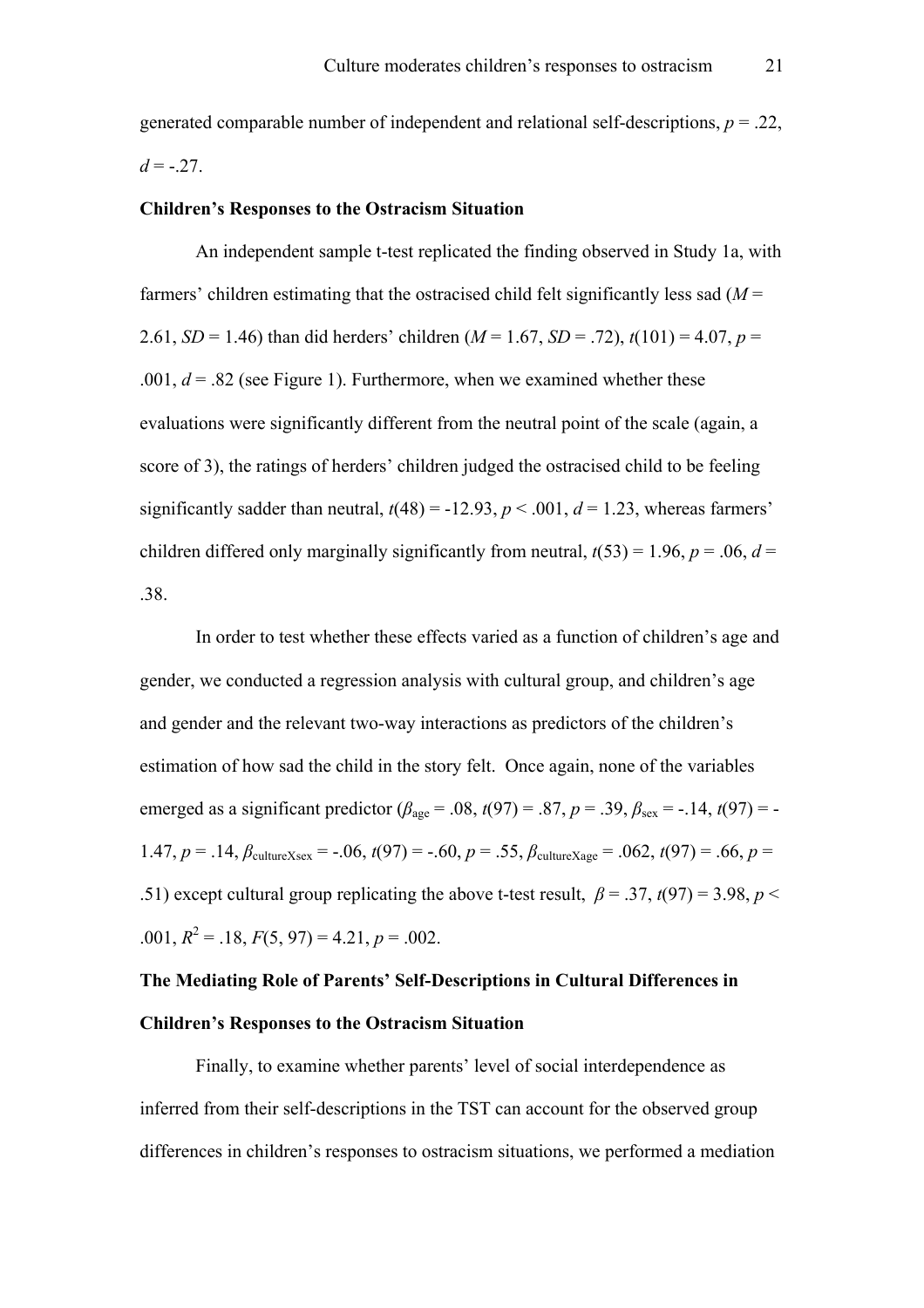generated comparable number of independent and relational self-descriptions, $p = .22$, $d = -.27$.

**Children's Responses to the Ostracism Situation**

An independent sample t-test replicated the finding observed in Study 1a, with farmers' children estimating that the ostracised child felt significantly less sad ($M$ = 2.61, $SD$ = 1.46) than did herders' children ($M$ = 1.67, $SD$ = .72), $t(101) = 4.07$, $p$ = .001, $d = .82$ (see Figure 1). Furthermore, when we examined whether these evaluations were significantly different from the neutral point of the scale (again, a score of 3), the ratings of herders' children judged the ostracised child to be feeling significantly sadder than neutral, $t(48) = -12.93$, $p < .001$, $d = 1.23$, whereas farmers' children differed only marginally significantly from neutral, $t(53) = 1.96$, $p = .06$, $d$ = .38.

In order to test whether these effects varied as a function of children's age and gender, we conducted a regression analysis with cultural group, and children's age and gender and the relevant two-way interactions as predictors of the children's estimation of how sad the child in the story felt. Once again, none of the variables emerged as a significant predictor ($\beta_{age} = .08$, $t(97) = .87$, $p = .39$, $\beta_{sex} = -.14$, $t(97) = -1.47$, $p = .14$, $\beta_{cultureXsex} = -.06$, $t(97) = -.60$, $p = .55$, $\beta_{cultureXage} = .062$, $t(97) = .66$, $p$ = .51) except cultural group replicating the above t-test result, $\beta = .37$, $t(97) = 3.98$, $p <$ .001, $R^2 = .18$, $F(5, 97) = 4.21$, $p = .002$.

**The Mediating Role of Parents' Self-Descriptions in Cultural Differences in Children's Responses to the Ostracism Situation**

Finally, to examine whether parents' level of social interdependence as inferred from their self-descriptions in the TST can account for the observed group differences in children's responses to ostracism situations, we performed a mediation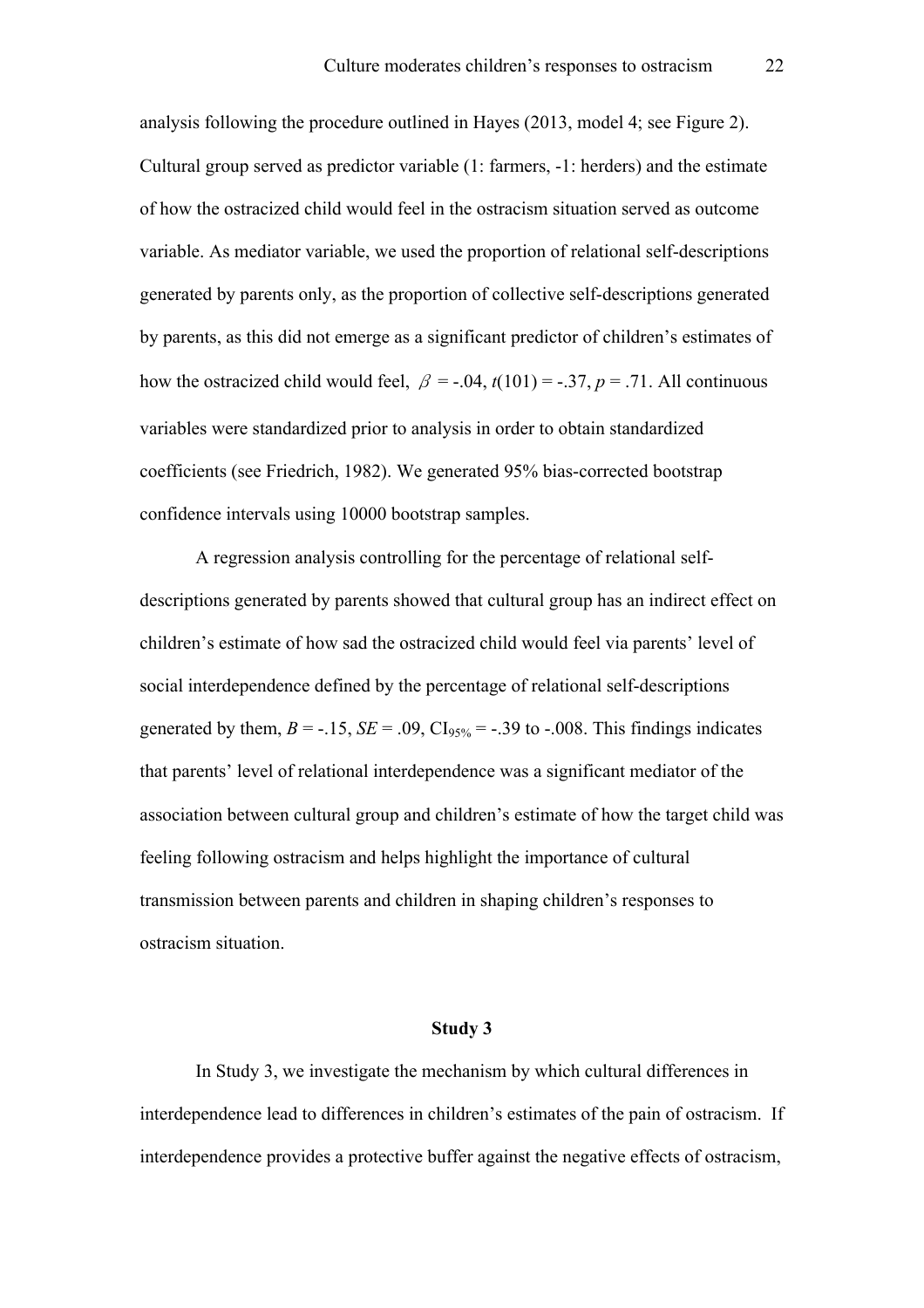analysis following the procedure outlined in Hayes (2013, model 4; see Figure 2). Cultural group served as predictor variable (1: farmers, -1: herders) and the estimate of how the ostracized child would feel in the ostracism situation served as outcome variable. As mediator variable, we used the proportion of relational self-descriptions generated by parents only, as the proportion of collective self-descriptions generated by parents, as this did not emerge as a significant predictor of children's estimates of how the ostracized child would feel, $\beta$ = -.04, $t(101)$ = -.37, $p$ = .71. All continuous variables were standardized prior to analysis in order to obtain standardized coefficients (see Friedrich, 1982). We generated 95% bias-corrected bootstrap confidence intervals using 10000 bootstrap samples.

A regression analysis controlling for the percentage of relational self-descriptions generated by parents showed that cultural group has an indirect effect on children's estimate of how sad the ostracized child would feel via parents' level of social interdependence defined by the percentage of relational self-descriptions generated by them, $B$ = -.15, $SE$ = .09, $CI_{95\%}$ = -.39 to -.008. This findings indicates that parents' level of relational interdependence was a significant mediator of the association between cultural group and children's estimate of how the target child was feeling following ostracism and helps highlight the importance of cultural transmission between parents and children in shaping children's responses to ostracism situation.

## Study 3

In Study 3, we investigate the mechanism by which cultural differences in interdependence lead to differences in children's estimates of the pain of ostracism. If interdependence provides a protective buffer against the negative effects of ostracism,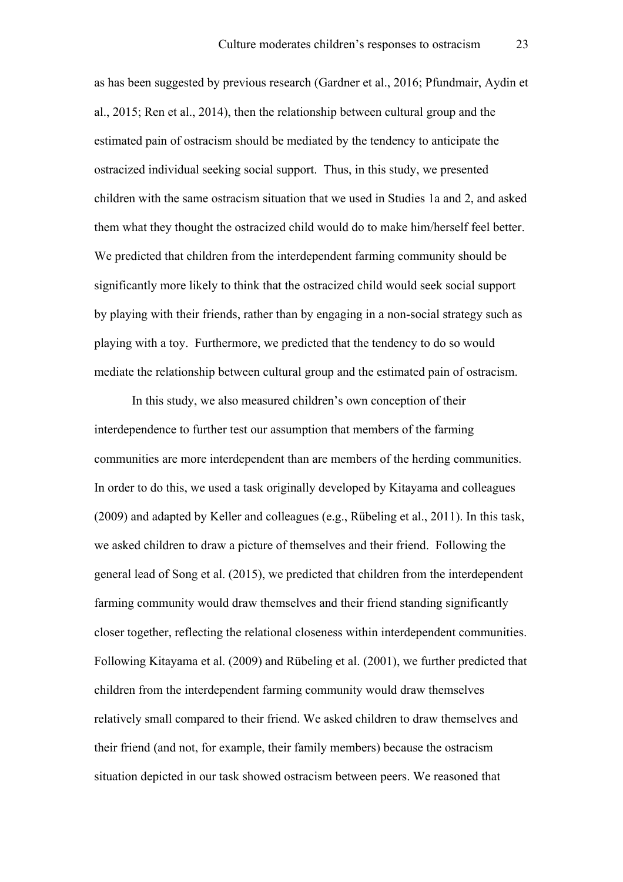as has been suggested by previous research (Gardner et al., 2016; Pfundmair, Aydin et al., 2015; Ren et al., 2014), then the relationship between cultural group and the estimated pain of ostracism should be mediated by the tendency to anticipate the ostracized individual seeking social support. Thus, in this study, we presented children with the same ostracism situation that we used in Studies 1a and 2, and asked them what they thought the ostracized child would do to make him/herself feel better. We predicted that children from the interdependent farming community should be significantly more likely to think that the ostracized child would seek social support by playing with their friends, rather than by engaging in a non-social strategy such as playing with a toy. Furthermore, we predicted that the tendency to do so would mediate the relationship between cultural group and the estimated pain of ostracism.

In this study, we also measured children's own conception of their interdependence to further test our assumption that members of the farming communities are more interdependent than are members of the herding communities. In order to do this, we used a task originally developed by Kitayama and colleagues (2009) and adapted by Keller and colleagues (e.g., Rübeling et al., 2011). In this task, we asked children to draw a picture of themselves and their friend. Following the general lead of Song et al. (2015), we predicted that children from the interdependent farming community would draw themselves and their friend standing significantly closer together, reflecting the relational closeness within interdependent communities. Following Kitayama et al. (2009) and Rübeling et al. (2001), we further predicted that children from the interdependent farming community would draw themselves relatively small compared to their friend. We asked children to draw themselves and their friend (and not, for example, their family members) because the ostracism situation depicted in our task showed ostracism between peers. We reasoned that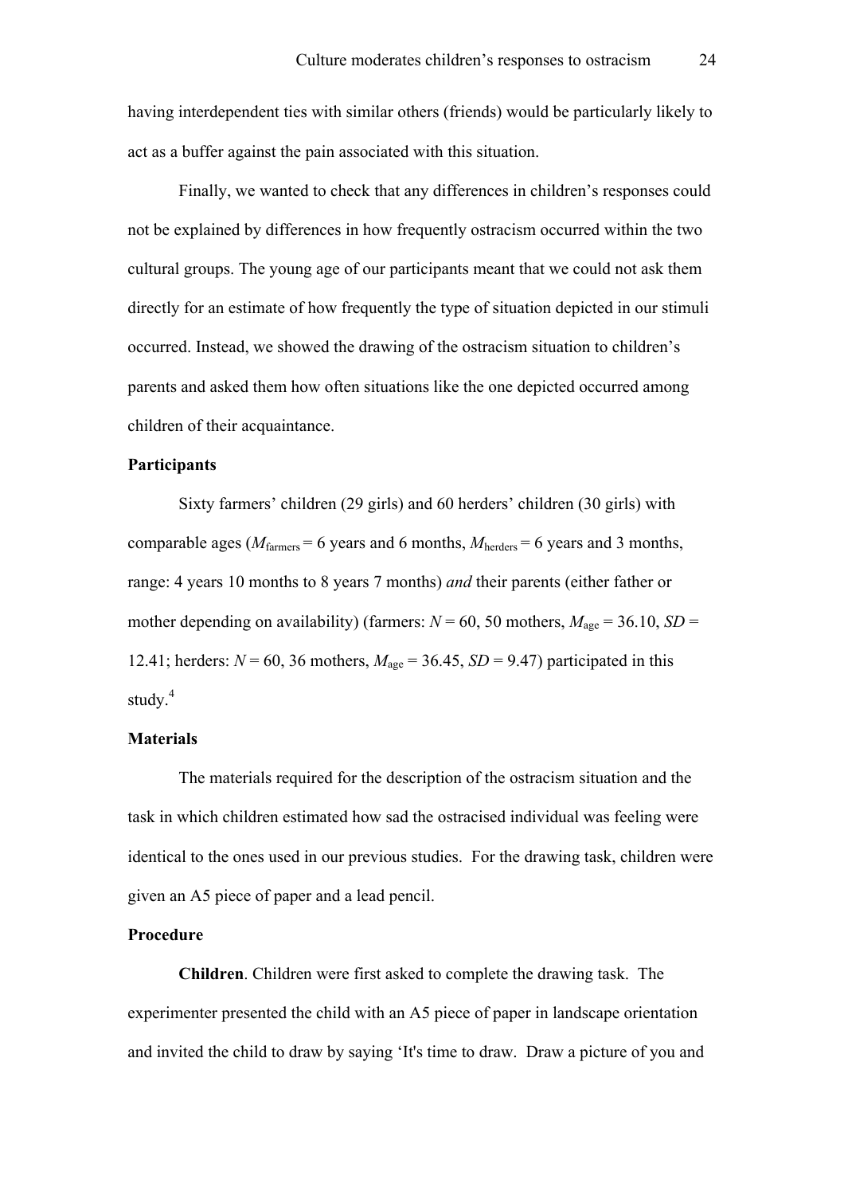having interdependent ties with similar others (friends) would be particularly likely to act as a buffer against the pain associated with this situation.

Finally, we wanted to check that any differences in children's responses could not be explained by differences in how frequently ostracism occurred within the two cultural groups. The young age of our participants meant that we could not ask them directly for an estimate of how frequently the type of situation depicted in our stimuli occurred. Instead, we showed the drawing of the ostracism situation to children's parents and asked them how often situations like the one depicted occurred among children of their acquaintance.

**Participants**

Sixty farmers' children (29 girls) and 60 herders' children (30 girls) with comparable ages ($M_{\text{farmers}}$ = 6 years and 6 months, $M_{\text{herders}}$ = 6 years and 3 months, range: 4 years 10 months to 8 years 7 months) *and* their parents (either father or mother depending on availability) (farmers: $N$ = 60, 50 mothers, $M_{\text{age}}$ = 36.10, $SD$ = 12.41; herders: $N$ = 60, 36 mothers, $M_{\text{age}}$ = 36.45, $SD$ = 9.47) participated in this study.[4]

**Materials**

The materials required for the description of the ostracism situation and the task in which children estimated how sad the ostracised individual was feeling were identical to the ones used in our previous studies. For the drawing task, children were given an A5 piece of paper and a lead pencil.

**Procedure**

**Children**. Children were first asked to complete the drawing task. The experimenter presented the child with an A5 piece of paper in landscape orientation and invited the child to draw by saying 'It's time to draw. Draw a picture of you and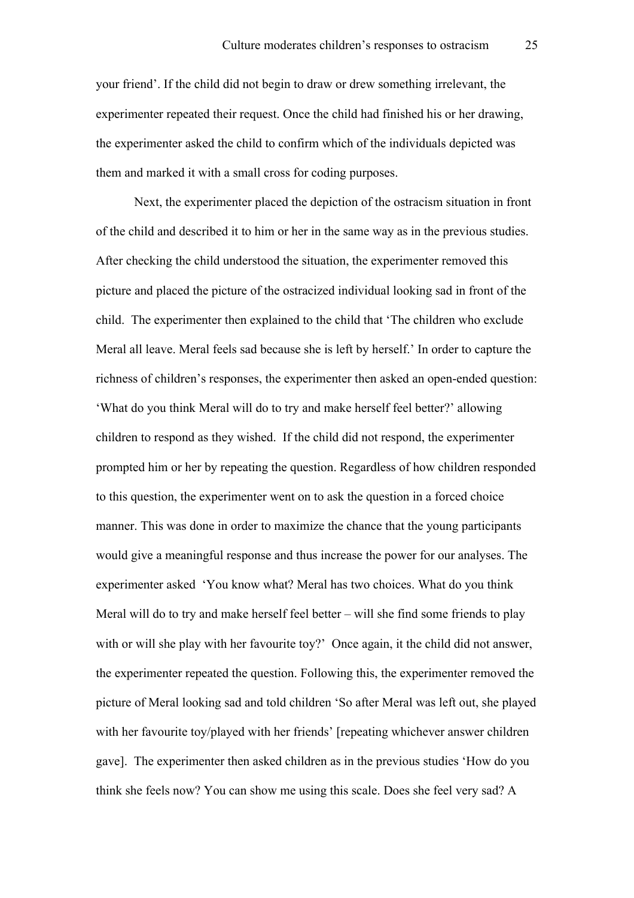your friend'. If the child did not begin to draw or drew something irrelevant, the experimenter repeated their request. Once the child had finished his or her drawing, the experimenter asked the child to confirm which of the individuals depicted was them and marked it with a small cross for coding purposes.

Next, the experimenter placed the depiction of the ostracism situation in front of the child and described it to him or her in the same way as in the previous studies. After checking the child understood the situation, the experimenter removed this picture and placed the picture of the ostracized individual looking sad in front of the child. The experimenter then explained to the child that 'The children who exclude Meral all leave. Meral feels sad because she is left by herself.' In order to capture the richness of children's responses, the experimenter then asked an open-ended question: 'What do you think Meral will do to try and make herself feel better?' allowing children to respond as they wished. If the child did not respond, the experimenter prompted him or her by repeating the question. Regardless of how children responded to this question, the experimenter went on to ask the question in a forced choice manner. This was done in order to maximize the chance that the young participants would give a meaningful response and thus increase the power for our analyses. The experimenter asked 'You know what? Meral has two choices. What do you think Meral will do to try and make herself feel better – will she find some friends to play with or will she play with her favourite toy?' Once again, it the child did not answer, the experimenter repeated the question. Following this, the experimenter removed the picture of Meral looking sad and told children 'So after Meral was left out, she played with her favourite toy/played with her friends' [repeating whichever answer children gave]. The experimenter then asked children as in the previous studies 'How do you think she feels now? You can show me using this scale. Does she feel very sad? A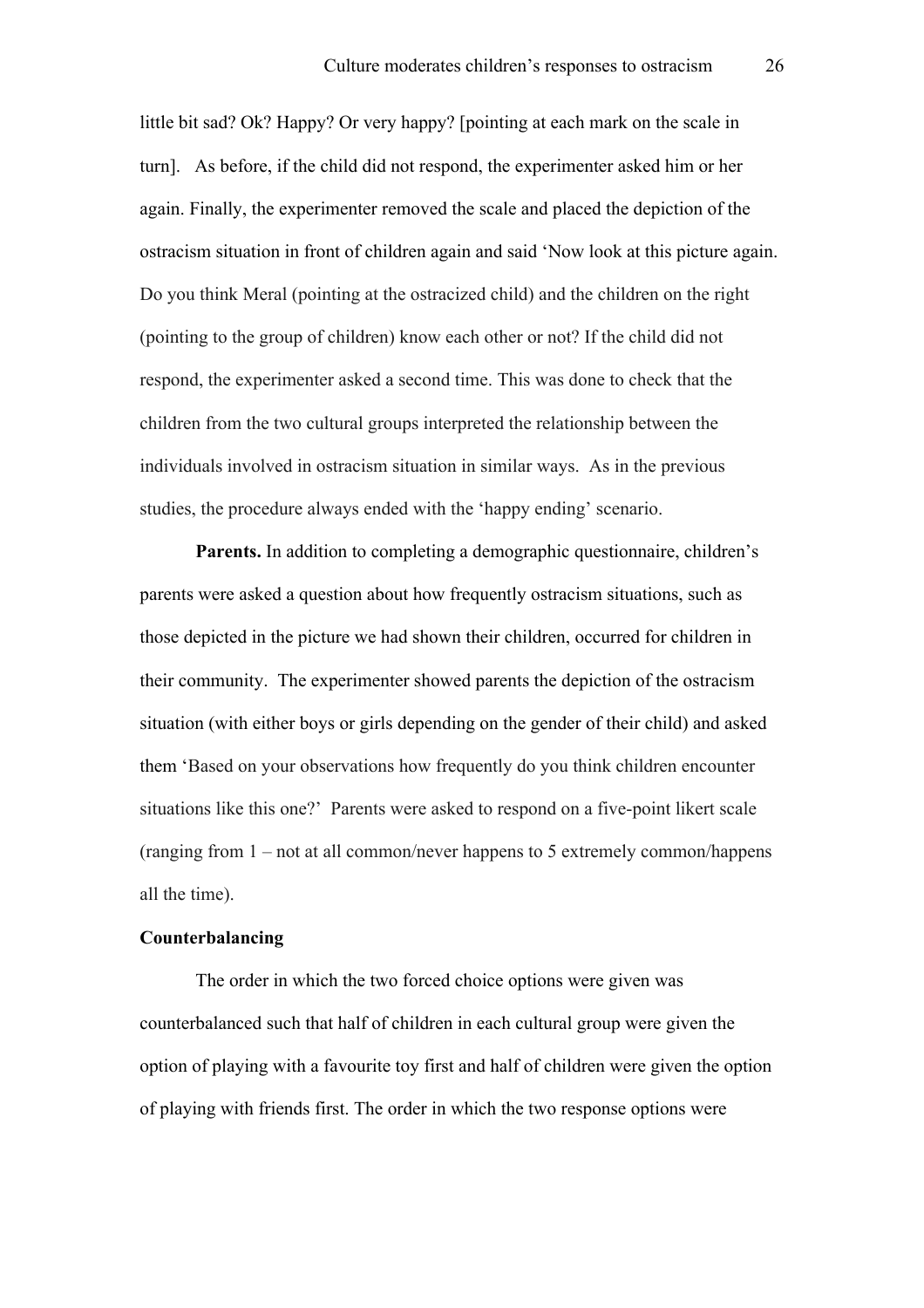little bit sad? Ok? Happy? Or very happy? [pointing at each mark on the scale in turn]. As before, if the child did not respond, the experimenter asked him or her again. Finally, the experimenter removed the scale and placed the depiction of the ostracism situation in front of children again and said 'Now look at this picture again. Do you think Meral (pointing at the ostracized child) and the children on the right (pointing to the group of children) know each other or not? If the child did not respond, the experimenter asked a second time. This was done to check that the children from the two cultural groups interpreted the relationship between the individuals involved in ostracism situation in similar ways. As in the previous studies, the procedure always ended with the 'happy ending' scenario.

**Parents.** In addition to completing a demographic questionnaire, children's parents were asked a question about how frequently ostracism situations, such as those depicted in the picture we had shown their children, occurred for children in their community. The experimenter showed parents the depiction of the ostracism situation (with either boys or girls depending on the gender of their child) and asked them 'Based on your observations how frequently do you think children encounter situations like this one?' Parents were asked to respond on a five-point likert scale (ranging from 1 – not at all common/never happens to 5 extremely common/happens all the time).

**Counterbalancing**

The order in which the two forced choice options were given was counterbalanced such that half of children in each cultural group were given the option of playing with a favourite toy first and half of children were given the option of playing with friends first. The order in which the two response options were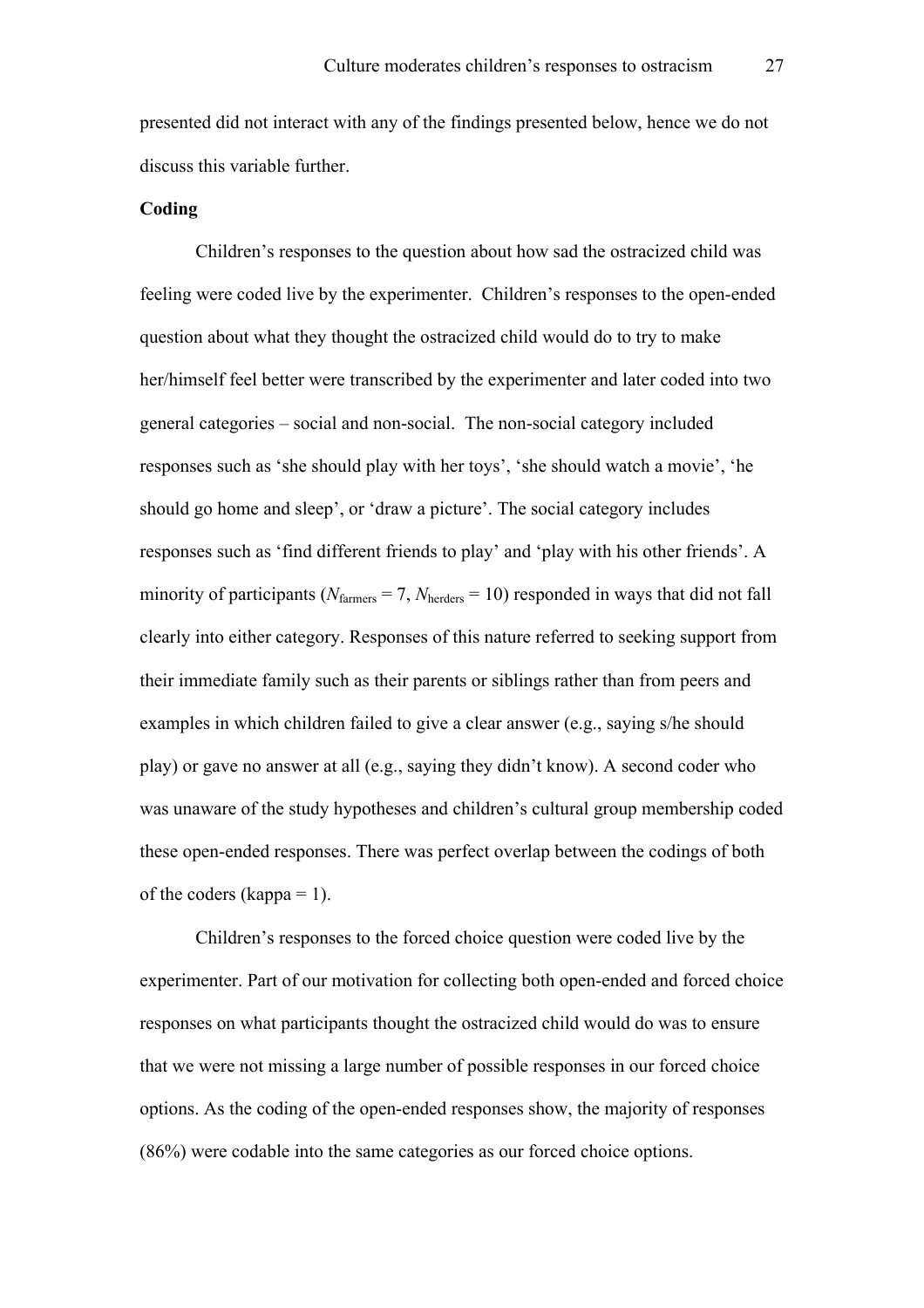presented did not interact with any of the findings presented below, hence we do not discuss this variable further.

**Coding**

Children's responses to the question about how sad the ostracized child was feeling were coded live by the experimenter. Children's responses to the open-ended question about what they thought the ostracized child would do to try to make her/himself feel better were transcribed by the experimenter and later coded into two general categories – social and non-social. The non-social category included responses such as 'she should play with her toys', 'she should watch a movie', 'he should go home and sleep', or 'draw a picture'. The social category includes responses such as 'find different friends to play' and 'play with his other friends'. A minority of participants ($N_{\text{farmers}} = 7$, $N_{\text{herders}} = 10$) responded in ways that did not fall clearly into either category. Responses of this nature referred to seeking support from their immediate family such as their parents or siblings rather than from peers and examples in which children failed to give a clear answer (e.g., saying s/he should play) or gave no answer at all (e.g., saying they didn't know). A second coder who was unaware of the study hypotheses and children's cultural group membership coded these open-ended responses. There was perfect overlap between the codings of both of the coders (kappa = 1).

Children's responses to the forced choice question were coded live by the experimenter. Part of our motivation for collecting both open-ended and forced choice responses on what participants thought the ostracized child would do was to ensure that we were not missing a large number of possible responses in our forced choice options. As the coding of the open-ended responses show, the majority of responses (86%) were codable into the same categories as our forced choice options.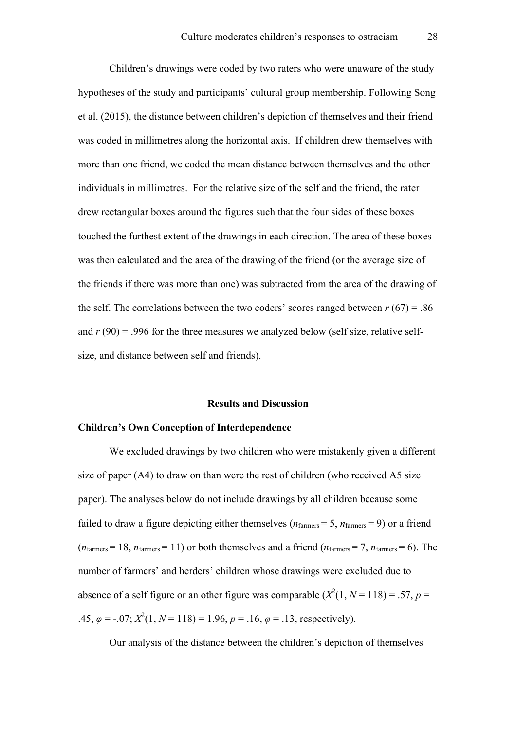Children's drawings were coded by two raters who were unaware of the study hypotheses of the study and participants' cultural group membership. Following Song et al. (2015), the distance between children's depiction of themselves and their friend was coded in millimetres along the horizontal axis. If children drew themselves with more than one friend, we coded the mean distance between themselves and the other individuals in millimetres. For the relative size of the self and the friend, the rater drew rectangular boxes around the figures such that the four sides of these boxes touched the furthest extent of the drawings in each direction. The area of these boxes was then calculated and the area of the drawing of the friend (or the average size of the friends if there was more than one) was subtracted from the area of the drawing of the self. The correlations between the two coders' scores ranged between $r$ (67) = .86 and $r$ (90) = .996 for the three measures we analyzed below (self size, relative self-size, and distance between self and friends).

## Results and Discussion

### Children's Own Conception of Interdependence

We excluded drawings by two children who were mistakenly given a different size of paper (A4) to draw on than were the rest of children (who received A5 size paper). The analyses below do not include drawings by all children because some failed to draw a figure depicting either themselves ($n_{\text{farmers}} = 5$, $n_{\text{farmers}} = 9$) or a friend ($n_{\text{farmers}} = 18$, $n_{\text{farmers}} = 11$) or both themselves and a friend ($n_{\text{farmers}} = 7$, $n_{\text{farmers}} = 6$). The number of farmers' and herders' children whose drawings were excluded due to absence of a self figure or an other figure was comparable ($X^2(1, N = 118) = .57$, $p = .45$, $\varphi = -.07$; $X^2(1, N = 118) = 1.96$, $p = .16$, $\varphi = .13$, respectively).

Our analysis of the distance between the children's depiction of themselves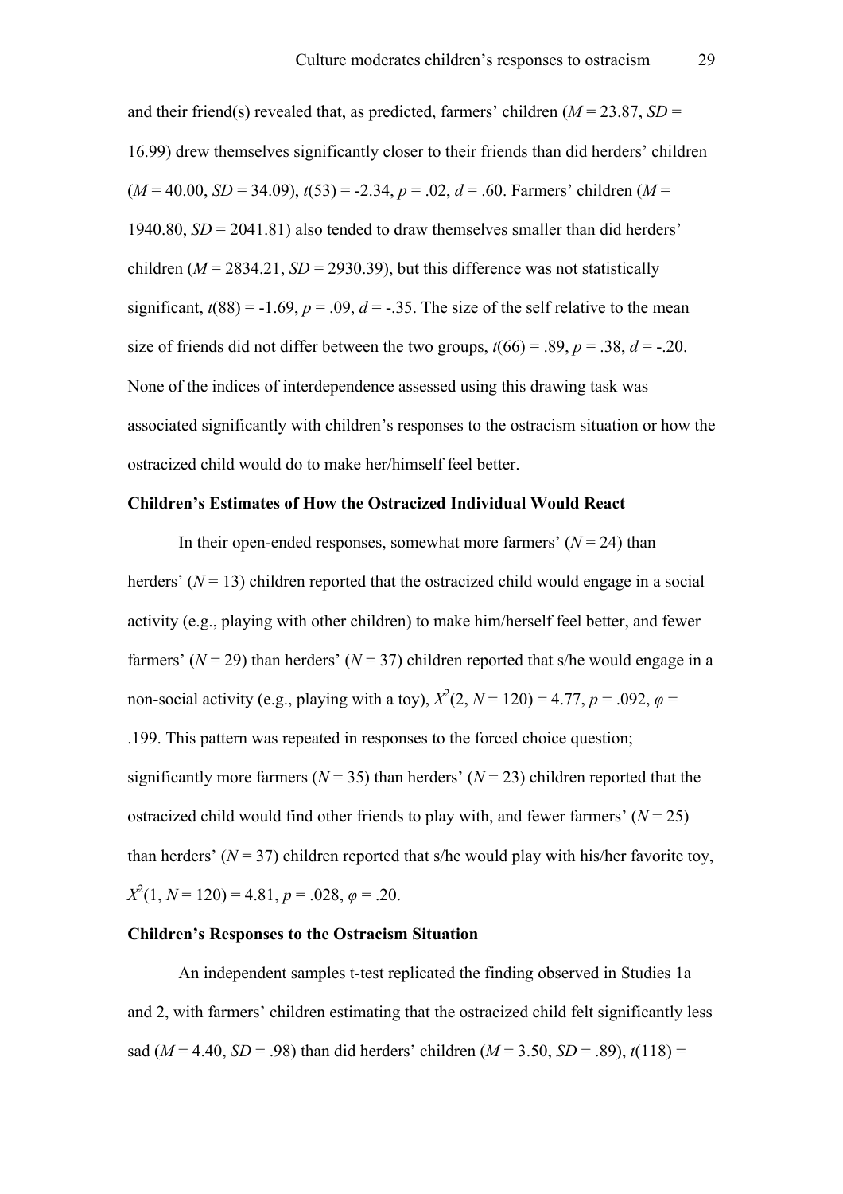and their friend(s) revealed that, as predicted, farmers' children ($M$ = 23.87, $SD$ = 16.99) drew themselves significantly closer to their friends than did herders' children ($M$ = 40.00, $SD$ = 34.09), $t(53) = -2.34$, $p = .02$, $d = .60$. Farmers' children ($M$ = 1940.80, $SD$ = 2041.81) also tended to draw themselves smaller than did herders' children ($M$ = 2834.21, $SD$ = 2930.39), but this difference was not statistically significant, $t(88) = -1.69$, $p = .09$, $d = -.35$. The size of the self relative to the mean size of friends did not differ between the two groups, $t(66) = .89$, $p = .38$, $d = -.20$. None of the indices of interdependence assessed using this drawing task was associated significantly with children's responses to the ostracism situation or how the ostracized child would do to make her/himself feel better.

**Children's Estimates of How the Ostracized Individual Would React**

In their open-ended responses, somewhat more farmers' ($N$ = 24) than herders' ($N$ = 13) children reported that the ostracized child would engage in a social activity (e.g., playing with other children) to make him/herself feel better, and fewer farmers' ($N$ = 29) than herders' ($N$ = 37) children reported that s/he would engage in a non-social activity (e.g., playing with a toy), $X^2(2, N = 120) = 4.77$, $p = .092$, $\varphi$ = .199. This pattern was repeated in responses to the forced choice question; significantly more farmers ($N$ = 35) than herders' ($N$ = 23) children reported that the ostracized child would find other friends to play with, and fewer farmers' ($N$ = 25) than herders' ($N$ = 37) children reported that s/he would play with his/her favorite toy, $X^2(1, N = 120) = 4.81$, $p = .028$, $\varphi = .20$.

**Children's Responses to the Ostracism Situation**

An independent samples t-test replicated the finding observed in Studies 1a and 2, with farmers' children estimating that the ostracized child felt significantly less sad ($M$ = 4.40, $SD$ = .98) than did herders' children ($M$ = 3.50, $SD$ = .89), $t(118)$ =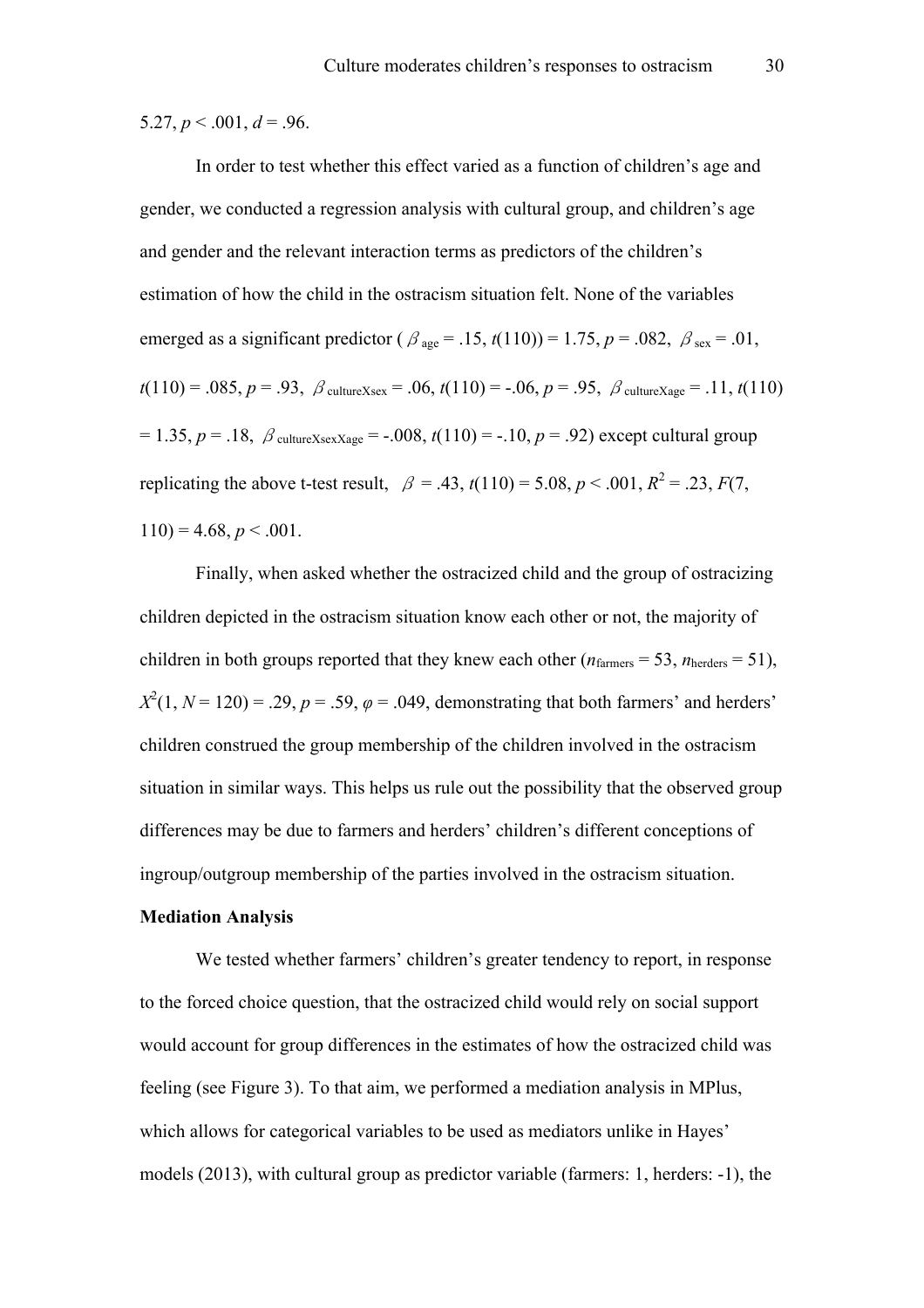5.27, $p < .001$, $d = .96$.

In order to test whether this effect varied as a function of children's age and gender, we conducted a regression analysis with cultural group, and children's age and gender and the relevant interaction terms as predictors of the children's estimation of how the child in the ostracism situation felt. None of the variables emerged as a significant predictor ($\beta_{age} = .15$, $t(110)) = 1.75$, $p = .082$, $\beta_{sex} = .01$, $t(110) = .085$, $p = .93$, $\beta_{cultureXsex} = .06$, $t(110) = -.06$, $p = .95$, $\beta_{cultureXage} = .11$, $t(110) = 1.35$, $p = .18$, $\beta_{cultureXsexXage} = -.008$, $t(110) = -.10$, $p = .92$) except cultural group replicating the above t-test result, $\beta = .43$, $t(110) = 5.08$, $p < .001$, $R^2 = .23$, $F(7, 110) = 4.68$, $p < .001$.

Finally, when asked whether the ostracized child and the group of ostracizing children depicted in the ostracism situation know each other or not, the majority of children in both groups reported that they knew each other ($n_{farmers} = 53$, $n_{herders} = 51$), $X^2(1, N = 120) = .29$, $p = .59$, $\varphi = .049$, demonstrating that both farmers' and herders' children construed the group membership of the children involved in the ostracism situation in similar ways. This helps us rule out the possibility that the observed group differences may be due to farmers and herders' children's different conceptions of ingroup/outgroup membership of the parties involved in the ostracism situation.

**Mediation Analysis**

We tested whether farmers' children's greater tendency to report, in response to the forced choice question, that the ostracized child would rely on social support would account for group differences in the estimates of how the ostracized child was feeling (see Figure 3). To that aim, we performed a mediation analysis in MPlus, which allows for categorical variables to be used as mediators unlike in Hayes' models (2013), with cultural group as predictor variable (farmers: 1, herders: -1), the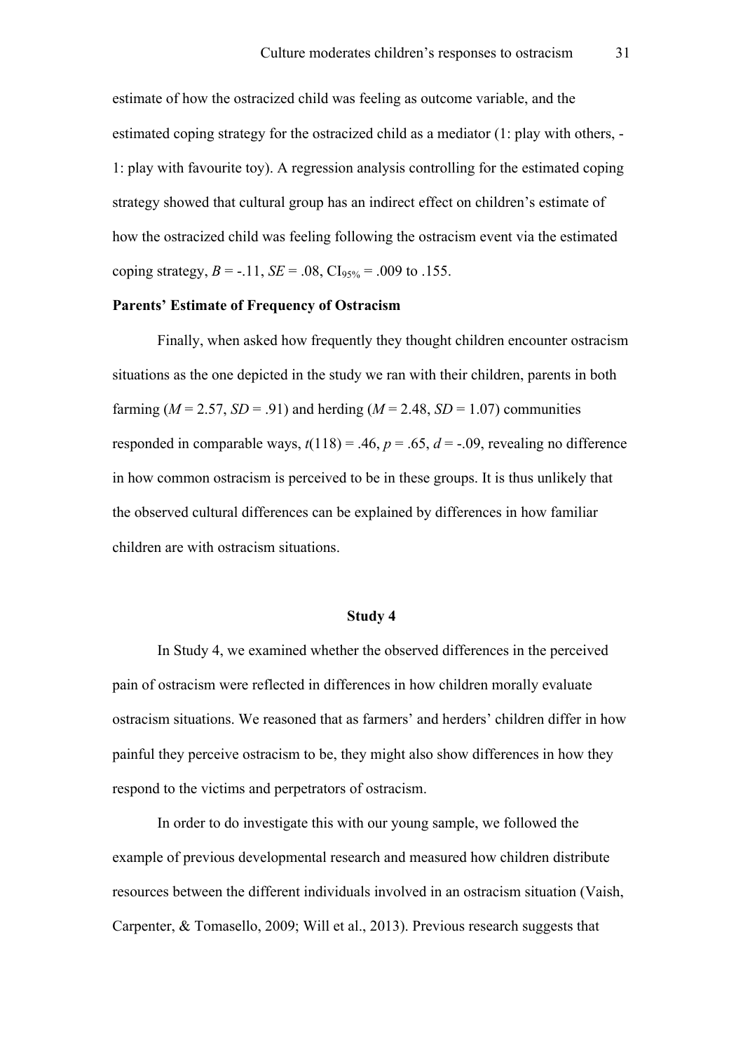estimate of how the ostracized child was feeling as outcome variable, and the estimated coping strategy for the ostracized child as a mediator (1: play with others, -1: play with favourite toy). A regression analysis controlling for the estimated coping strategy showed that cultural group has an indirect effect on children's estimate of how the ostracized child was feeling following the ostracism event via the estimated coping strategy, $B = -.11$, $SE = .08$, $CI_{95\%} = .009$ to $.155$.

**Parents' Estimate of Frequency of Ostracism**

Finally, when asked how frequently they thought children encounter ostracism situations as the one depicted in the study we ran with their children, parents in both farming ($M = 2.57$, $SD = .91$) and herding ($M = 2.48$, $SD = 1.07$) communities responded in comparable ways, $t(118) = .46$, $p = .65$, $d = -.09$, revealing no difference in how common ostracism is perceived to be in these groups. It is thus unlikely that the observed cultural differences can be explained by differences in how familiar children are with ostracism situations.

## Study 4

In Study 4, we examined whether the observed differences in the perceived pain of ostracism were reflected in differences in how children morally evaluate ostracism situations. We reasoned that as farmers' and herders' children differ in how painful they perceive ostracism to be, they might also show differences in how they respond to the victims and perpetrators of ostracism.

In order to do investigate this with our young sample, we followed the example of previous developmental research and measured how children distribute resources between the different individuals involved in an ostracism situation (Vaish, Carpenter, & Tomasello, 2009; Will et al., 2013). Previous research suggests that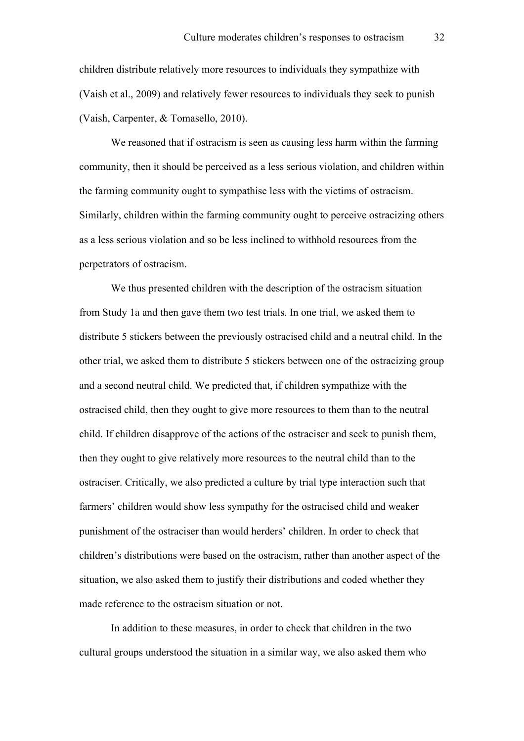children distribute relatively more resources to individuals they sympathize with (Vaish et al., 2009) and relatively fewer resources to individuals they seek to punish (Vaish, Carpenter, & Tomasello, 2010).

We reasoned that if ostracism is seen as causing less harm within the farming community, then it should be perceived as a less serious violation, and children within the farming community ought to sympathise less with the victims of ostracism. Similarly, children within the farming community ought to perceive ostracizing others as a less serious violation and so be less inclined to withhold resources from the perpetrators of ostracism.

We thus presented children with the description of the ostracism situation from Study 1a and then gave them two test trials. In one trial, we asked them to distribute 5 stickers between the previously ostracised child and a neutral child. In the other trial, we asked them to distribute 5 stickers between one of the ostracizing group and a second neutral child. We predicted that, if children sympathize with the ostracised child, then they ought to give more resources to them than to the neutral child. If children disapprove of the actions of the ostraciser and seek to punish them, then they ought to give relatively more resources to the neutral child than to the ostraciser. Critically, we also predicted a culture by trial type interaction such that farmers' children would show less sympathy for the ostracised child and weaker punishment of the ostraciser than would herders' children. In order to check that children's distributions were based on the ostracism, rather than another aspect of the situation, we also asked them to justify their distributions and coded whether they made reference to the ostracism situation or not.

In addition to these measures, in order to check that children in the two cultural groups understood the situation in a similar way, we also asked them who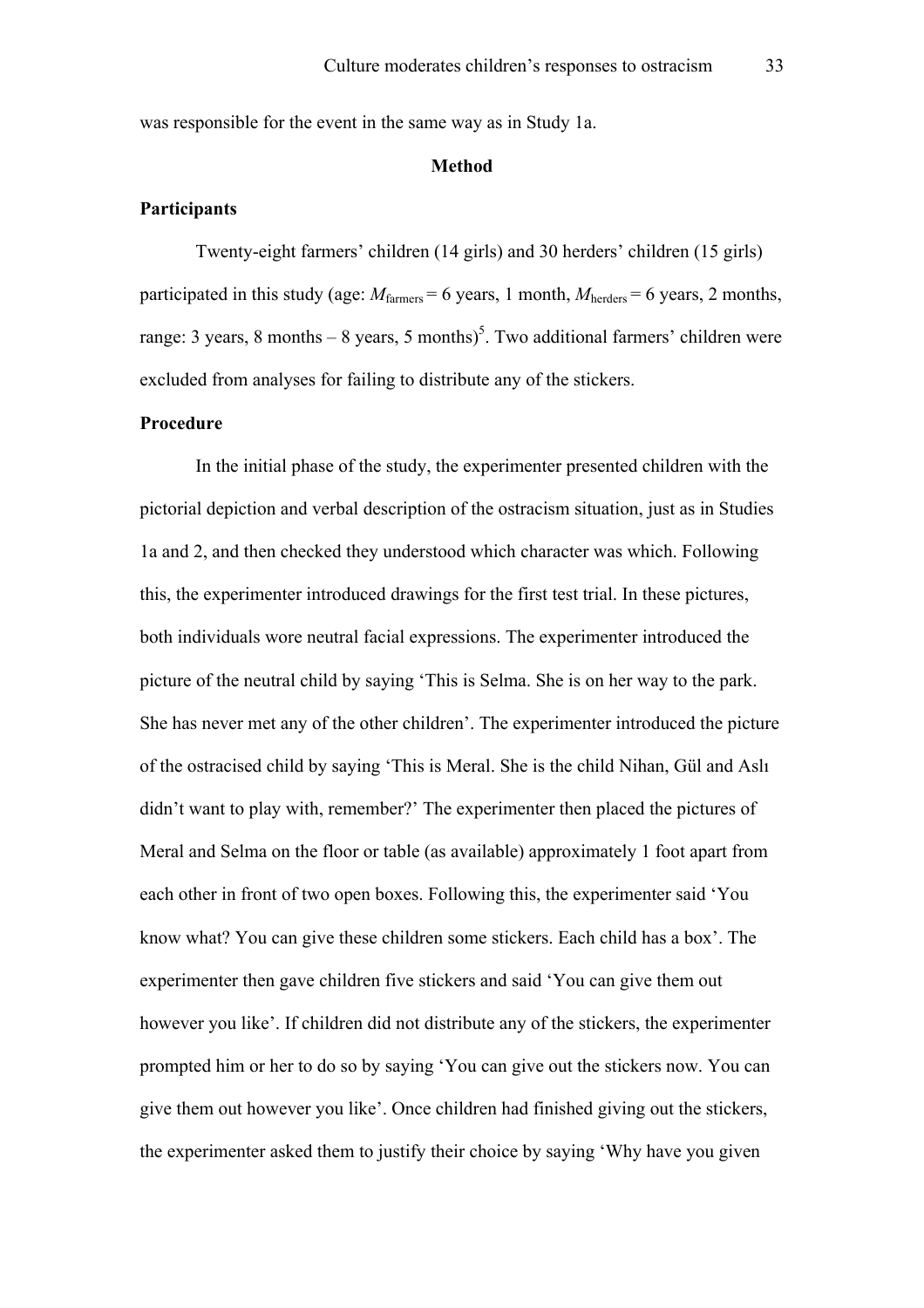was responsible for the event in the same way as in Study 1a.

## Method

### Participants

Twenty-eight farmers' children (14 girls) and 30 herders' children (15 girls) participated in this study (age: $M_{\text{farmers}}$ = 6 years, 1 month, $M_{\text{herders}}$ = 6 years, 2 months, range: 3 years, 8 months – 8 years, 5 months)[5]. Two additional farmers' children were excluded from analyses for failing to distribute any of the stickers.

### Procedure

In the initial phase of the study, the experimenter presented children with the pictorial depiction and verbal description of the ostracism situation, just as in Studies 1a and 2, and then checked they understood which character was which. Following this, the experimenter introduced drawings for the first test trial. In these pictures, both individuals wore neutral facial expressions. The experimenter introduced the picture of the neutral child by saying 'This is Selma. She is on her way to the park. She has never met any of the other children'. The experimenter introduced the picture of the ostracised child by saying 'This is Meral. She is the child Nihan, Gül and Aslı didn't want to play with, remember?' The experimenter then placed the pictures of Meral and Selma on the floor or table (as available) approximately 1 foot apart from each other in front of two open boxes. Following this, the experimenter said 'You know what? You can give these children some stickers. Each child has a box'. The experimenter then gave children five stickers and said 'You can give them out however you like'. If children did not distribute any of the stickers, the experimenter prompted him or her to do so by saying 'You can give out the stickers now. You can give them out however you like'. Once children had finished giving out the stickers, the experimenter asked them to justify their choice by saying 'Why have you given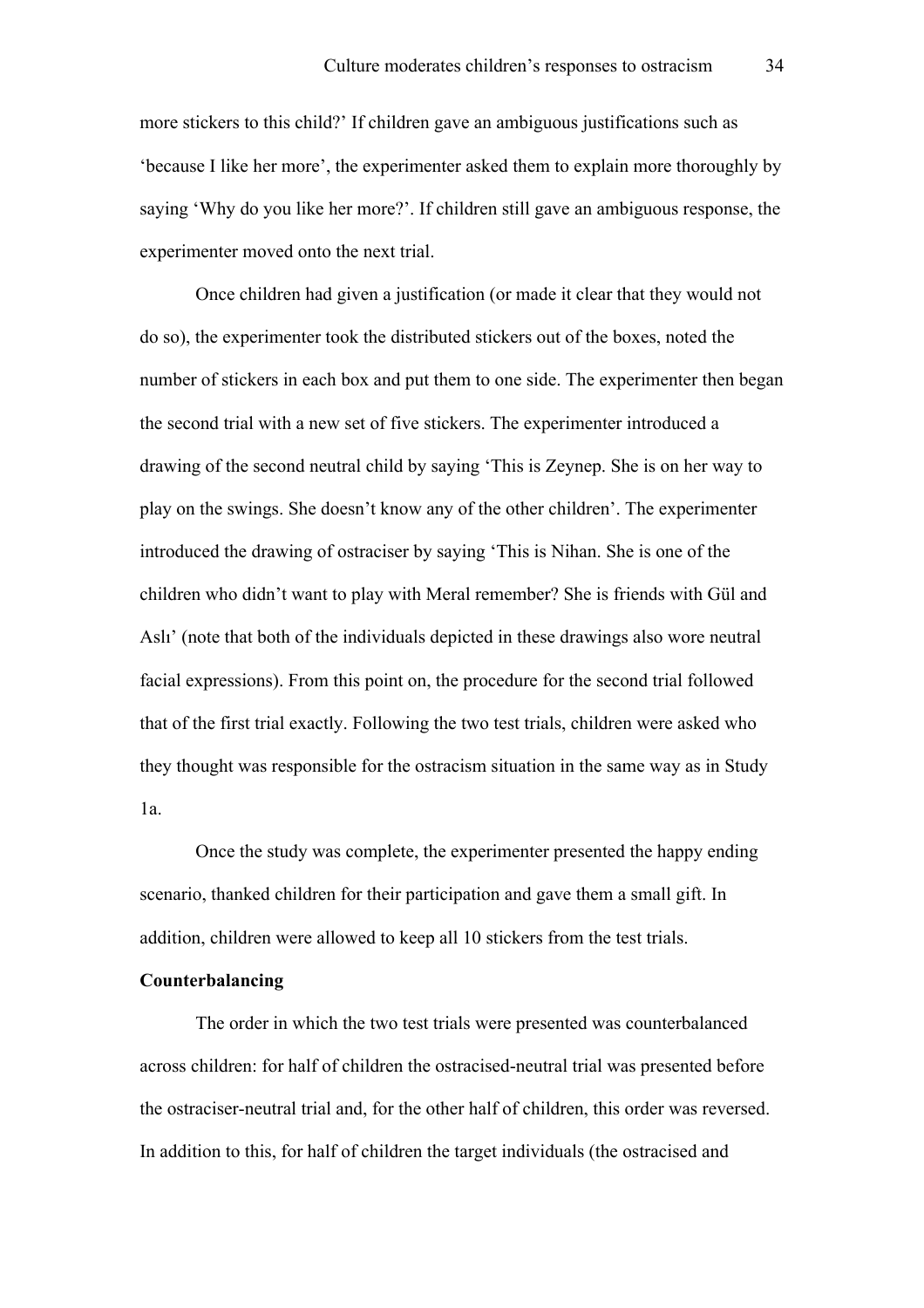more stickers to this child?' If children gave an ambiguous justifications such as 'because I like her more', the experimenter asked them to explain more thoroughly by saying 'Why do you like her more?'. If children still gave an ambiguous response, the experimenter moved onto the next trial.

Once children had given a justification (or made it clear that they would not do so), the experimenter took the distributed stickers out of the boxes, noted the number of stickers in each box and put them to one side. The experimenter then began the second trial with a new set of five stickers. The experimenter introduced a drawing of the second neutral child by saying 'This is Zeynep. She is on her way to play on the swings. She doesn't know any of the other children'. The experimenter introduced the drawing of ostraciser by saying 'This is Nihan. She is one of the children who didn't want to play with Meral remember? She is friends with Gül and Aslı' (note that both of the individuals depicted in these drawings also wore neutral facial expressions). From this point on, the procedure for the second trial followed that of the first trial exactly. Following the two test trials, children were asked who they thought was responsible for the ostracism situation in the same way as in Study 1a.

Once the study was complete, the experimenter presented the happy ending scenario, thanked children for their participation and gave them a small gift. In addition, children were allowed to keep all 10 stickers from the test trials.

**Counterbalancing**

The order in which the two test trials were presented was counterbalanced across children: for half of children the ostracised-neutral trial was presented before the ostraciser-neutral trial and, for the other half of children, this order was reversed. In addition to this, for half of children the target individuals (the ostracised and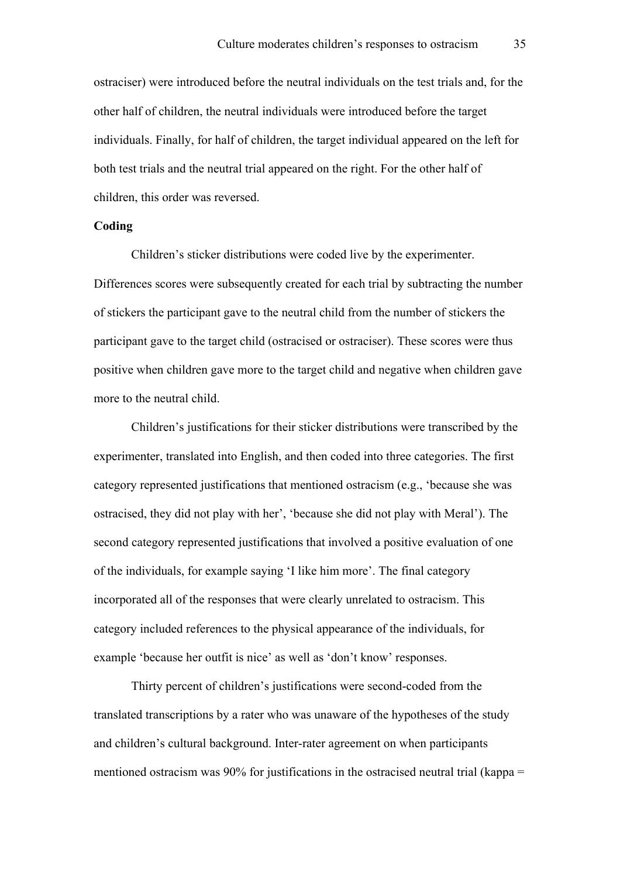ostraciser) were introduced before the neutral individuals on the test trials and, for the other half of children, the neutral individuals were introduced before the target individuals. Finally, for half of children, the target individual appeared on the left for both test trials and the neutral trial appeared on the right. For the other half of children, this order was reversed.

**Coding**

Children's sticker distributions were coded live by the experimenter. Differences scores were subsequently created for each trial by subtracting the number of stickers the participant gave to the neutral child from the number of stickers the participant gave to the target child (ostracised or ostraciser). These scores were thus positive when children gave more to the target child and negative when children gave more to the neutral child.

Children's justifications for their sticker distributions were transcribed by the experimenter, translated into English, and then coded into three categories. The first category represented justifications that mentioned ostracism (e.g., 'because she was ostracised, they did not play with her', 'because she did not play with Meral'). The second category represented justifications that involved a positive evaluation of one of the individuals, for example saying 'I like him more'. The final category incorporated all of the responses that were clearly unrelated to ostracism. This category included references to the physical appearance of the individuals, for example 'because her outfit is nice' as well as 'don't know' responses.

Thirty percent of children's justifications were second-coded from the translated transcriptions by a rater who was unaware of the hypotheses of the study and children's cultural background. Inter-rater agreement on when participants mentioned ostracism was 90% for justifications in the ostracised neutral trial (kappa =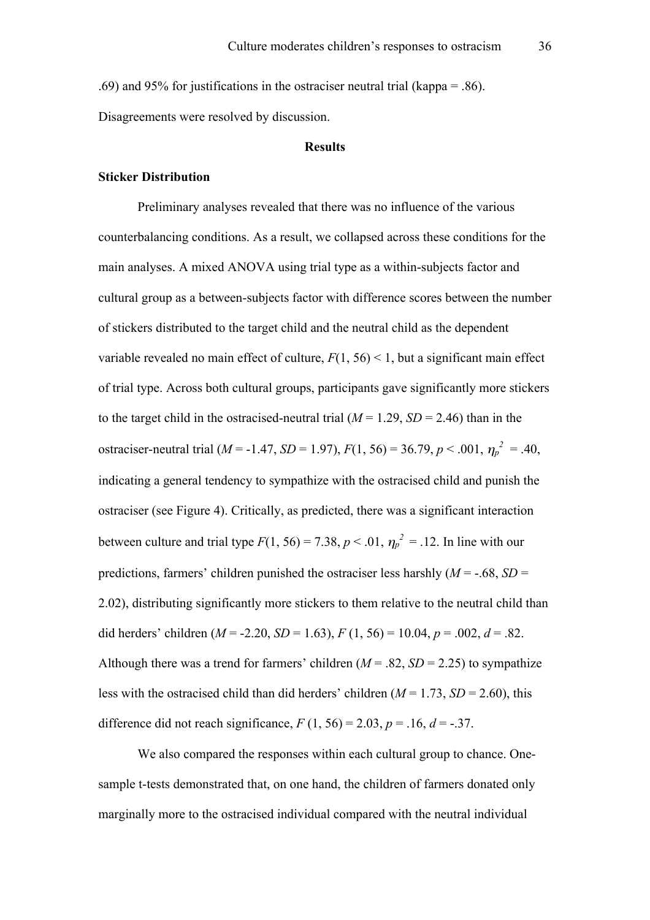.69) and 95% for justifications in the ostraciser neutral trial (kappa = .86). Disagreements were resolved by discussion.

## Results

### Sticker Distribution

Preliminary analyses revealed that there was no influence of the various counterbalancing conditions. As a result, we collapsed across these conditions for the main analyses. A mixed ANOVA using trial type as a within-subjects factor and cultural group as a between-subjects factor with difference scores between the number of stickers distributed to the target child and the neutral child as the dependent variable revealed no main effect of culture, $F(1, 56) < 1$, but a significant main effect of trial type. Across both cultural groups, participants gave significantly more stickers to the target child in the ostracised-neutral trial ($M = 1.29$, $SD = 2.46$) than in the ostraciser-neutral trial ($M = -1.47$, $SD = 1.97$), $F(1, 56) = 36.79$, $p < .001$, $\eta_p^2 = .40$, indicating a general tendency to sympathize with the ostracised child and punish the ostraciser (see Figure 4). Critically, as predicted, there was a significant interaction between culture and trial type $F(1, 56) = 7.38$, $p < .01$, $\eta_p^2 = .12$. In line with our predictions, farmers' children punished the ostraciser less harshly ($M = -.68$, $SD = 2.02$), distributing significantly more stickers to them relative to the neutral child than did herders' children ($M = -2.20$, $SD = 1.63$), $F(1, 56) = 10.04$, $p = .002$, $d = .82$. Although there was a trend for farmers' children ($M = .82$, $SD = 2.25$) to sympathize less with the ostracised child than did herders' children ($M = 1.73$, $SD = 2.60$), this difference did not reach significance, $F(1, 56) = 2.03$, $p = .16$, $d = -.37$.

We also compared the responses within each cultural group to chance. One-sample t-tests demonstrated that, on one hand, the children of farmers donated only marginally more to the ostracised individual compared with the neutral individual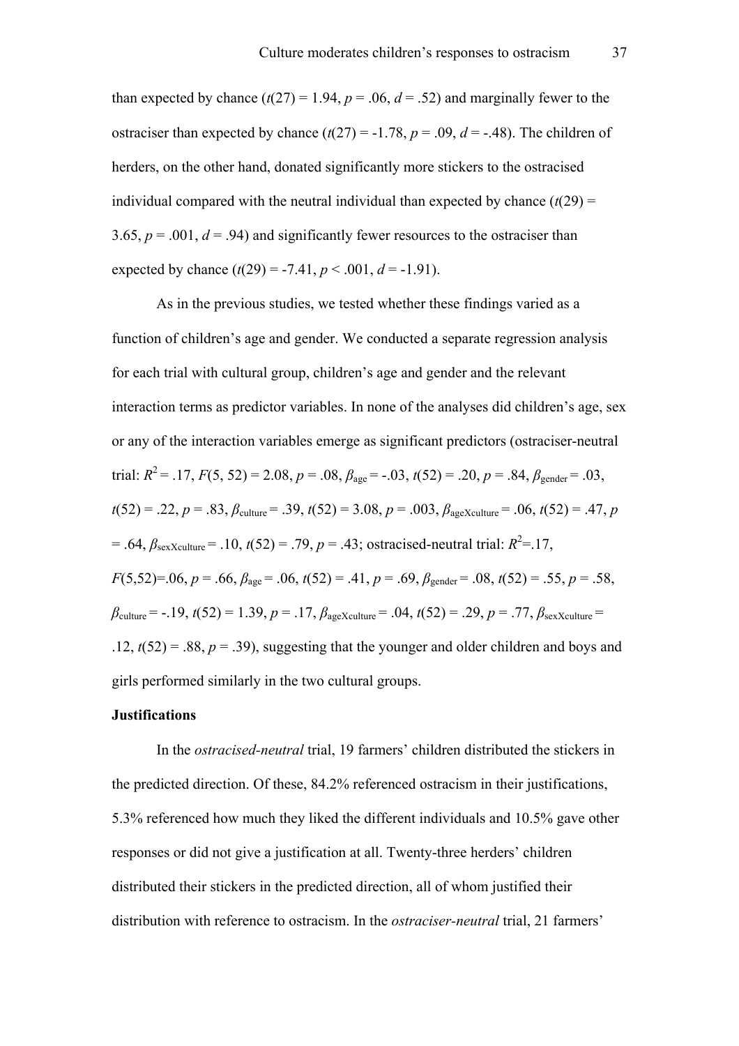than expected by chance ($t(27) = 1.94$, $p = .06$, $d = .52$) and marginally fewer to the ostraciser than expected by chance ($t(27) = -1.78$, $p = .09$, $d = -.48$). The children of herders, on the other hand, donated significantly more stickers to the ostracised individual compared with the neutral individual than expected by chance ($t(29) = 3.65$, $p = .001$, $d = .94$) and significantly fewer resources to the ostraciser than expected by chance ($t(29) = -7.41$, $p < .001$, $d = -1.91$).

As in the previous studies, we tested whether these findings varied as a function of children's age and gender. We conducted a separate regression analysis for each trial with cultural group, children's age and gender and the relevant interaction terms as predictor variables. In none of the analyses did children's age, sex or any of the interaction variables emerge as significant predictors (ostraciser-neutral trial: $R^2 = .17$, $F(5, 52) = 2.08$, $p = .08$, $\beta_{age} = -.03$, $t(52) = .20$, $p = .84$, $\beta_{gender} = .03$, $t(52) = .22$, $p = .83$, $\beta_{culture} = .39$, $t(52) = 3.08$, $p = .003$, $\beta_{ageXculture} = .06$, $t(52) = .47$, $p = .64$, $\beta_{sexXculture} = .10$, $t(52) = .79$, $p = .43$; ostracised-neutral trial: $R^2=.17$, $F(5,52)=.06$, $p = .66$, $\beta_{age} = .06$, $t(52) = .41$, $p = .69$, $\beta_{gender} = .08$, $t(52) = .55$, $p = .58$, $\beta_{culture} = -.19$, $t(52) = 1.39$, $p = .17$, $\beta_{ageXculture} = .04$, $t(52) = .29$, $p = .77$, $\beta_{sexXculture} = .12$, $t(52) = .88$, $p = .39$), suggesting that the younger and older children and boys and girls performed similarly in the two cultural groups.

**Justifications**

In the *ostracised-neutral* trial, 19 farmers' children distributed the stickers in the predicted direction. Of these, 84.2% referenced ostracism in their justifications, 5.3% referenced how much they liked the different individuals and 10.5% gave other responses or did not give a justification at all. Twenty-three herders' children distributed their stickers in the predicted direction, all of whom justified their distribution with reference to ostracism. In the *ostraciser-neutral* trial, 21 farmers'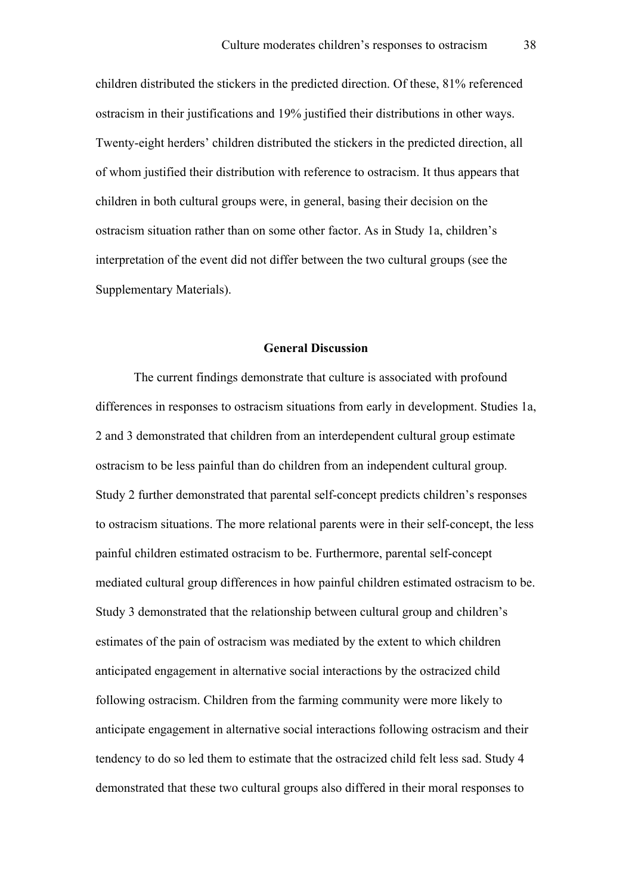children distributed the stickers in the predicted direction. Of these, 81% referenced ostracism in their justifications and 19% justified their distributions in other ways. Twenty-eight herders' children distributed the stickers in the predicted direction, all of whom justified their distribution with reference to ostracism. It thus appears that children in both cultural groups were, in general, basing their decision on the ostracism situation rather than on some other factor. As in Study 1a, children's interpretation of the event did not differ between the two cultural groups (see the Supplementary Materials).

## General Discussion

The current findings demonstrate that culture is associated with profound differences in responses to ostracism situations from early in development. Studies 1a, 2 and 3 demonstrated that children from an interdependent cultural group estimate ostracism to be less painful than do children from an independent cultural group. Study 2 further demonstrated that parental self-concept predicts children's responses to ostracism situations. The more relational parents were in their self-concept, the less painful children estimated ostracism to be. Furthermore, parental self-concept mediated cultural group differences in how painful children estimated ostracism to be. Study 3 demonstrated that the relationship between cultural group and children's estimates of the pain of ostracism was mediated by the extent to which children anticipated engagement in alternative social interactions by the ostracized child following ostracism. Children from the farming community were more likely to anticipate engagement in alternative social interactions following ostracism and their tendency to do so led them to estimate that the ostracized child felt less sad. Study 4 demonstrated that these two cultural groups also differed in their moral responses to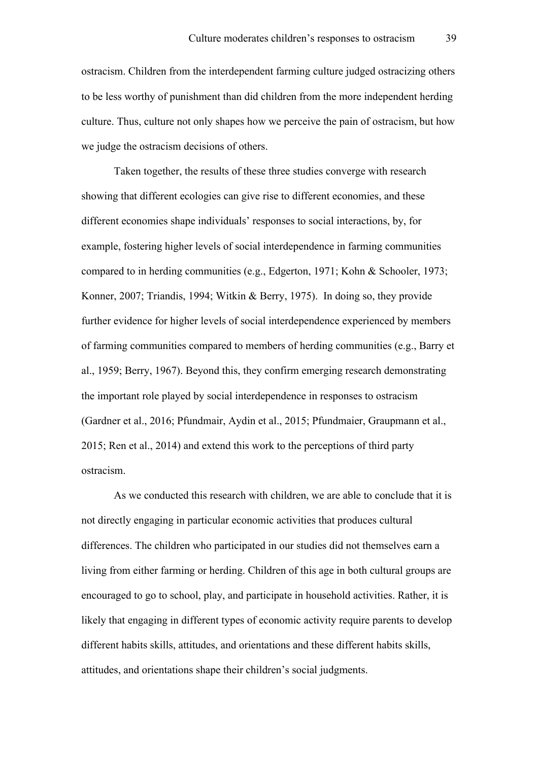ostracism. Children from the interdependent farming culture judged ostracizing others to be less worthy of punishment than did children from the more independent herding culture. Thus, culture not only shapes how we perceive the pain of ostracism, but how we judge the ostracism decisions of others.

Taken together, the results of these three studies converge with research showing that different ecologies can give rise to different economies, and these different economies shape individuals' responses to social interactions, by, for example, fostering higher levels of social interdependence in farming communities compared to in herding communities (e.g., Edgerton, 1971; Kohn & Schooler, 1973; Konner, 2007; Triandis, 1994; Witkin & Berry, 1975). In doing so, they provide further evidence for higher levels of social interdependence experienced by members of farming communities compared to members of herding communities (e.g., Barry et al., 1959; Berry, 1967). Beyond this, they confirm emerging research demonstrating the important role played by social interdependence in responses to ostracism (Gardner et al., 2016; Pfundmair, Aydin et al., 2015; Pfundmaier, Graupmann et al., 2015; Ren et al., 2014) and extend this work to the perceptions of third party ostracism.

As we conducted this research with children, we are able to conclude that it is not directly engaging in particular economic activities that produces cultural differences. The children who participated in our studies did not themselves earn a living from either farming or herding. Children of this age in both cultural groups are encouraged to go to school, play, and participate in household activities. Rather, it is likely that engaging in different types of economic activity require parents to develop different habits skills, attitudes, and orientations and these different habits skills, attitudes, and orientations shape their children's social judgments.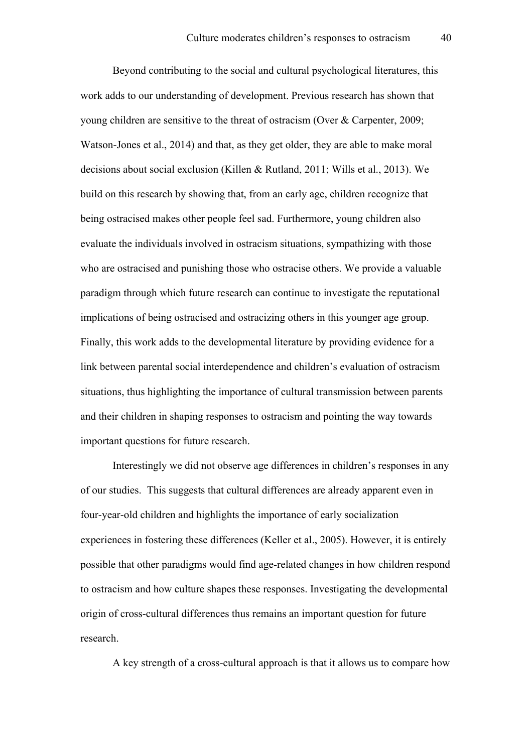Beyond contributing to the social and cultural psychological literatures, this work adds to our understanding of development. Previous research has shown that young children are sensitive to the threat of ostracism (Over & Carpenter, 2009; Watson-Jones et al., 2014) and that, as they get older, they are able to make moral decisions about social exclusion (Killen & Rutland, 2011; Wills et al., 2013). We build on this research by showing that, from an early age, children recognize that being ostracised makes other people feel sad. Furthermore, young children also evaluate the individuals involved in ostracism situations, sympathizing with those who are ostracised and punishing those who ostracise others. We provide a valuable paradigm through which future research can continue to investigate the reputational implications of being ostracised and ostracizing others in this younger age group. Finally, this work adds to the developmental literature by providing evidence for a link between parental social interdependence and children's evaluation of ostracism situations, thus highlighting the importance of cultural transmission between parents and their children in shaping responses to ostracism and pointing the way towards important questions for future research.

Interestingly we did not observe age differences in children's responses in any of our studies. This suggests that cultural differences are already apparent even in four-year-old children and highlights the importance of early socialization experiences in fostering these differences (Keller et al., 2005). However, it is entirely possible that other paradigms would find age-related changes in how children respond to ostracism and how culture shapes these responses. Investigating the developmental origin of cross-cultural differences thus remains an important question for future research.

A key strength of a cross-cultural approach is that it allows us to compare how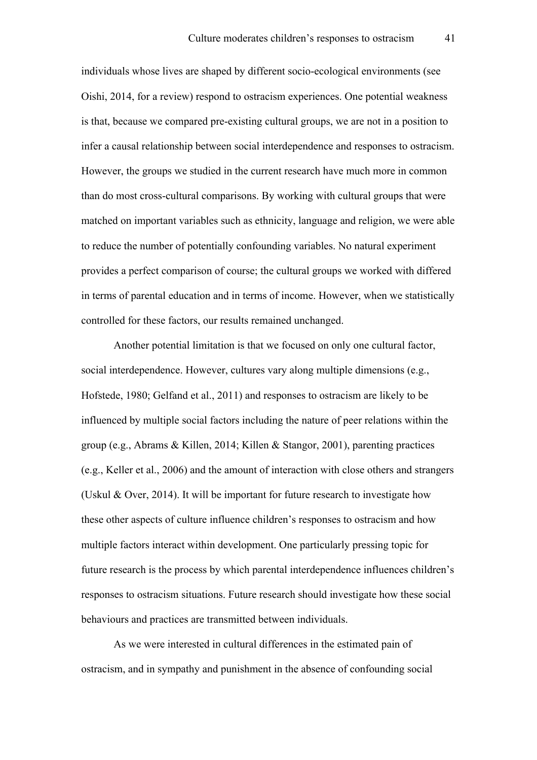individuals whose lives are shaped by different socio-ecological environments (see Oishi, 2014, for a review) respond to ostracism experiences. One potential weakness is that, because we compared pre-existing cultural groups, we are not in a position to infer a causal relationship between social interdependence and responses to ostracism. However, the groups we studied in the current research have much more in common than do most cross-cultural comparisons. By working with cultural groups that were matched on important variables such as ethnicity, language and religion, we were able to reduce the number of potentially confounding variables. No natural experiment provides a perfect comparison of course; the cultural groups we worked with differed in terms of parental education and in terms of income. However, when we statistically controlled for these factors, our results remained unchanged.

Another potential limitation is that we focused on only one cultural factor, social interdependence. However, cultures vary along multiple dimensions (e.g., Hofstede, 1980; Gelfand et al., 2011) and responses to ostracism are likely to be influenced by multiple social factors including the nature of peer relations within the group (e.g., Abrams & Killen, 2014; Killen & Stangor, 2001), parenting practices (e.g., Keller et al., 2006) and the amount of interaction with close others and strangers (Uskul & Over, 2014). It will be important for future research to investigate how these other aspects of culture influence children's responses to ostracism and how multiple factors interact within development. One particularly pressing topic for future research is the process by which parental interdependence influences children's responses to ostracism situations. Future research should investigate how these social behaviours and practices are transmitted between individuals.

As we were interested in cultural differences in the estimated pain of ostracism, and in sympathy and punishment in the absence of confounding social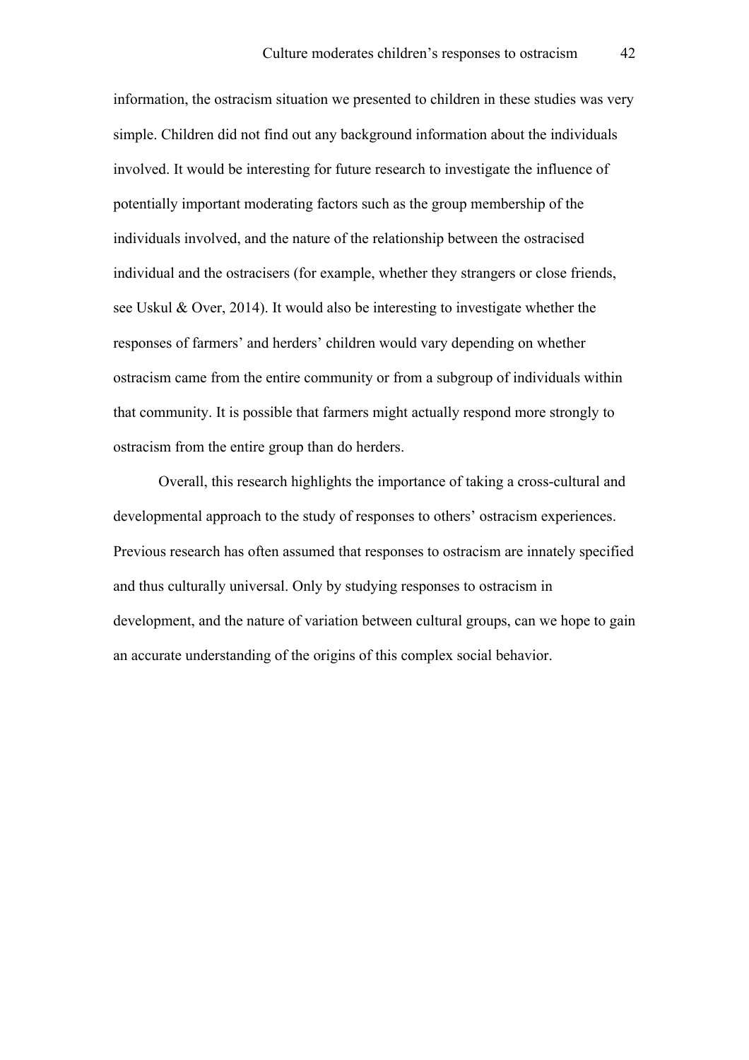information, the ostracism situation we presented to children in these studies was very simple. Children did not find out any background information about the individuals involved. It would be interesting for future research to investigate the influence of potentially important moderating factors such as the group membership of the individuals involved, and the nature of the relationship between the ostracised individual and the ostracisers (for example, whether they strangers or close friends, see Uskul & Over, 2014). It would also be interesting to investigate whether the responses of farmers' and herders' children would vary depending on whether ostracism came from the entire community or from a subgroup of individuals within that community. It is possible that farmers might actually respond more strongly to ostracism from the entire group than do herders.

Overall, this research highlights the importance of taking a cross-cultural and developmental approach to the study of responses to others' ostracism experiences. Previous research has often assumed that responses to ostracism are innately specified and thus culturally universal. Only by studying responses to ostracism in development, and the nature of variation between cultural groups, can we hope to gain an accurate understanding of the origins of this complex social behavior.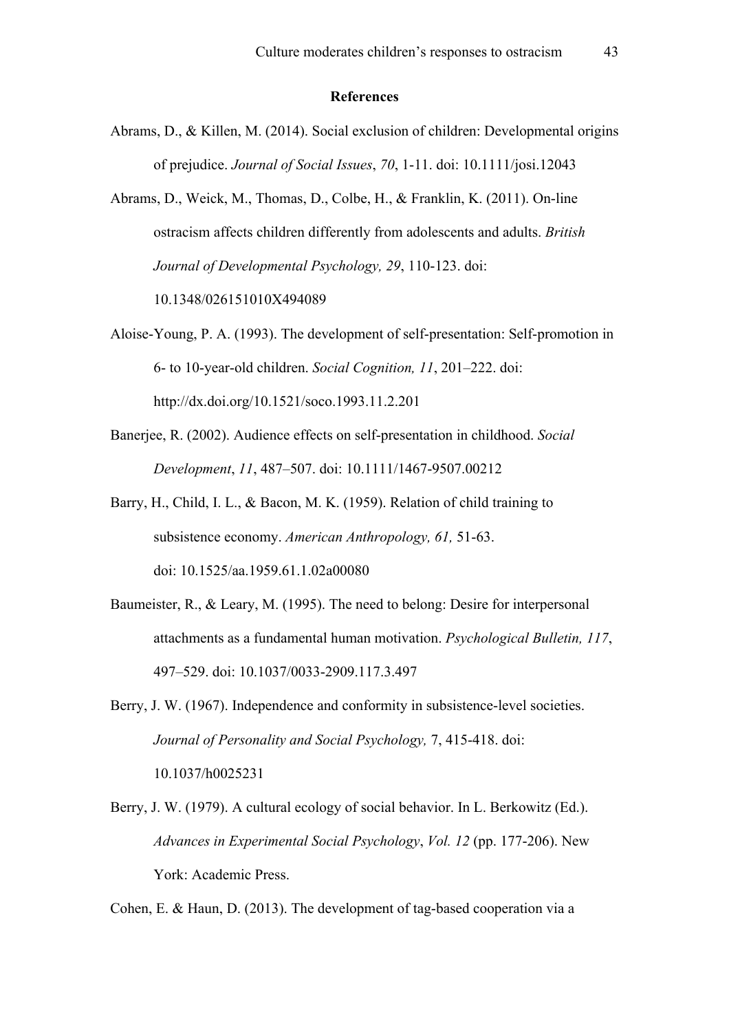## References

Abrams, D., & Killen, M. (2014). Social exclusion of children: Developmental origins of prejudice. *Journal of Social Issues*, *70*, 1-11. doi: 10.1111/josi.12043

Abrams, D., Weick, M., Thomas, D., Colbe, H., & Franklin, K. (2011). On-line ostracism affects children differently from adolescents and adults. *British Journal of Developmental Psychology, 29*, 110-123. doi: 10.1348/026151010X494089

Aloise-Young, P. A. (1993). The development of self-presentation: Self-promotion in 6- to 10-year-old children. *Social Cognition, 11*, 201–222. doi: http://dx.doi.org/10.1521/soco.1993.11.2.201

Banerjee, R. (2002). Audience effects on self-presentation in childhood. *Social Development*, *11*, 487–507. doi: 10.1111/1467-9507.00212

Barry, H., Child, I. L., & Bacon, M. K. (1959). Relation of child training to subsistence economy. *American Anthropology, 61,* 51-63. doi: 10.1525/aa.1959.61.1.02a00080

Baumeister, R., & Leary, M. (1995). The need to belong: Desire for interpersonal attachments as a fundamental human motivation. *Psychological Bulletin, 117*, 497–529. doi: 10.1037/0033-2909.117.3.497

Berry, J. W. (1967). Independence and conformity in subsistence-level societies. *Journal of Personality and Social Psychology,* 7, 415-418. doi: 10.1037/h0025231

Berry, J. W. (1979). A cultural ecology of social behavior. In L. Berkowitz (Ed.). *Advances in Experimental Social Psychology*, *Vol. 12* (pp. 177-206). New York: Academic Press.

Cohen, E. & Haun, D. (2013). The development of tag-based cooperation via a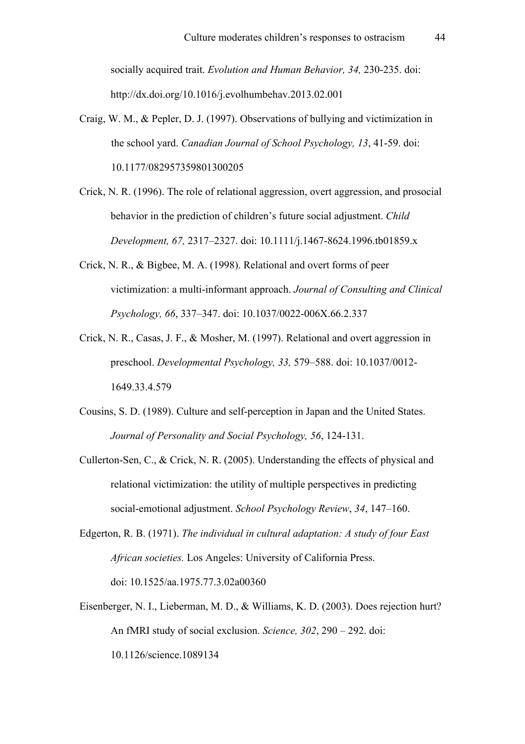socially acquired trait. *Evolution and Human Behavior, 34,* 230-235. doi: http://dx.doi.org/10.1016/j.evolhumbehav.2013.02.001

Craig, W. M., & Pepler, D. J. (1997). Observations of bullying and victimization in the school yard. *Canadian Journal of School Psychology, 13*, 41-59. doi: 10.1177/082957359801300205

Crick, N. R. (1996). The role of relational aggression, overt aggression, and prosocial behavior in the prediction of children's future social adjustment. *Child Development, 67,* 2317–2327. doi: 10.1111/j.1467-8624.1996.tb01859.x

Crick, N. R., & Bigbee, M. A. (1998). Relational and overt forms of peer victimization: a multi-informant approach. *Journal of Consulting and Clinical Psychology, 66*, 337–347. doi: 10.1037/0022-006X.66.2.337

Crick, N. R., Casas, J. F., & Mosher, M. (1997). Relational and overt aggression in preschool. *Developmental Psychology, 33,* 579–588. doi: 10.1037/0012-1649.33.4.579

Cousins, S. D. (1989). Culture and self-perception in Japan and the United States. *Journal of Personality and Social Psychology, 56*, 124-131.

Cullerton-Sen, C., & Crick, N. R. (2005). Understanding the effects of physical and relational victimization: the utility of multiple perspectives in predicting social-emotional adjustment. *School Psychology Review*, *34*, 147–160.

Edgerton, R. B. (1971). *The individual in cultural adaptation: A study of four East African societies.* Los Angeles: University of California Press. doi: 10.1525/aa.1975.77.3.02a00360

Eisenberger, N. I., Lieberman, M. D., & Williams, K. D. (2003). Does rejection hurt? An fMRI study of social exclusion. *Science, 302*, 290 – 292. doi: 10.1126/science.1089134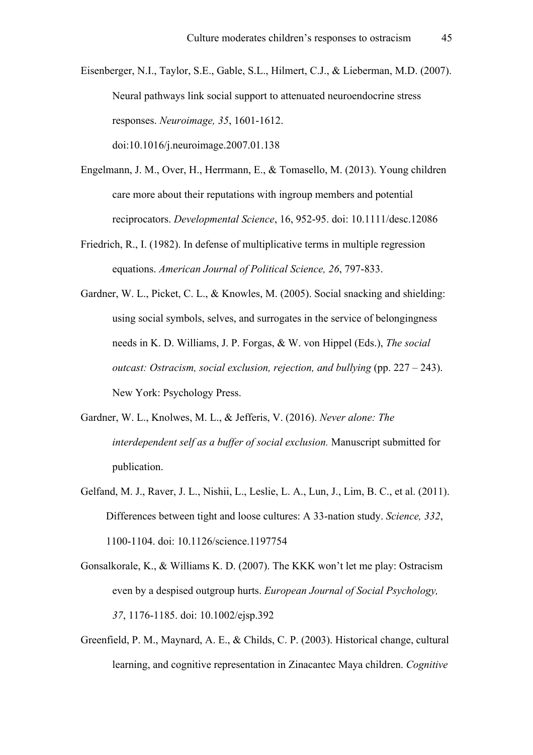Eisenberger, N.I., Taylor, S.E., Gable, S.L., Hilmert, C.J., & Lieberman, M.D. (2007). Neural pathways link social support to attenuated neuroendocrine stress responses. *Neuroimage, 35*, 1601-1612. doi:10.1016/j.neuroimage.2007.01.138

Engelmann, J. M., Over, H., Herrmann, E., & Tomasello, M. (2013). Young children care more about their reputations with ingroup members and potential reciprocators. *Developmental Science*, 16, 952-95. doi: 10.1111/desc.12086

Friedrich, R., I. (1982). In defense of multiplicative terms in multiple regression equations. *American Journal of Political Science, 26*, 797-833.

Gardner, W. L., Picket, C. L., & Knowles, M. (2005). Social snacking and shielding: using social symbols, selves, and surrogates in the service of belongingness needs in K. D. Williams, J. P. Forgas, & W. von Hippel (Eds.), *The social outcast: Ostracism, social exclusion, rejection, and bullying* (pp. 227 – 243). New York: Psychology Press.

Gardner, W. L., Knolwes, M. L., & Jefferis, V. (2016). *Never alone: The interdependent self as a buffer of social exclusion.* Manuscript submitted for publication.

Gelfand, M. J., Raver, J. L., Nishii, L., Leslie, L. A., Lun, J., Lim, B. C., et al. (2011). Differences between tight and loose cultures: A 33-nation study. *Science, 332*, 1100-1104. doi: 10.1126/science.1197754

Gonsalkorale, K., & Williams K. D. (2007). The KKK won't let me play: Ostracism even by a despised outgroup hurts. *European Journal of Social Psychology, 37*, 1176-1185. doi: 10.1002/ejsp.392

Greenfield, P. M., Maynard, A. E., & Childs, C. P. (2003). Historical change, cultural learning, and cognitive representation in Zinacantec Maya children. *Cognitive*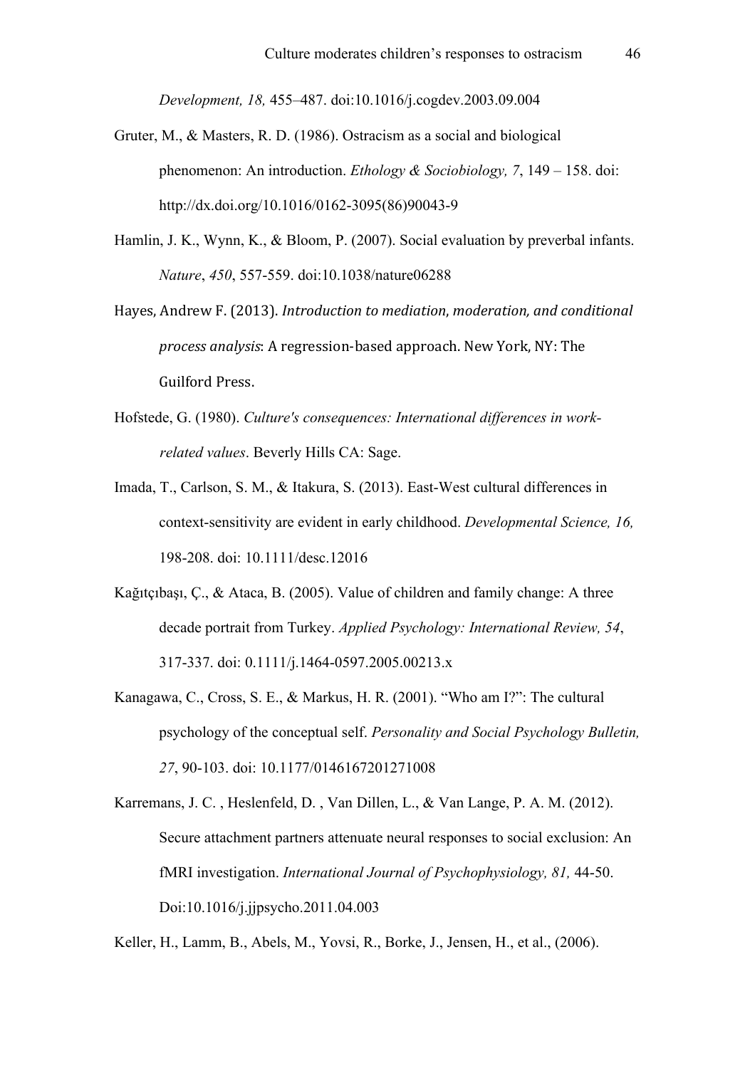*Development, 18,* 455–487. doi:10.1016/j.cogdev.2003.09.004

Gruter, M., & Masters, R. D. (1986). Ostracism as a social and biological phenomenon: An introduction. *Ethology & Sociobiology, 7*, 149 – 158. doi: http://dx.doi.org/10.1016/0162-3095(86)90043-9

Hamlin, J. K., Wynn, K., & Bloom, P. (2007). Social evaluation by preverbal infants. *Nature*, *450*, 557-559. doi:10.1038/nature06288

Hayes, Andrew F. (2013). *Introduction to mediation, moderation, and conditional process analysis*: A regression-based approach. New York, NY: The Guilford Press.

Hofstede, G. (1980). *Culture's consequences: International differences in work-related values*. Beverly Hills CA: Sage.

Imada, T., Carlson, S. M., & Itakura, S. (2013). East-West cultural differences in context-sensitivity are evident in early childhood. *Developmental Science, 16,* 198-208. doi: 10.1111/desc.12016

Kağıtçıbaşı, Ç., & Ataca, B. (2005). Value of children and family change: A three decade portrait from Turkey. *Applied Psychology: International Review, 54*, 317-337. doi: 0.1111/j.1464-0597.2005.00213.x

Kanagawa, C., Cross, S. E., & Markus, H. R. (2001). "Who am I?": The cultural psychology of the conceptual self. *Personality and Social Psychology Bulletin, 27*, 90-103. doi: 10.1177/0146167201271008

Karremans, J. C. , Heslenfeld, D. , Van Dillen, L., & Van Lange, P. A. M. (2012). Secure attachment partners attenuate neural responses to social exclusion: An fMRI investigation. *International Journal of Psychophysiology, 81,* 44-50. Doi:10.1016/j.ijpsycho.2011.04.003

Keller, H., Lamm, B., Abels, M., Yovsi, R., Borke, J., Jensen, H., et al., (2006).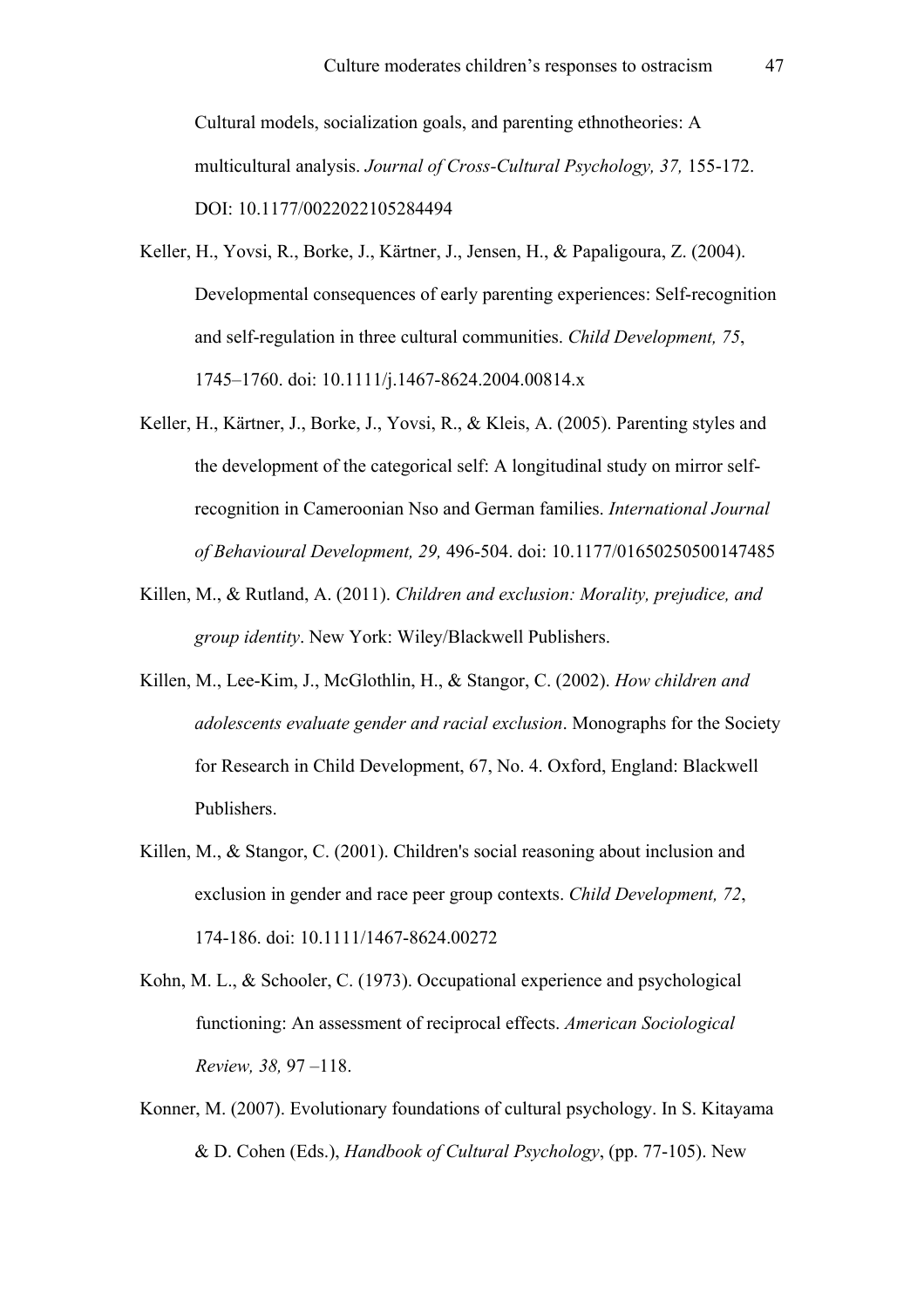Cultural models, socialization goals, and parenting ethnotheories: A multicultural analysis. *Journal of Cross-Cultural Psychology, 37,* 155-172. DOI: 10.1177/0022022105284494

Keller, H., Yovsi, R., Borke, J., Kärtner, J., Jensen, H., & Papaligoura, Z. (2004). Developmental consequences of early parenting experiences: Self-recognition and self-regulation in three cultural communities. *Child Development, 75*, 1745–1760. doi: 10.1111/j.1467-8624.2004.00814.x

Keller, H., Kärtner, J., Borke, J., Yovsi, R., & Kleis, A. (2005). Parenting styles and the development of the categorical self: A longitudinal study on mirror self-recognition in Cameroonian Nso and German families. *International Journal of Behavioural Development, 29,* 496-504. doi: 10.1177/01650250500147485

Killen, M., & Rutland, A. (2011). *Children and exclusion: Morality, prejudice, and group identity*. New York: Wiley/Blackwell Publishers.

Killen, M., Lee-Kim, J., McGlothlin, H., & Stangor, C. (2002). *How children and adolescents evaluate gender and racial exclusion*. Monographs for the Society for Research in Child Development, 67, No. 4. Oxford, England: Blackwell Publishers.

Killen, M., & Stangor, C. (2001). Children's social reasoning about inclusion and exclusion in gender and race peer group contexts. *Child Development, 72*, 174-186. doi: 10.1111/1467-8624.00272

Kohn, M. L., & Schooler, C. (1973). Occupational experience and psychological functioning: An assessment of reciprocal effects. *American Sociological Review, 38,* 97 –118.

Konner, M. (2007). Evolutionary foundations of cultural psychology. In S. Kitayama & D. Cohen (Eds.), *Handbook of Cultural Psychology*, (pp. 77-105). New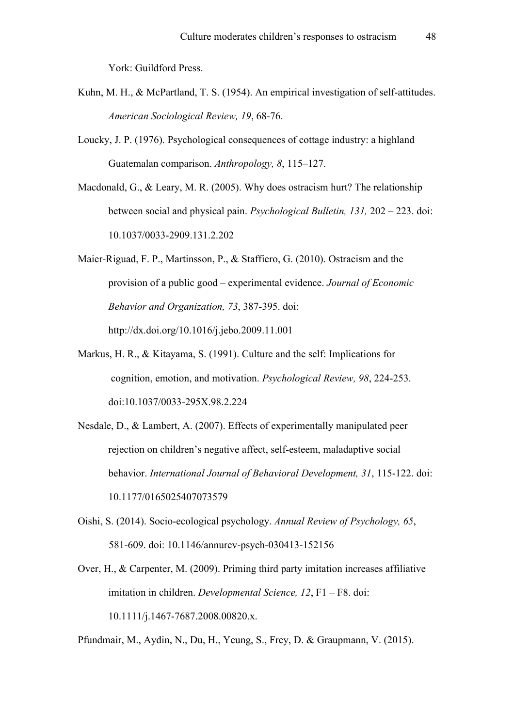York: Guildford Press.

Kuhn, M. H., & McPartland, T. S. (1954). An empirical investigation of self-attitudes. *American Sociological Review, 19*, 68-76.

Loucky, J. P. (1976). Psychological consequences of cottage industry: a highland Guatemalan comparison. *Anthropology, 8*, 115–127.

Macdonald, G., & Leary, M. R. (2005). Why does ostracism hurt? The relationship between social and physical pain. *Psychological Bulletin, 131,* 202 – 223. doi: 10.1037/0033-2909.131.2.202

Maier-Riguad, F. P., Martinsson, P., & Staffiero, G. (2010). Ostracism and the provision of a public good – experimental evidence. *Journal of Economic Behavior and Organization, 73*, 387-395. doi: http://dx.doi.org/10.1016/j.jebo.2009.11.001

Markus, H. R., & Kitayama, S. (1991). Culture and the self: Implications for cognition, emotion, and motivation. *Psychological Review, 98*, 224-253. doi:10.1037/0033-295X.98.2.224

Nesdale, D., & Lambert, A. (2007). Effects of experimentally manipulated peer rejection on children's negative affect, self-esteem, maladaptive social behavior. *International Journal of Behavioral Development, 31*, 115-122. doi: 10.1177/0165025407073579

Oishi, S. (2014). Socio-ecological psychology. *Annual Review of Psychology, 65*, 581-609. doi: 10.1146/annurev-psych-030413-152156

Over, H., & Carpenter, M. (2009). Priming third party imitation increases affiliative imitation in children. *Developmental Science, 12*, F1 – F8. doi: 10.1111/j.1467-7687.2008.00820.x.

Pfundmair, M., Aydin, N., Du, H., Yeung, S., Frey, D. & Graupmann, V. (2015).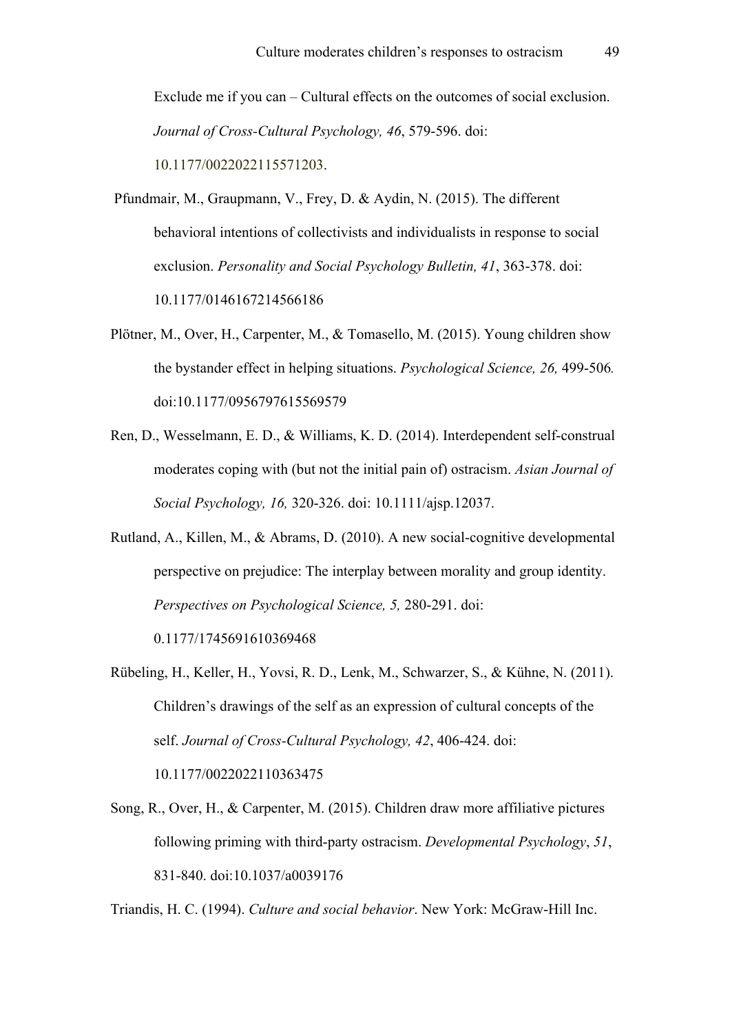Exclude me if you can – Cultural effects on the outcomes of social exclusion. *Journal of Cross-Cultural Psychology, 46*, 579-596. doi: 10.1177/0022022115571203.

Pfundmair, M., Graupmann, V., Frey, D. & Aydin, N. (2015). The different behavioral intentions of collectivists and individualists in response to social exclusion. *Personality and Social Psychology Bulletin, 41*, 363-378. doi: 10.1177/0146167214566186

Plötner, M., Over, H., Carpenter, M., & Tomasello, M. (2015). Young children show the bystander effect in helping situations. *Psychological Science, 26,* 499-506*.* doi:10.1177/0956797615569579

Ren, D., Wesselmann, E. D., & Williams, K. D. (2014). Interdependent self-construal moderates coping with (but not the initial pain of) ostracism. *Asian Journal of Social Psychology, 16,* 320-326. doi: 10.1111/ajsp.12037.

Rutland, A., Killen, M., & Abrams, D. (2010). A new social-cognitive developmental perspective on prejudice: The interplay between morality and group identity. *Perspectives on Psychological Science, 5,* 280-291. doi: 0.1177/1745691610369468

Rübeling, H., Keller, H., Yovsi, R. D., Lenk, M., Schwarzer, S., & Kühne, N. (2011). Children's drawings of the self as an expression of cultural concepts of the self. *Journal of Cross-Cultural Psychology, 42*, 406-424. doi: 10.1177/0022022110363475

Song, R., Over, H., & Carpenter, M. (2015). Children draw more affiliative pictures following priming with third-party ostracism. *Developmental Psychology*, *51*, 831-840. doi:10.1037/a0039176

Triandis, H. C. (1994). *Culture and social behavior*. New York: McGraw-Hill Inc.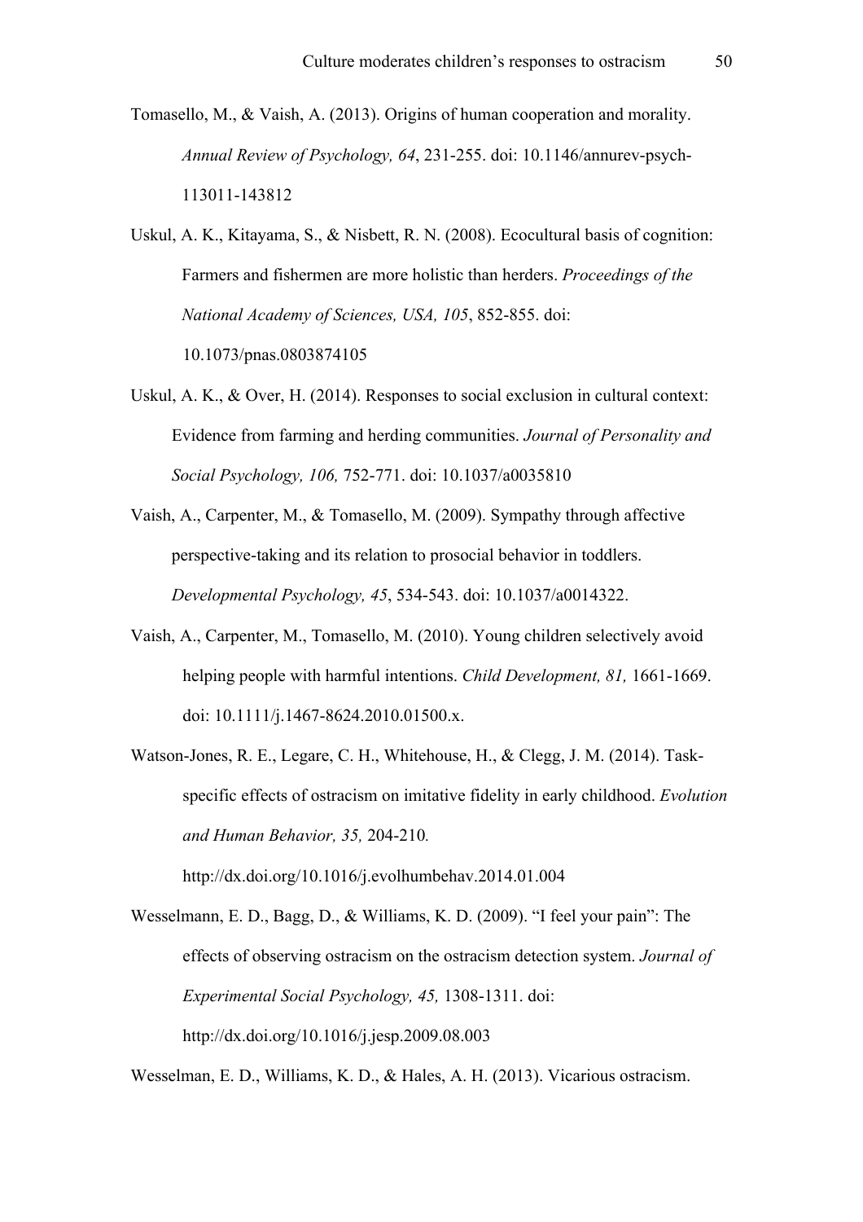Tomasello, M., & Vaish, A. (2013). Origins of human cooperation and morality. *Annual Review of Psychology, 64*, 231-255. doi: 10.1146/annurev-psych-113011-143812

Uskul, A. K., Kitayama, S., & Nisbett, R. N. (2008). Ecocultural basis of cognition: Farmers and fishermen are more holistic than herders. *Proceedings of the National Academy of Sciences, USA, 105*, 852-855. doi: 10.1073/pnas.0803874105

Uskul, A. K., & Over, H. (2014). Responses to social exclusion in cultural context: Evidence from farming and herding communities. *Journal of Personality and Social Psychology, 106,* 752-771. doi: 10.1037/a0035810

Vaish, A., Carpenter, M., & Tomasello, M. (2009). Sympathy through affective perspective-taking and its relation to prosocial behavior in toddlers. *Developmental Psychology, 45*, 534-543. doi: 10.1037/a0014322.

Vaish, A., Carpenter, M., Tomasello, M. (2010). Young children selectively avoid helping people with harmful intentions. *Child Development, 81,* 1661-1669. doi: 10.1111/j.1467-8624.2010.01500.x.

Watson-Jones, R. E., Legare, C. H., Whitehouse, H., & Clegg, J. M. (2014). Task-specific effects of ostracism on imitative fidelity in early childhood. *Evolution and Human Behavior, 35,* 204-210*.* http://dx.doi.org/10.1016/j.evolhumbehav.2014.01.004

Wesselmann, E. D., Bagg, D., & Williams, K. D. (2009). "I feel your pain": The effects of observing ostracism on the ostracism detection system. *Journal of Experimental Social Psychology, 45,* 1308-1311. doi: http://dx.doi.org/10.1016/j.jesp.2009.08.003

Wesselman, E. D., Williams, K. D., & Hales, A. H. (2013). Vicarious ostracism.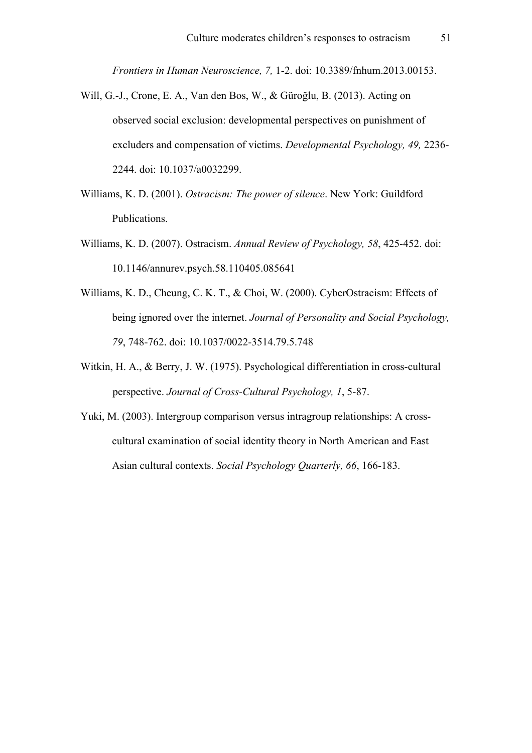*Frontiers in Human Neuroscience, 7,* 1-2. doi: 10.3389/fnhum.2013.00153.

Will, G.-J., Crone, E. A., Van den Bos, W., & Güroğlu, B. (2013). Acting on observed social exclusion: developmental perspectives on punishment of excluders and compensation of victims. *Developmental Psychology, 49,* 2236-2244. doi: 10.1037/a0032299.

Williams, K. D. (2001). *Ostracism: The power of silence*. New York: Guildford Publications.

Williams, K. D. (2007). Ostracism. *Annual Review of Psychology, 58*, 425-452. doi: 10.1146/annurev.psych.58.110405.085641

Williams, K. D., Cheung, C. K. T., & Choi, W. (2000). CyberOstracism: Effects of being ignored over the internet. *Journal of Personality and Social Psychology, 79*, 748-762. doi: 10.1037/0022-3514.79.5.748

Witkin, H. A., & Berry, J. W. (1975). Psychological differentiation in cross-cultural perspective. *Journal of Cross-Cultural Psychology, 1*, 5-87.

Yuki, M. (2003). Intergroup comparison versus intragroup relationships: A cross-cultural examination of social identity theory in North American and East Asian cultural contexts. *Social Psychology Quarterly, 66*, 166-183.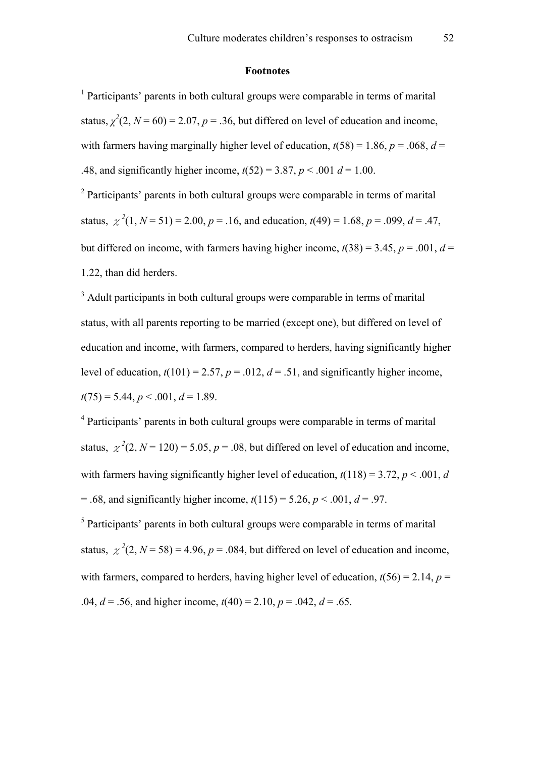## Footnotes

[1] Participants' parents in both cultural groups were comparable in terms of marital status, $\chi^2(2, N = 60) = 2.07$, $p = .36$, but differed on level of education and income, with farmers having marginally higher level of education, $t(58) = 1.86$, $p = .068$, $d = .48$, and significantly higher income, $t(52) = 3.87$, $p < .001$ $d = 1.00$.

[2] Participants' parents in both cultural groups were comparable in terms of marital status, $\chi^2(1, N = 51) = 2.00$, $p = .16$, and education, $t(49) = 1.68$, $p = .099$, $d = .47$, but differed on income, with farmers having higher income, $t(38) = 3.45$, $p = .001$, $d = 1.22$, than did herders.

[3] Adult participants in both cultural groups were comparable in terms of marital status, with all parents reporting to be married (except one), but differed on level of education and income, with farmers, compared to herders, having significantly higher level of education, $t(101) = 2.57$, $p = .012$, $d = .51$, and significantly higher income, $t(75) = 5.44$, $p < .001$, $d = 1.89$.

[4] Participants' parents in both cultural groups were comparable in terms of marital status, $\chi^2(2, N = 120) = 5.05$, $p = .08$, but differed on level of education and income, with farmers having significantly higher level of education, $t(118) = 3.72$, $p < .001$, $d = .68$, and significantly higher income, $t(115) = 5.26$, $p < .001$, $d = .97$.

[5] Participants' parents in both cultural groups were comparable in terms of marital status, $\chi^2(2, N = 58) = 4.96$, $p = .084$, but differed on level of education and income, with farmers, compared to herders, having higher level of education, $t(56) = 2.14$, $p = .04$, $d = .56$, and higher income, $t(40) = 2.10$, $p = .042$, $d = .65$.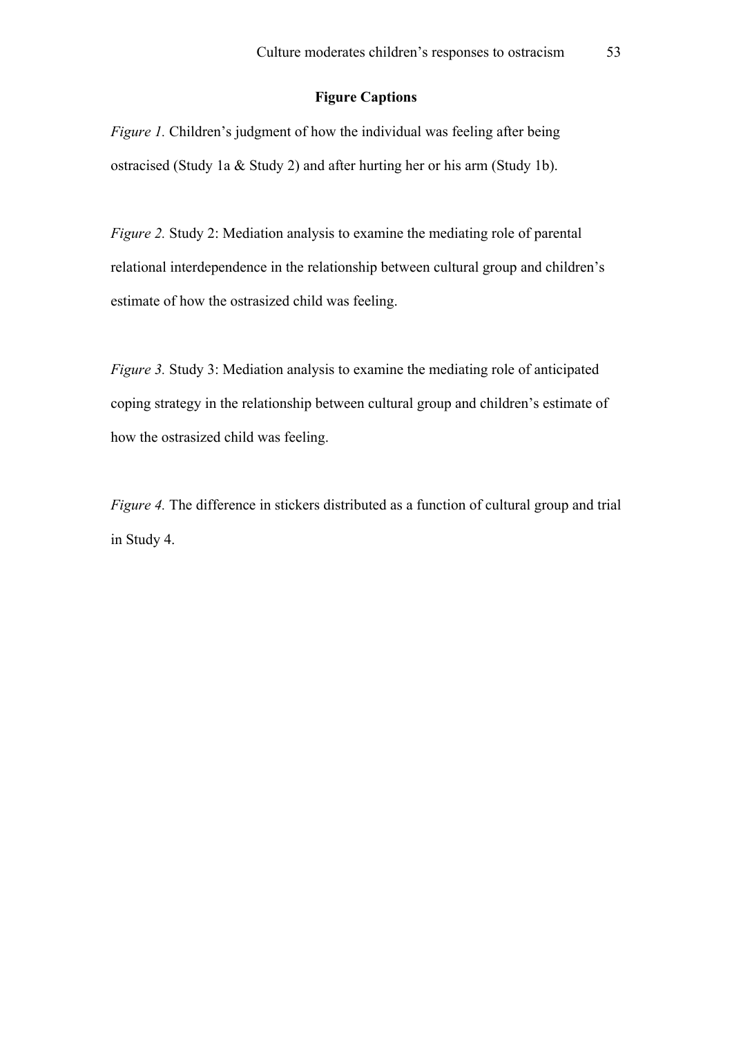## Figure Captions

*Figure 1.* Children's judgment of how the individual was feeling after being ostracised (Study 1a & Study 2) and after hurting her or his arm (Study 1b).

*Figure 2.* Study 2: Mediation analysis to examine the mediating role of parental relational interdependence in the relationship between cultural group and children's estimate of how the ostrasized child was feeling.

*Figure 3.* Study 3: Mediation analysis to examine the mediating role of anticipated coping strategy in the relationship between cultural group and children's estimate of how the ostrasized child was feeling.

*Figure 4.* The difference in stickers distributed as a function of cultural group and trial in Study 4.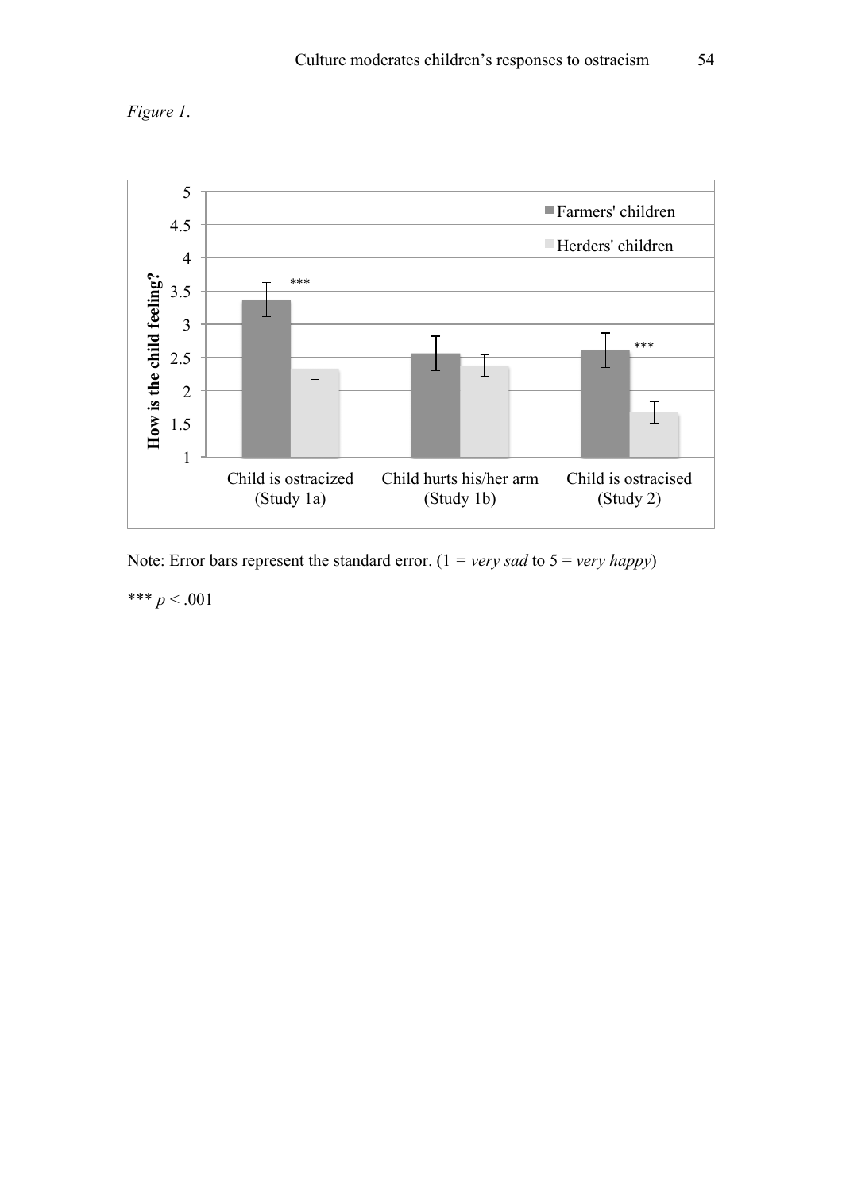*Figure 1*.

Note: Error bars represent the standard error. (1 = *very sad* to 5 = *very happy*)

*** $p < .001$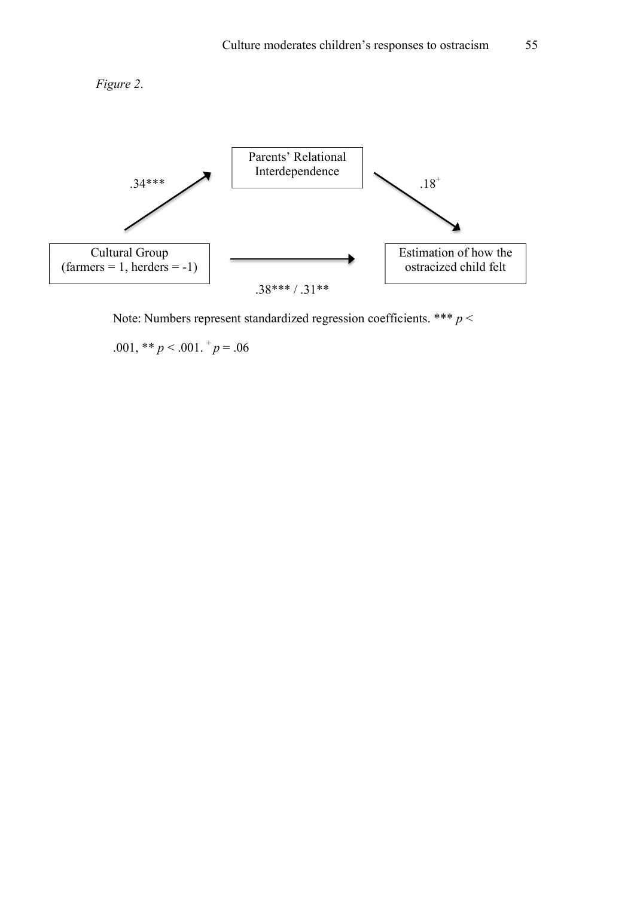*Figure 2*.

Parents' Relational Interdependence

Cultural Group (farmers = 1, herders = -1)

Estimation of how the ostracized child felt

.34***

$.18^{+}$

.38*** / .31**

Note: Numbers represent standardized regression coefficients. *** $p <$ .001, ** $p <$ .001. $^{+}$ $p = .06$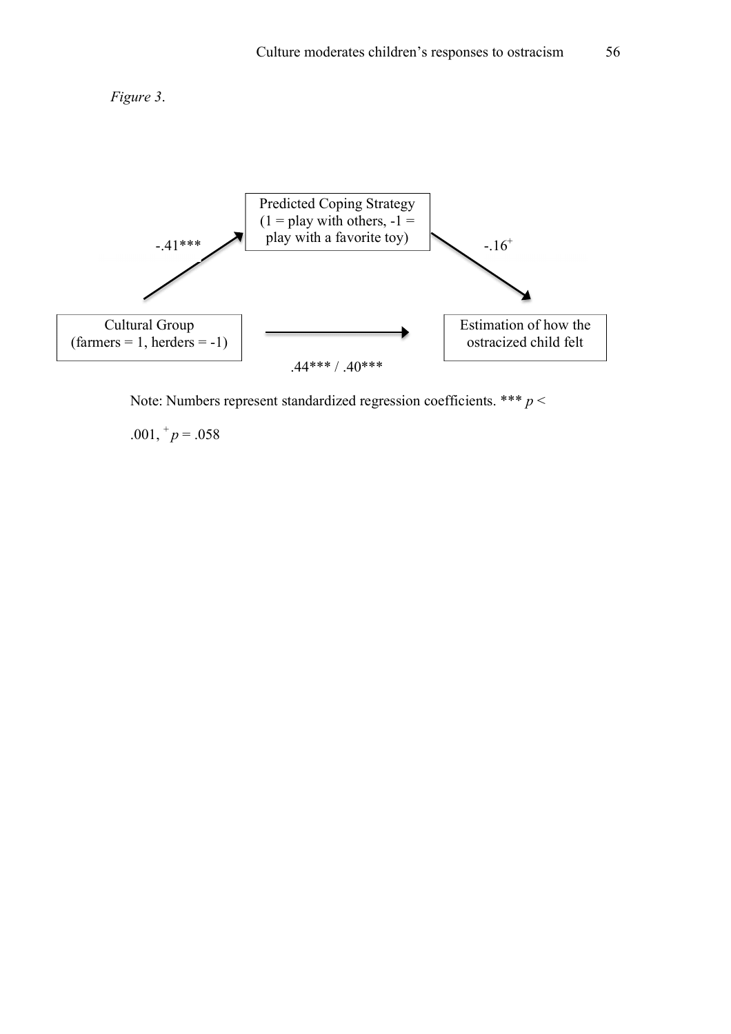*Figure 3*.

Predicted Coping Strategy (1 = play with others, -1 = play with a favorite toy)

-.41***

-.16$^{+}$

Cultural Group (farmers = 1, herders = -1)

Estimation of how the ostracized child felt

.44*** / .40***

Note: Numbers represent standardized regression coefficients. *** $p <$ .001, $^{+}$ $p$ = .058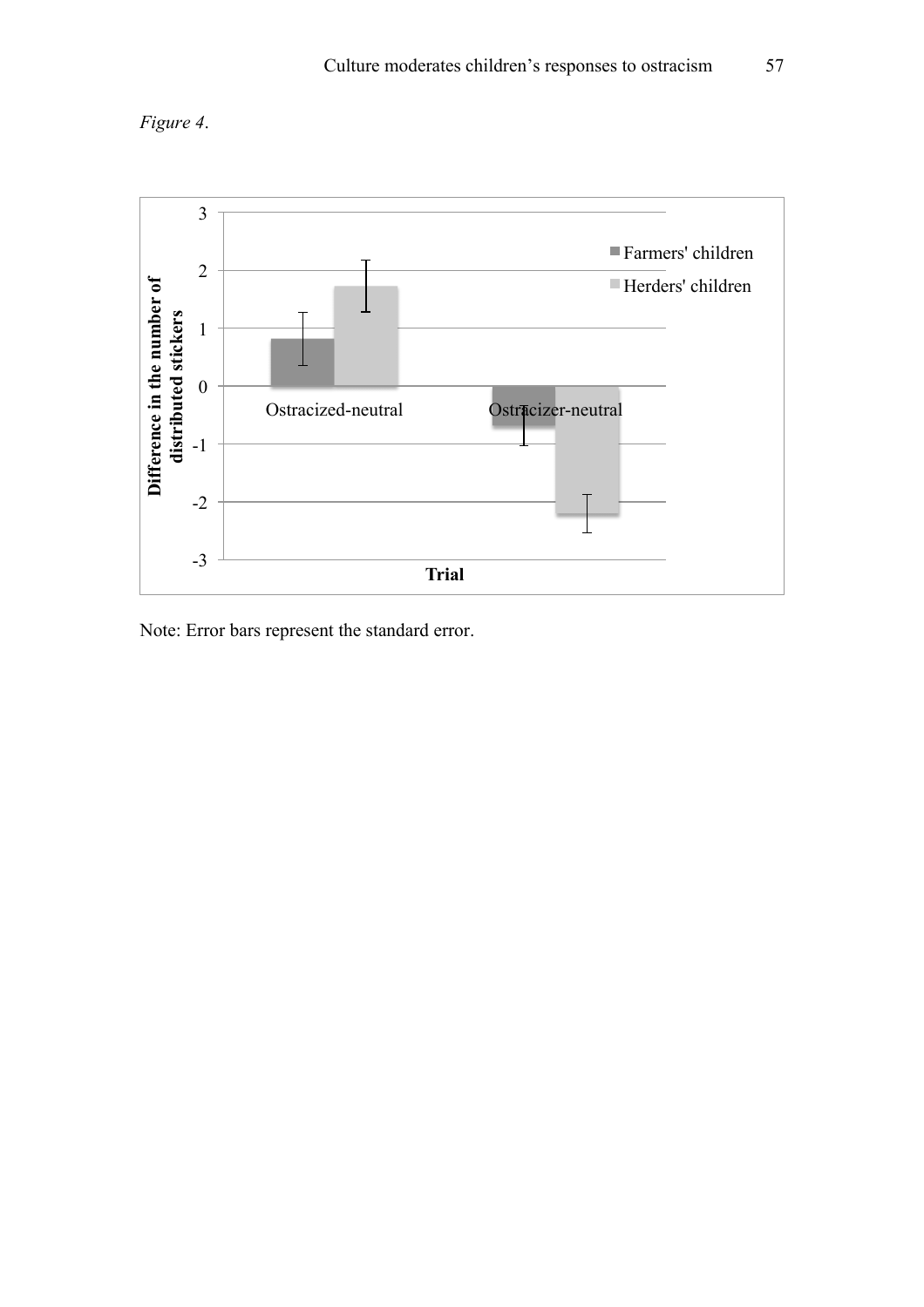*Figure 4*.

3
2
1
0
-1
-2
-3

Difference in the number of distributed stickers

Farmers' children
Herders' children

Ostracized-neutral
Ostracizer-neutral

Trial

Note: Error bars represent the standard error.